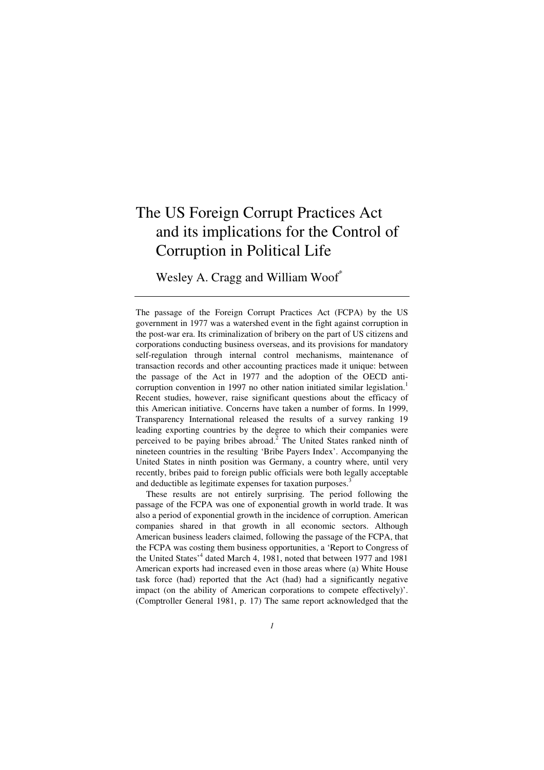# The US Foreign Corrupt Practices Act and its implications for the Control of Corruption in Political Life

Wesley A. Cragg and William Woof[*]

---

The passage of the Foreign Corrupt Practices Act (FCPA) by the US government in 1977 was a watershed event in the fight against corruption in the post-war era. Its criminalization of bribery on the part of US citizens and corporations conducting business overseas, and its provisions for mandatory self-regulation through internal control mechanisms, maintenance of transaction records and other accounting practices made it unique: between the passage of the Act in 1977 and the adoption of the OECD anti-corruption convention in 1997 no other nation initiated similar legislation.[1] Recent studies, however, raise significant questions about the efficacy of this American initiative. Concerns have taken a number of forms. In 1999, Transparency International released the results of a survey ranking 19 leading exporting countries by the degree to which their companies were perceived to be paying bribes abroad.[2] The United States ranked ninth of nineteen countries in the resulting 'Bribe Payers Index'. Accompanying the United States in ninth position was Germany, a country where, until very recently, bribes paid to foreign public officials were both legally acceptable and deductible as legitimate expenses for taxation purposes.[3]

These results are not entirely surprising. The period following the passage of the FCPA was one of exponential growth in world trade. It was also a period of exponential growth in the incidence of corruption. American companies shared in that growth in all economic sectors. Although American business leaders claimed, following the passage of the FCPA, that the FCPA was costing them business opportunities, a 'Report to Congress of the United States'[4] dated March 4, 1981, noted that between 1977 and 1981 American exports had increased even in those areas where (a) White House task force (had) reported that the Act (had) had a significantly negative impact (on the ability of American corporations to compete effectively)'. (Comptroller General 1981, p. 17) The same report acknowledged that the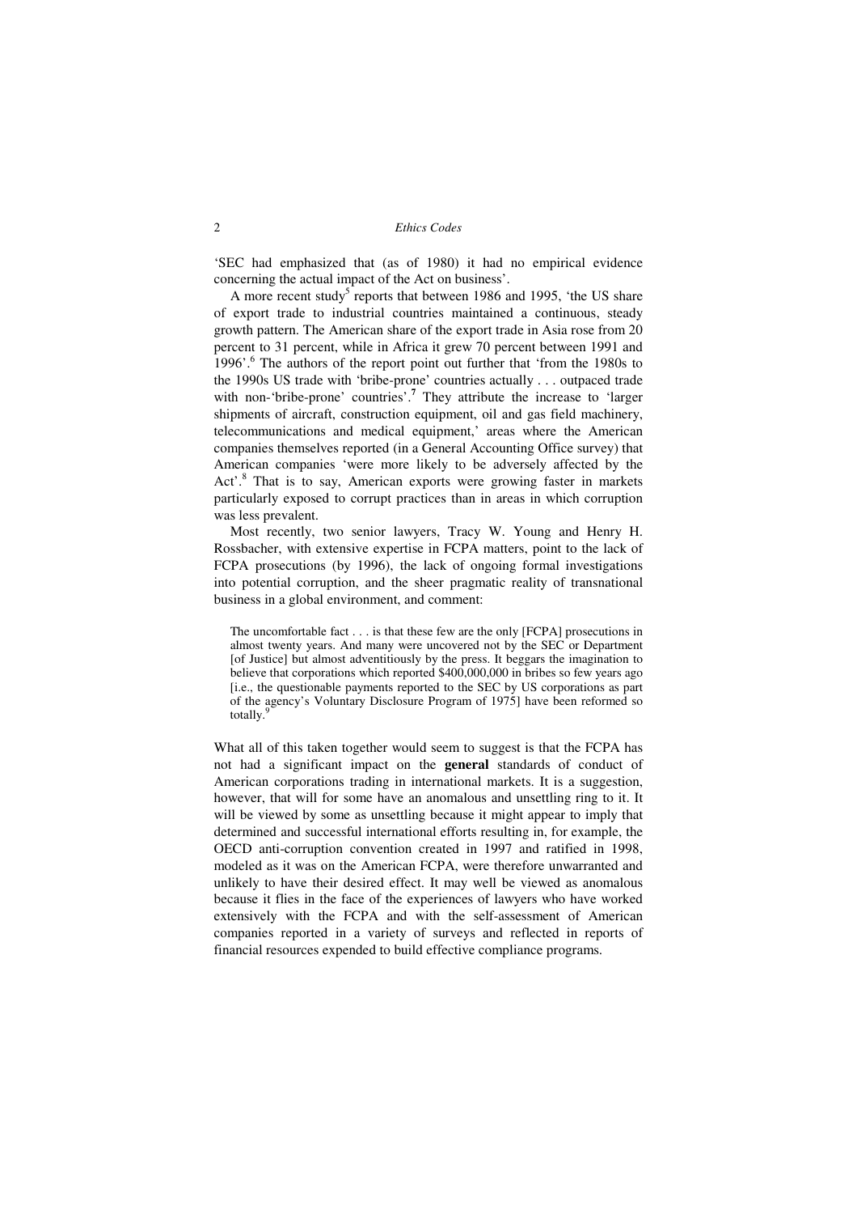'SEC had emphasized that (as of 1980) it had no empirical evidence concerning the actual impact of the Act on business'.

A more recent study[5] reports that between 1986 and 1995, 'the US share of export trade to industrial countries maintained a continuous, steady growth pattern. The American share of the export trade in Asia rose from 20 percent to 31 percent, while in Africa it grew 70 percent between 1991 and 1996'.[6] The authors of the report point out further that 'from the 1980s to the 1990s US trade with 'bribe-prone' countries actually . . . outpaced trade with non-'bribe-prone' countries'.[7] They attribute the increase to 'larger shipments of aircraft, construction equipment, oil and gas field machinery, telecommunications and medical equipment,' areas where the American companies themselves reported (in a General Accounting Office survey) that American companies 'were more likely to be adversely affected by the Act'.[8] That is to say, American exports were growing faster in markets particularly exposed to corrupt practices than in areas in which corruption was less prevalent.

Most recently, two senior lawyers, Tracy W. Young and Henry H. Rossbacher, with extensive expertise in FCPA matters, point to the lack of FCPA prosecutions (by 1996), the lack of ongoing formal investigations into potential corruption, and the sheer pragmatic reality of transnational business in a global environment, and comment:

> The uncomfortable fact . . . is that these few are the only [FCPA] prosecutions in almost twenty years. And many were uncovered not by the SEC or Department [of Justice] but almost adventitiously by the press. It beggars the imagination to believe that corporations which reported $400,000,000 in bribes so few years ago [i.e., the questionable payments reported to the SEC by US corporations as part of the agency's Voluntary Disclosure Program of 1975] have been reformed so totally.[9]

What all of this taken together would seem to suggest is that the FCPA has not had a significant impact on the **general** standards of conduct of American corporations trading in international markets. It is a suggestion, however, that will for some have an anomalous and unsettling ring to it. It will be viewed by some as unsettling because it might appear to imply that determined and successful international efforts resulting in, for example, the OECD anti-corruption convention created in 1997 and ratified in 1998, modeled as it was on the American FCPA, were therefore unwarranted and unlikely to have their desired effect. It may well be viewed as anomalous because it flies in the face of the experiences of lawyers who have worked extensively with the FCPA and with the self-assessment of American companies reported in a variety of surveys and reflected in reports of financial resources expended to build effective compliance programs.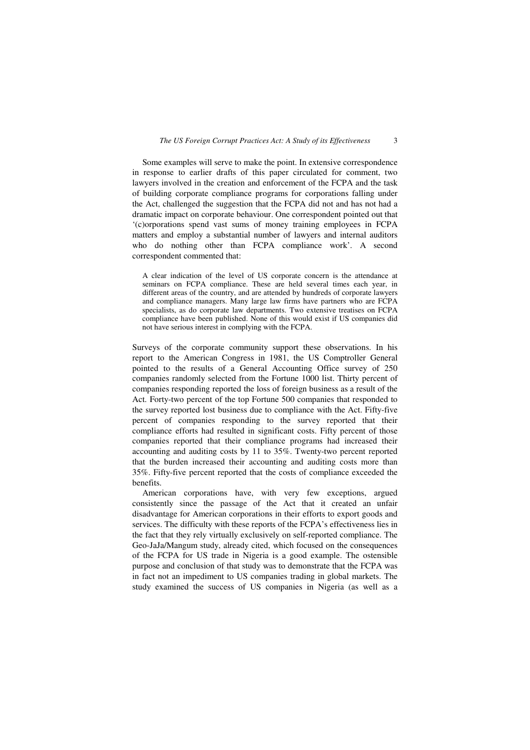Some examples will serve to make the point. In extensive correspondence in response to earlier drafts of this paper circulated for comment, two lawyers involved in the creation and enforcement of the FCPA and the task of building corporate compliance programs for corporations falling under the Act, challenged the suggestion that the FCPA did not and has not had a dramatic impact on corporate behaviour. One correspondent pointed out that '(c)orporations spend vast sums of money training employees in FCPA matters and employ a substantial number of lawyers and internal auditors who do nothing other than FCPA compliance work'. A second correspondent commented that:

> A clear indication of the level of US corporate concern is the attendance at seminars on FCPA compliance. These are held several times each year, in different areas of the country, and are attended by hundreds of corporate lawyers and compliance managers. Many large law firms have partners who are FCPA specialists, as do corporate law departments. Two extensive treatises on FCPA compliance have been published. None of this would exist if US companies did not have serious interest in complying with the FCPA.

Surveys of the corporate community support these observations. In his report to the American Congress in 1981, the US Comptroller General pointed to the results of a General Accounting Office survey of 250 companies randomly selected from the Fortune 1000 list. Thirty percent of companies responding reported the loss of foreign business as a result of the Act. Forty-two percent of the top Fortune 500 companies that responded to the survey reported lost business due to compliance with the Act. Fifty-five percent of companies responding to the survey reported that their compliance efforts had resulted in significant costs. Fifty percent of those companies reported that their compliance programs had increased their accounting and auditing costs by 11 to 35%. Twenty-two percent reported that the burden increased their accounting and auditing costs more than 35%. Fifty-five percent reported that the costs of compliance exceeded the benefits.

American corporations have, with very few exceptions, argued consistently since the passage of the Act that it created an unfair disadvantage for American corporations in their efforts to export goods and services. The difficulty with these reports of the FCPA's effectiveness lies in the fact that they rely virtually exclusively on self-reported compliance. The Geo-JaJa/Mangum study, already cited, which focused on the consequences of the FCPA for US trade in Nigeria is a good example. The ostensible purpose and conclusion of that study was to demonstrate that the FCPA was in fact not an impediment to US companies trading in global markets. The study examined the success of US companies in Nigeria (as well as a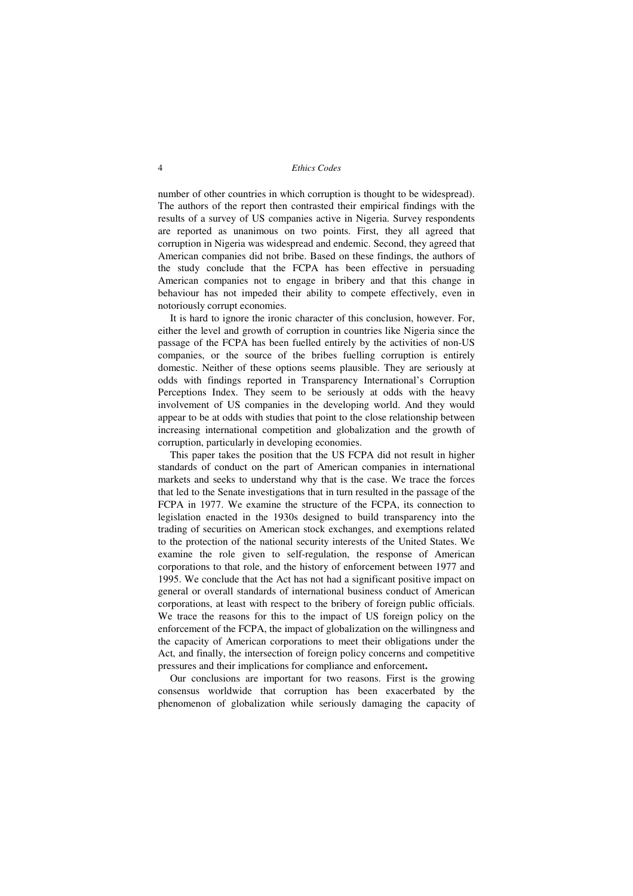number of other countries in which corruption is thought to be widespread). The authors of the report then contrasted their empirical findings with the results of a survey of US companies active in Nigeria. Survey respondents are reported as unanimous on two points. First, they all agreed that corruption in Nigeria was widespread and endemic. Second, they agreed that American companies did not bribe. Based on these findings, the authors of the study conclude that the FCPA has been effective in persuading American companies not to engage in bribery and that this change in behaviour has not impeded their ability to compete effectively, even in notoriously corrupt economies.

It is hard to ignore the ironic character of this conclusion, however. For, either the level and growth of corruption in countries like Nigeria since the passage of the FCPA has been fuelled entirely by the activities of non-US companies, or the source of the bribes fuelling corruption is entirely domestic. Neither of these options seems plausible. They are seriously at odds with findings reported in Transparency International's Corruption Perceptions Index. They seem to be seriously at odds with the heavy involvement of US companies in the developing world. And they would appear to be at odds with studies that point to the close relationship between increasing international competition and globalization and the growth of corruption, particularly in developing economies.

This paper takes the position that the US FCPA did not result in higher standards of conduct on the part of American companies in international markets and seeks to understand why that is the case. We trace the forces that led to the Senate investigations that in turn resulted in the passage of the FCPA in 1977. We examine the structure of the FCPA, its connection to legislation enacted in the 1930s designed to build transparency into the trading of securities on American stock exchanges, and exemptions related to the protection of the national security interests of the United States. We examine the role given to self-regulation, the response of American corporations to that role, and the history of enforcement between 1977 and 1995. We conclude that the Act has not had a significant positive impact on general or overall standards of international business conduct of American corporations, at least with respect to the bribery of foreign public officials. We trace the reasons for this to the impact of US foreign policy on the enforcement of the FCPA, the impact of globalization on the willingness and the capacity of American corporations to meet their obligations under the Act, and finally, the intersection of foreign policy concerns and competitive pressures and their implications for compliance and enforcement.

Our conclusions are important for two reasons. First is the growing consensus worldwide that corruption has been exacerbated by the phenomenon of globalization while seriously damaging the capacity of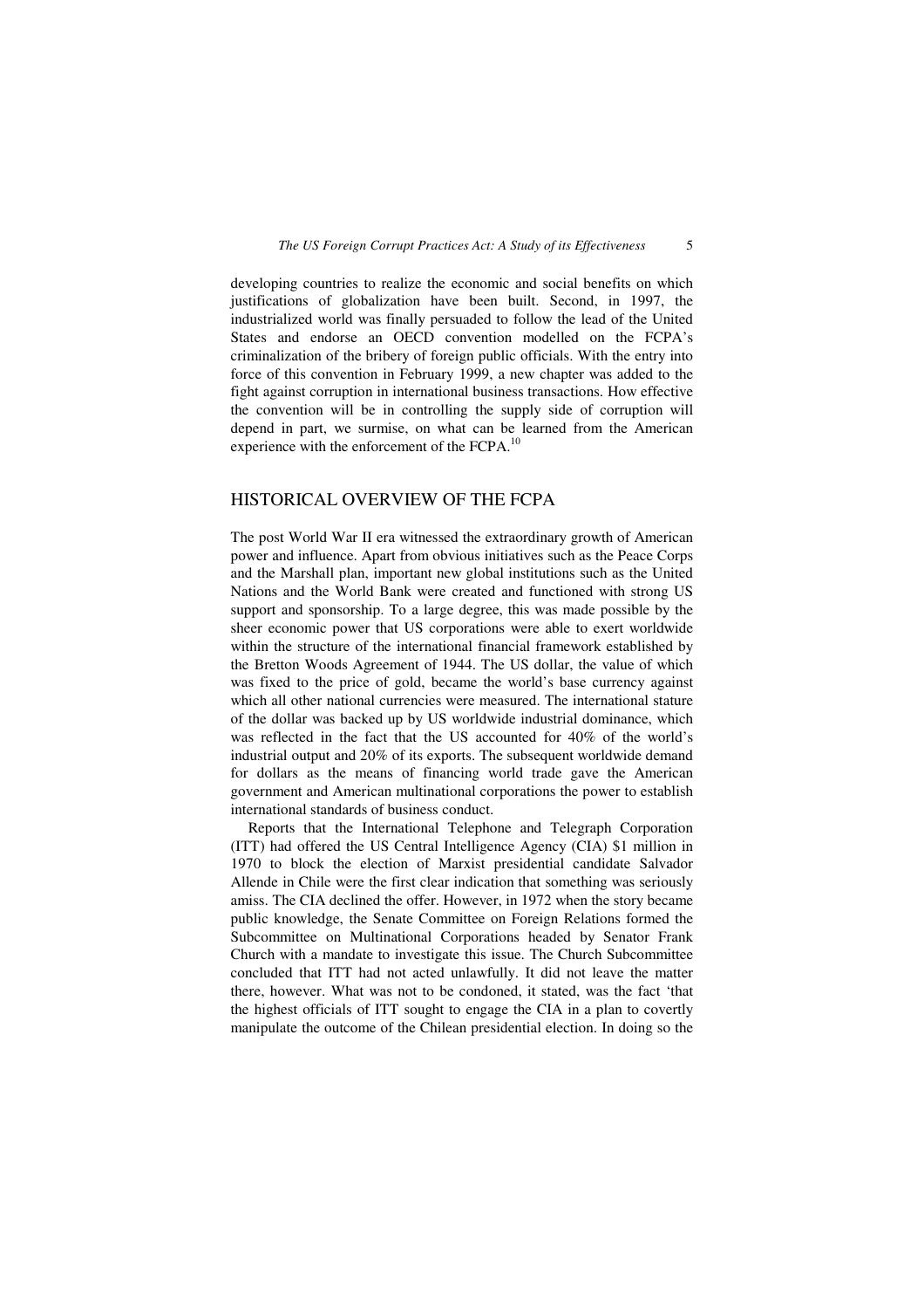developing countries to realize the economic and social benefits on which justifications of globalization have been built. Second, in 1997, the industrialized world was finally persuaded to follow the lead of the United States and endorse an OECD convention modelled on the FCPA's criminalization of the bribery of foreign public officials. With the entry into force of this convention in February 1999, a new chapter was added to the fight against corruption in international business transactions. How effective the convention will be in controlling the supply side of corruption will depend in part, we surmise, on what can be learned from the American experience with the enforcement of the FCPA.[10]

## HISTORICAL OVERVIEW OF THE FCPA

The post World War II era witnessed the extraordinary growth of American power and influence. Apart from obvious initiatives such as the Peace Corps and the Marshall plan, important new global institutions such as the United Nations and the World Bank were created and functioned with strong US support and sponsorship. To a large degree, this was made possible by the sheer economic power that US corporations were able to exert worldwide within the structure of the international financial framework established by the Bretton Woods Agreement of 1944. The US dollar, the value of which was fixed to the price of gold, became the world's base currency against which all other national currencies were measured. The international stature of the dollar was backed up by US worldwide industrial dominance, which was reflected in the fact that the US accounted for 40% of the world's industrial output and 20% of its exports. The subsequent worldwide demand for dollars as the means of financing world trade gave the American government and American multinational corporations the power to establish international standards of business conduct.

Reports that the International Telephone and Telegraph Corporation (ITT) had offered the US Central Intelligence Agency (CIA) $1 million in 1970 to block the election of Marxist presidential candidate Salvador Allende in Chile were the first clear indication that something was seriously amiss. The CIA declined the offer. However, in 1972 when the story became public knowledge, the Senate Committee on Foreign Relations formed the Subcommittee on Multinational Corporations headed by Senator Frank Church with a mandate to investigate this issue. The Church Subcommittee concluded that ITT had not acted unlawfully. It did not leave the matter there, however. What was not to be condoned, it stated, was the fact 'that the highest officials of ITT sought to engage the CIA in a plan to covertly manipulate the outcome of the Chilean presidential election. In doing so the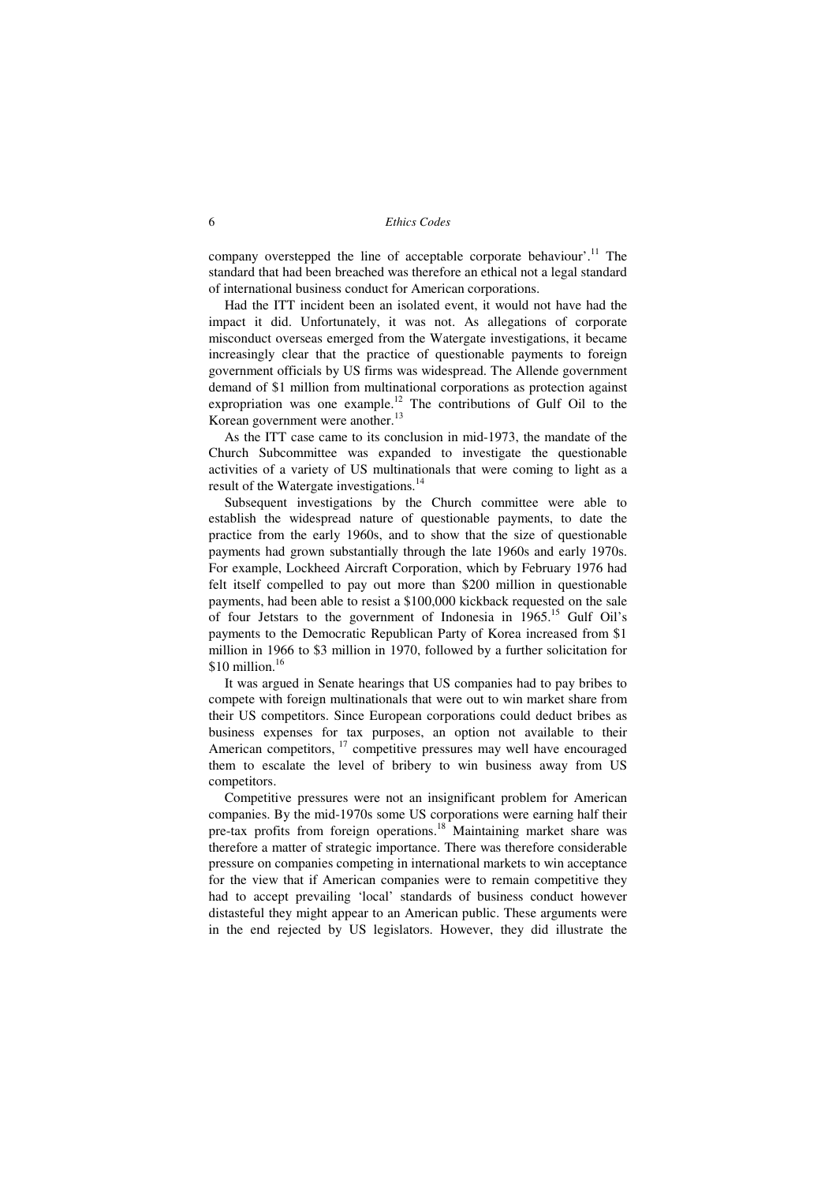company overstepped the line of acceptable corporate behaviour'.[11] The standard that had been breached was therefore an ethical not a legal standard of international business conduct for American corporations.

Had the ITT incident been an isolated event, it would not have had the impact it did. Unfortunately, it was not. As allegations of corporate misconduct overseas emerged from the Watergate investigations, it became increasingly clear that the practice of questionable payments to foreign government officials by US firms was widespread. The Allende government demand of $1 million from multinational corporations as protection against expropriation was one example.[12] The contributions of Gulf Oil to the Korean government were another.[13]

As the ITT case came to its conclusion in mid-1973, the mandate of the Church Subcommittee was expanded to investigate the questionable activities of a variety of US multinationals that were coming to light as a result of the Watergate investigations.[14]

Subsequent investigations by the Church committee were able to establish the widespread nature of questionable payments, to date the practice from the early 1960s, and to show that the size of questionable payments had grown substantially through the late 1960s and early 1970s. For example, Lockheed Aircraft Corporation, which by February 1976 had felt itself compelled to pay out more than $200 million in questionable payments, had been able to resist a $100,000 kickback requested on the sale of four Jetstars to the government of Indonesia in 1965.[15] Gulf Oil's payments to the Democratic Republican Party of Korea increased from $1 million in 1966 to $3 million in 1970, followed by a further solicitation for $10 million.[16]

It was argued in Senate hearings that US companies had to pay bribes to compete with foreign multinationals that were out to win market share from their US competitors. Since European corporations could deduct bribes as business expenses for tax purposes, an option not available to their American competitors, [17] competitive pressures may well have encouraged them to escalate the level of bribery to win business away from US competitors.

Competitive pressures were not an insignificant problem for American companies. By the mid-1970s some US corporations were earning half their pre-tax profits from foreign operations.[18] Maintaining market share was therefore a matter of strategic importance. There was therefore considerable pressure on companies competing in international markets to win acceptance for the view that if American companies were to remain competitive they had to accept prevailing 'local' standards of business conduct however distasteful they might appear to an American public. These arguments were in the end rejected by US legislators. However, they did illustrate the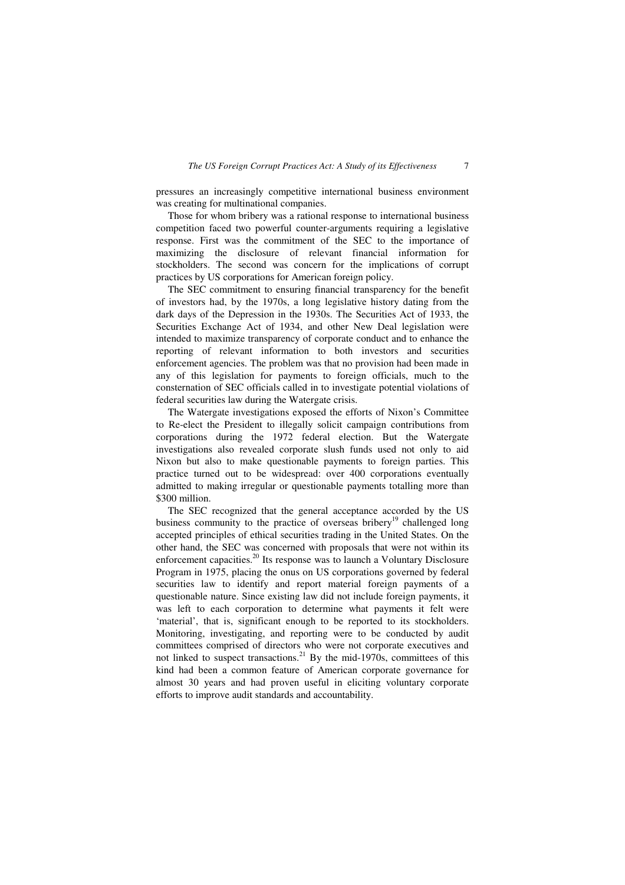pressures an increasingly competitive international business environment was creating for multinational companies.

Those for whom bribery was a rational response to international business competition faced two powerful counter-arguments requiring a legislative response. First was the commitment of the SEC to the importance of maximizing the disclosure of relevant financial information for stockholders. The second was concern for the implications of corrupt practices by US corporations for American foreign policy.

The SEC commitment to ensuring financial transparency for the benefit of investors had, by the 1970s, a long legislative history dating from the dark days of the Depression in the 1930s. The Securities Act of 1933, the Securities Exchange Act of 1934, and other New Deal legislation were intended to maximize transparency of corporate conduct and to enhance the reporting of relevant information to both investors and securities enforcement agencies. The problem was that no provision had been made in any of this legislation for payments to foreign officials, much to the consternation of SEC officials called in to investigate potential violations of federal securities law during the Watergate crisis.

The Watergate investigations exposed the efforts of Nixon's Committee to Re-elect the President to illegally solicit campaign contributions from corporations during the 1972 federal election. But the Watergate investigations also revealed corporate slush funds used not only to aid Nixon but also to make questionable payments to foreign parties. This practice turned out to be widespread: over 400 corporations eventually admitted to making irregular or questionable payments totalling more than $300 million.

The SEC recognized that the general acceptance accorded by the US business community to the practice of overseas bribery[19] challenged long accepted principles of ethical securities trading in the United States. On the other hand, the SEC was concerned with proposals that were not within its enforcement capacities.[20] Its response was to launch a Voluntary Disclosure Program in 1975, placing the onus on US corporations governed by federal securities law to identify and report material foreign payments of a questionable nature. Since existing law did not include foreign payments, it was left to each corporation to determine what payments it felt were 'material', that is, significant enough to be reported to its stockholders. Monitoring, investigating, and reporting were to be conducted by audit committees comprised of directors who were not corporate executives and not linked to suspect transactions.[21] By the mid-1970s, committees of this kind had been a common feature of American corporate governance for almost 30 years and had proven useful in eliciting voluntary corporate efforts to improve audit standards and accountability.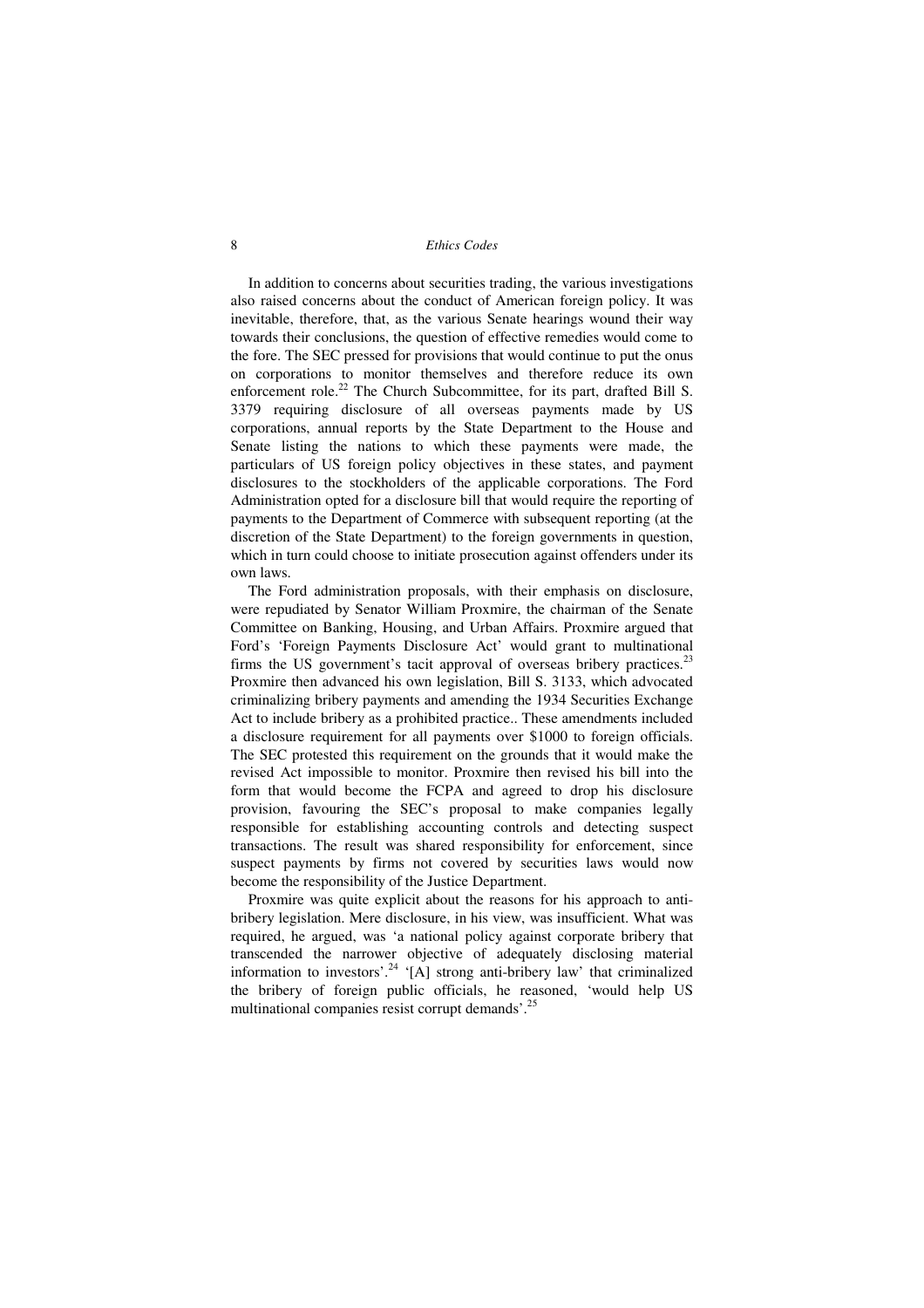In addition to concerns about securities trading, the various investigations also raised concerns about the conduct of American foreign policy. It was inevitable, therefore, that, as the various Senate hearings wound their way towards their conclusions, the question of effective remedies would come to the fore. The SEC pressed for provisions that would continue to put the onus on corporations to monitor themselves and therefore reduce its own enforcement role.[22] The Church Subcommittee, for its part, drafted Bill S. 3379 requiring disclosure of all overseas payments made by US corporations, annual reports by the State Department to the House and Senate listing the nations to which these payments were made, the particulars of US foreign policy objectives in these states, and payment disclosures to the stockholders of the applicable corporations. The Ford Administration opted for a disclosure bill that would require the reporting of payments to the Department of Commerce with subsequent reporting (at the discretion of the State Department) to the foreign governments in question, which in turn could choose to initiate prosecution against offenders under its own laws.

The Ford administration proposals, with their emphasis on disclosure, were repudiated by Senator William Proxmire, the chairman of the Senate Committee on Banking, Housing, and Urban Affairs. Proxmire argued that Ford's 'Foreign Payments Disclosure Act' would grant to multinational firms the US government's tacit approval of overseas bribery practices.[23] Proxmire then advanced his own legislation, Bill S. 3133, which advocated criminalizing bribery payments and amending the 1934 Securities Exchange Act to include bribery as a prohibited practice.. These amendments included a disclosure requirement for all payments over $1000 to foreign officials. The SEC protested this requirement on the grounds that it would make the revised Act impossible to monitor. Proxmire then revised his bill into the form that would become the FCPA and agreed to drop his disclosure provision, favouring the SEC's proposal to make companies legally responsible for establishing accounting controls and detecting suspect transactions. The result was shared responsibility for enforcement, since suspect payments by firms not covered by securities laws would now become the responsibility of the Justice Department.

Proxmire was quite explicit about the reasons for his approach to anti-bribery legislation. Mere disclosure, in his view, was insufficient. What was required, he argued, was 'a national policy against corporate bribery that transcended the narrower objective of adequately disclosing material information to investors'.[24] '[A] strong anti-bribery law' that criminalized the bribery of foreign public officials, he reasoned, 'would help US multinational companies resist corrupt demands'.[25]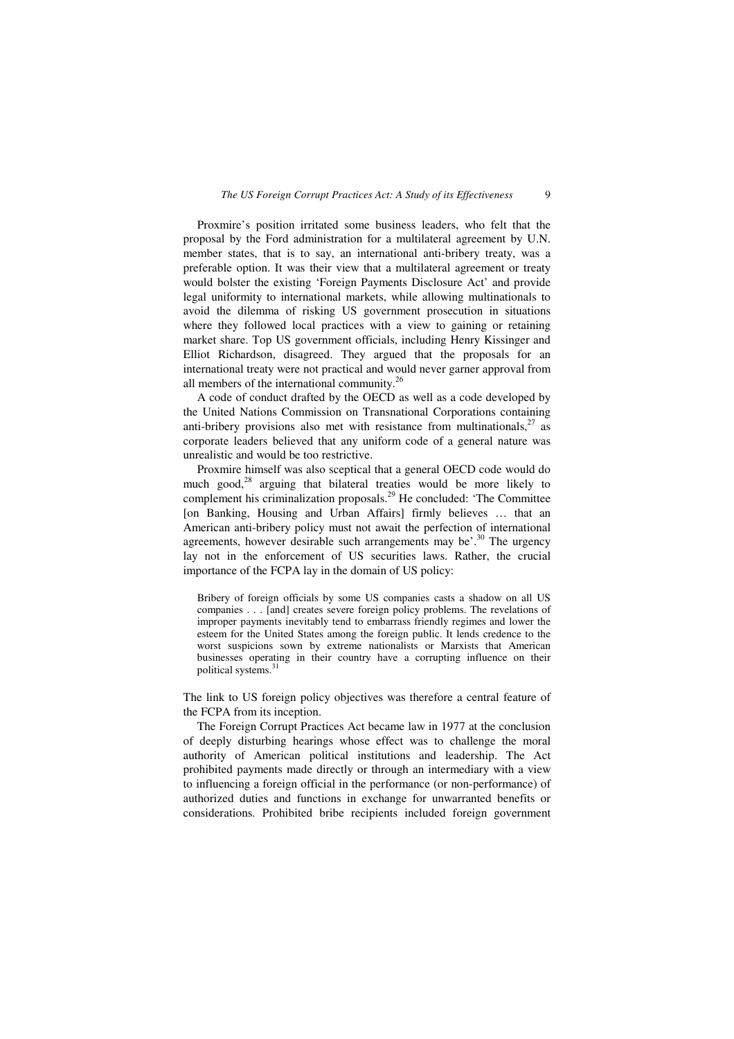Proxmire's position irritated some business leaders, who felt that the proposal by the Ford administration for a multilateral agreement by U.N. member states, that is to say, an international anti-bribery treaty, was a preferable option. It was their view that a multilateral agreement or treaty would bolster the existing 'Foreign Payments Disclosure Act' and provide legal uniformity to international markets, while allowing multinationals to avoid the dilemma of risking US government prosecution in situations where they followed local practices with a view to gaining or retaining market share. Top US government officials, including Henry Kissinger and Elliot Richardson, disagreed. They argued that the proposals for an international treaty were not practical and would never garner approval from all members of the international community.[26]

A code of conduct drafted by the OECD as well as a code developed by the United Nations Commission on Transnational Corporations containing anti-bribery provisions also met with resistance from multinationals,[27] as corporate leaders believed that any uniform code of a general nature was unrealistic and would be too restrictive.

Proxmire himself was also sceptical that a general OECD code would do much good,[28] arguing that bilateral treaties would be more likely to complement his criminalization proposals.[29] He concluded: 'The Committee [on Banking, Housing and Urban Affairs] firmly believes … that an American anti-bribery policy must not await the perfection of international agreements, however desirable such arrangements may be'.[30] The urgency lay not in the enforcement of US securities laws. Rather, the crucial importance of the FCPA lay in the domain of US policy:

> Bribery of foreign officials by some US companies casts a shadow on all US companies . . . [and] creates severe foreign policy problems. The revelations of improper payments inevitably tend to embarrass friendly regimes and lower the esteem for the United States among the foreign public. It lends credence to the worst suspicions sown by extreme nationalists or Marxists that American businesses operating in their country have a corrupting influence on their political systems.[31]

The link to US foreign policy objectives was therefore a central feature of the FCPA from its inception.

The Foreign Corrupt Practices Act became law in 1977 at the conclusion of deeply disturbing hearings whose effect was to challenge the moral authority of American political institutions and leadership. The Act prohibited payments made directly or through an intermediary with a view to influencing a foreign official in the performance (or non-performance) of authorized duties and functions in exchange for unwarranted benefits or considerations. Prohibited bribe recipients included foreign government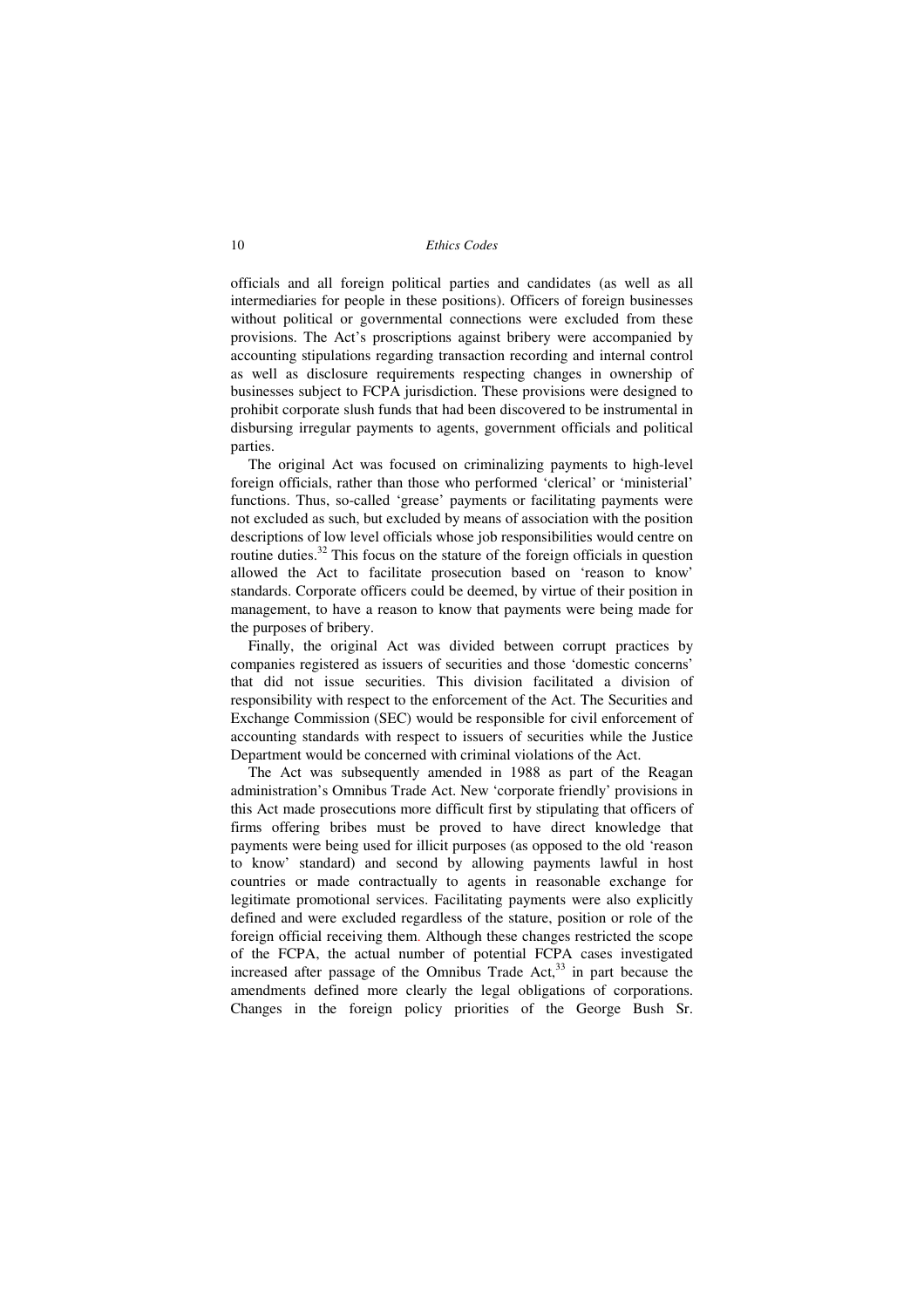officials and all foreign political parties and candidates (as well as all intermediaries for people in these positions). Officers of foreign businesses without political or governmental connections were excluded from these provisions. The Act's proscriptions against bribery were accompanied by accounting stipulations regarding transaction recording and internal control as well as disclosure requirements respecting changes in ownership of businesses subject to FCPA jurisdiction. These provisions were designed to prohibit corporate slush funds that had been discovered to be instrumental in disbursing irregular payments to agents, government officials and political parties.

The original Act was focused on criminalizing payments to high-level foreign officials, rather than those who performed 'clerical' or 'ministerial' functions. Thus, so-called 'grease' payments or facilitating payments were not excluded as such, but excluded by means of association with the position descriptions of low level officials whose job responsibilities would centre on routine duties.[32] This focus on the stature of the foreign officials in question allowed the Act to facilitate prosecution based on 'reason to know' standards. Corporate officers could be deemed, by virtue of their position in management, to have a reason to know that payments were being made for the purposes of bribery.

Finally, the original Act was divided between corrupt practices by companies registered as issuers of securities and those 'domestic concerns' that did not issue securities. This division facilitated a division of responsibility with respect to the enforcement of the Act. The Securities and Exchange Commission (SEC) would be responsible for civil enforcement of accounting standards with respect to issuers of securities while the Justice Department would be concerned with criminal violations of the Act.

The Act was subsequently amended in 1988 as part of the Reagan administration's Omnibus Trade Act. New 'corporate friendly' provisions in this Act made prosecutions more difficult first by stipulating that officers of firms offering bribes must be proved to have direct knowledge that payments were being used for illicit purposes (as opposed to the old 'reason to know' standard) and second by allowing payments lawful in host countries or made contractually to agents in reasonable exchange for legitimate promotional services. Facilitating payments were also explicitly defined and were excluded regardless of the stature, position or role of the foreign official receiving them. Although these changes restricted the scope of the FCPA, the actual number of potential FCPA cases investigated increased after passage of the Omnibus Trade Act,[33] in part because the amendments defined more clearly the legal obligations of corporations. Changes in the foreign policy priorities of the George Bush Sr.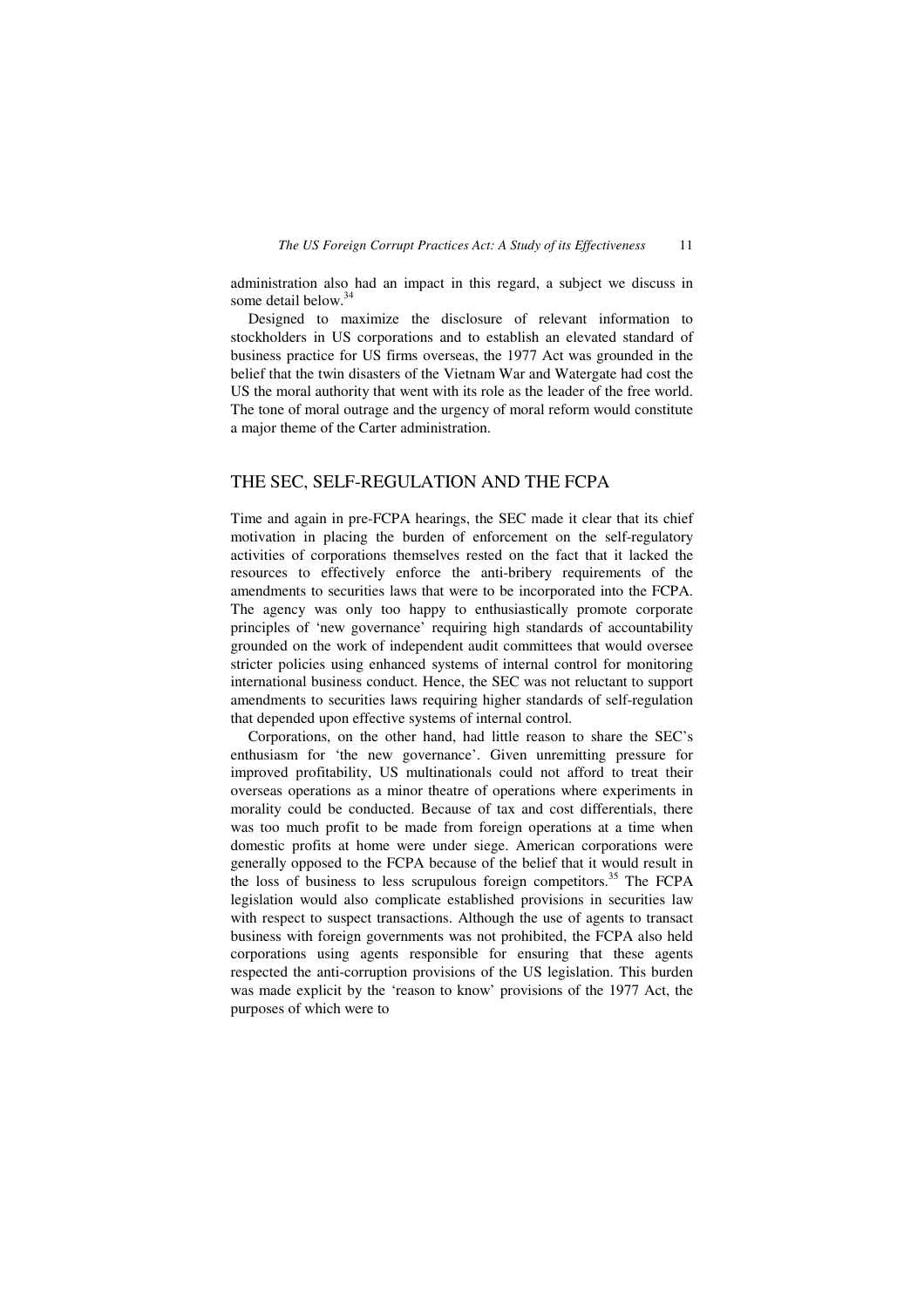administration also had an impact in this regard, a subject we discuss in some detail below.[34]

Designed to maximize the disclosure of relevant information to stockholders in US corporations and to establish an elevated standard of business practice for US firms overseas, the 1977 Act was grounded in the belief that the twin disasters of the Vietnam War and Watergate had cost the US the moral authority that went with its role as the leader of the free world. The tone of moral outrage and the urgency of moral reform would constitute a major theme of the Carter administration.

## THE SEC, SELF-REGULATION AND THE FCPA

Time and again in pre-FCPA hearings, the SEC made it clear that its chief motivation in placing the burden of enforcement on the self-regulatory activities of corporations themselves rested on the fact that it lacked the resources to effectively enforce the anti-bribery requirements of the amendments to securities laws that were to be incorporated into the FCPA. The agency was only too happy to enthusiastically promote corporate principles of 'new governance' requiring high standards of accountability grounded on the work of independent audit committees that would oversee stricter policies using enhanced systems of internal control for monitoring international business conduct. Hence, the SEC was not reluctant to support amendments to securities laws requiring higher standards of self-regulation that depended upon effective systems of internal control.

Corporations, on the other hand, had little reason to share the SEC's enthusiasm for 'the new governance'. Given unremitting pressure for improved profitability, US multinationals could not afford to treat their overseas operations as a minor theatre of operations where experiments in morality could be conducted. Because of tax and cost differentials, there was too much profit to be made from foreign operations at a time when domestic profits at home were under siege. American corporations were generally opposed to the FCPA because of the belief that it would result in the loss of business to less scrupulous foreign competitors.[35] The FCPA legislation would also complicate established provisions in securities law with respect to suspect transactions. Although the use of agents to transact business with foreign governments was not prohibited, the FCPA also held corporations using agents responsible for ensuring that these agents respected the anti-corruption provisions of the US legislation. This burden was made explicit by the 'reason to know' provisions of the 1977 Act, the purposes of which were to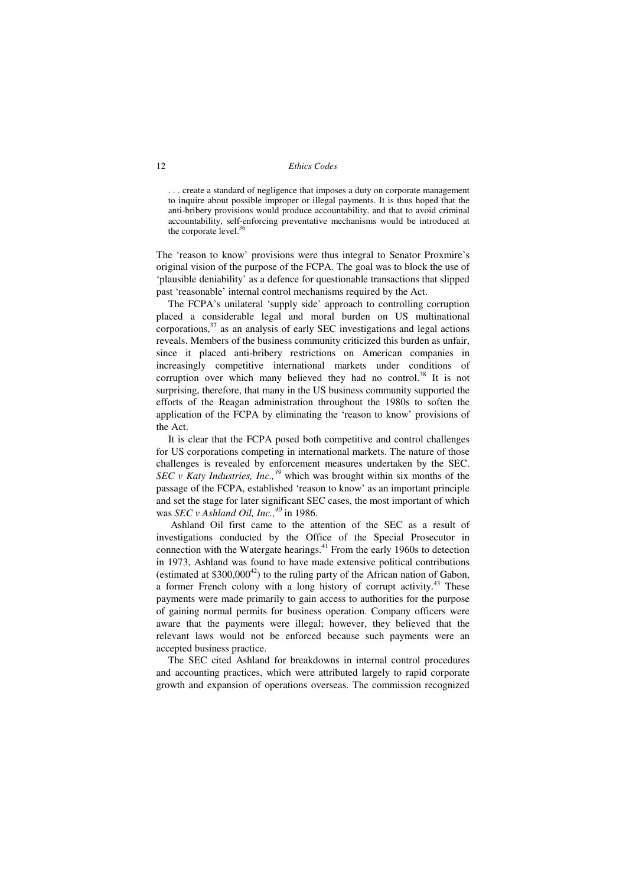> . . . create a standard of negligence that imposes a duty on corporate management to inquire about possible improper or illegal payments. It is thus hoped that the anti-bribery provisions would produce accountability, and that to avoid criminal accountability, self-enforcing preventative mechanisms would be introduced at the corporate level.[36]

The 'reason to know' provisions were thus integral to Senator Proxmire's original vision of the purpose of the FCPA. The goal was to block the use of 'plausible deniability' as a defence for questionable transactions that slipped past 'reasonable' internal control mechanisms required by the Act.

The FCPA's unilateral 'supply side' approach to controlling corruption placed a considerable legal and moral burden on US multinational corporations,[37] as an analysis of early SEC investigations and legal actions reveals. Members of the business community criticized this burden as unfair, since it placed anti-bribery restrictions on American companies in increasingly competitive international markets under conditions of corruption over which many believed they had no control.[38] It is not surprising, therefore, that many in the US business community supported the efforts of the Reagan administration throughout the 1980s to soften the application of the FCPA by eliminating the 'reason to know' provisions of the Act.

It is clear that the FCPA posed both competitive and control challenges for US corporations competing in international markets. The nature of those challenges is revealed by enforcement measures undertaken by the SEC. *SEC v Katy Industries, Inc.,*[39] which was brought within six months of the passage of the FCPA, established 'reason to know' as an important principle and set the stage for later significant SEC cases, the most important of which was *SEC v Ashland Oil, Inc.,*[40] in 1986.

Ashland Oil first came to the attention of the SEC as a result of investigations conducted by the Office of the Special Prosecutor in connection with the Watergate hearings.[41] From the early 1960s to detection in 1973, Ashland was found to have made extensive political contributions (estimated at $300,000[42]) to the ruling party of the African nation of Gabon, a former French colony with a long history of corrupt activity.[43] These payments were made primarily to gain access to authorities for the purpose of gaining normal permits for business operation. Company officers were aware that the payments were illegal; however, they believed that the relevant laws would not be enforced because such payments were an accepted business practice.

The SEC cited Ashland for breakdowns in internal control procedures and accounting practices, which were attributed largely to rapid corporate growth and expansion of operations overseas. The commission recognized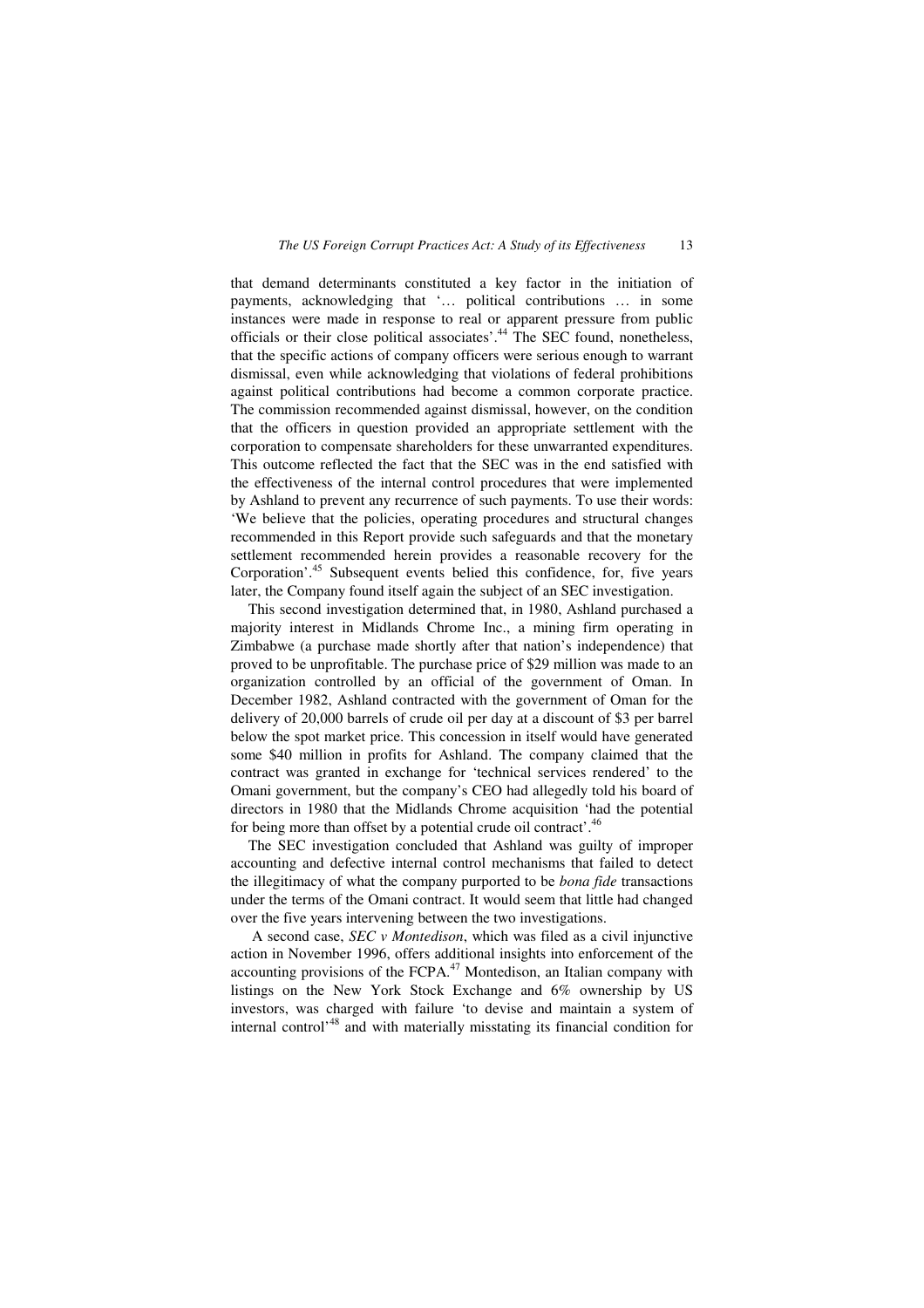that demand determinants constituted a key factor in the initiation of payments, acknowledging that '… political contributions … in some instances were made in response to real or apparent pressure from public officials or their close political associates'.[44] The SEC found, nonetheless, that the specific actions of company officers were serious enough to warrant dismissal, even while acknowledging that violations of federal prohibitions against political contributions had become a common corporate practice. The commission recommended against dismissal, however, on the condition that the officers in question provided an appropriate settlement with the corporation to compensate shareholders for these unwarranted expenditures. This outcome reflected the fact that the SEC was in the end satisfied with the effectiveness of the internal control procedures that were implemented by Ashland to prevent any recurrence of such payments. To use their words: 'We believe that the policies, operating procedures and structural changes recommended in this Report provide such safeguards and that the monetary settlement recommended herein provides a reasonable recovery for the Corporation'.[45] Subsequent events belied this confidence, for, five years later, the Company found itself again the subject of an SEC investigation.

This second investigation determined that, in 1980, Ashland purchased a majority interest in Midlands Chrome Inc., a mining firm operating in Zimbabwe (a purchase made shortly after that nation's independence) that proved to be unprofitable. The purchase price of $29 million was made to an organization controlled by an official of the government of Oman. In December 1982, Ashland contracted with the government of Oman for the delivery of 20,000 barrels of crude oil per day at a discount of $3 per barrel below the spot market price. This concession in itself would have generated some $40 million in profits for Ashland. The company claimed that the contract was granted in exchange for 'technical services rendered' to the Omani government, but the company's CEO had allegedly told his board of directors in 1980 that the Midlands Chrome acquisition 'had the potential for being more than offset by a potential crude oil contract'.[46]

The SEC investigation concluded that Ashland was guilty of improper accounting and defective internal control mechanisms that failed to detect the illegitimacy of what the company purported to be *bona fide* transactions under the terms of the Omani contract. It would seem that little had changed over the five years intervening between the two investigations.

A second case, *SEC v Montedison*, which was filed as a civil injunctive action in November 1996, offers additional insights into enforcement of the accounting provisions of the FCPA.[47] Montedison, an Italian company with listings on the New York Stock Exchange and 6% ownership by US investors, was charged with failure 'to devise and maintain a system of internal control'[48] and with materially misstating its financial condition for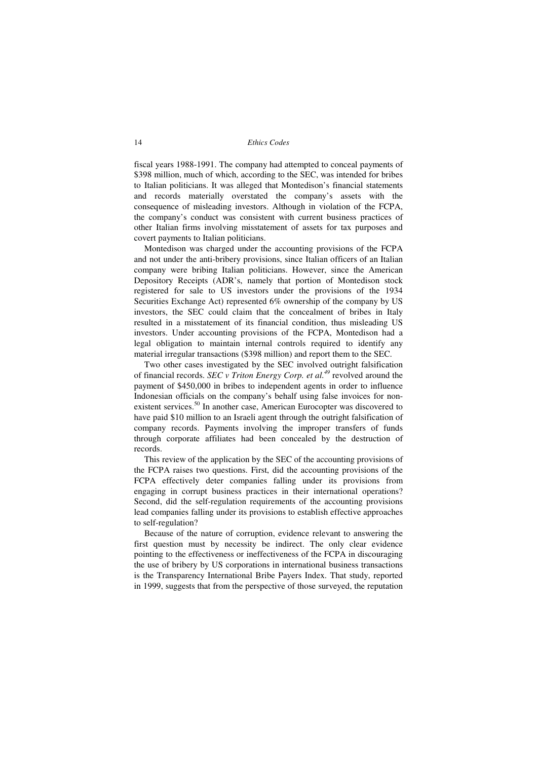fiscal years 1988-1991. The company had attempted to conceal payments of $398 million, much of which, according to the SEC, was intended for bribes to Italian politicians. It was alleged that Montedison's financial statements and records materially overstated the company's assets with the consequence of misleading investors. Although in violation of the FCPA, the company's conduct was consistent with current business practices of other Italian firms involving misstatement of assets for tax purposes and covert payments to Italian politicians.

Montedison was charged under the accounting provisions of the FCPA and not under the anti-bribery provisions, since Italian officers of an Italian company were bribing Italian politicians. However, since the American Depository Receipts (ADR's, namely that portion of Montedison stock registered for sale to US investors under the provisions of the 1934 Securities Exchange Act) represented 6% ownership of the company by US investors, the SEC could claim that the concealment of bribes in Italy resulted in a misstatement of its financial condition, thus misleading US investors. Under accounting provisions of the FCPA, Montedison had a legal obligation to maintain internal controls required to identify any material irregular transactions ($398 million) and report them to the SEC.

Two other cases investigated by the SEC involved outright falsification of financial records. *SEC v Triton Energy Corp. et al.*[49] revolved around the payment of $450,000 in bribes to independent agents in order to influence Indonesian officials on the company's behalf using false invoices for non-existent services.[50] In another case, American Eurocopter was discovered to have paid $10 million to an Israeli agent through the outright falsification of company records. Payments involving the improper transfers of funds through corporate affiliates had been concealed by the destruction of records.

This review of the application by the SEC of the accounting provisions of the FCPA raises two questions. First, did the accounting provisions of the FCPA effectively deter companies falling under its provisions from engaging in corrupt business practices in their international operations? Second, did the self-regulation requirements of the accounting provisions lead companies falling under its provisions to establish effective approaches to self-regulation?

Because of the nature of corruption, evidence relevant to answering the first question must by necessity be indirect. The only clear evidence pointing to the effectiveness or ineffectiveness of the FCPA in discouraging the use of bribery by US corporations in international business transactions is the Transparency International Bribe Payers Index. That study, reported in 1999, suggests that from the perspective of those surveyed, the reputation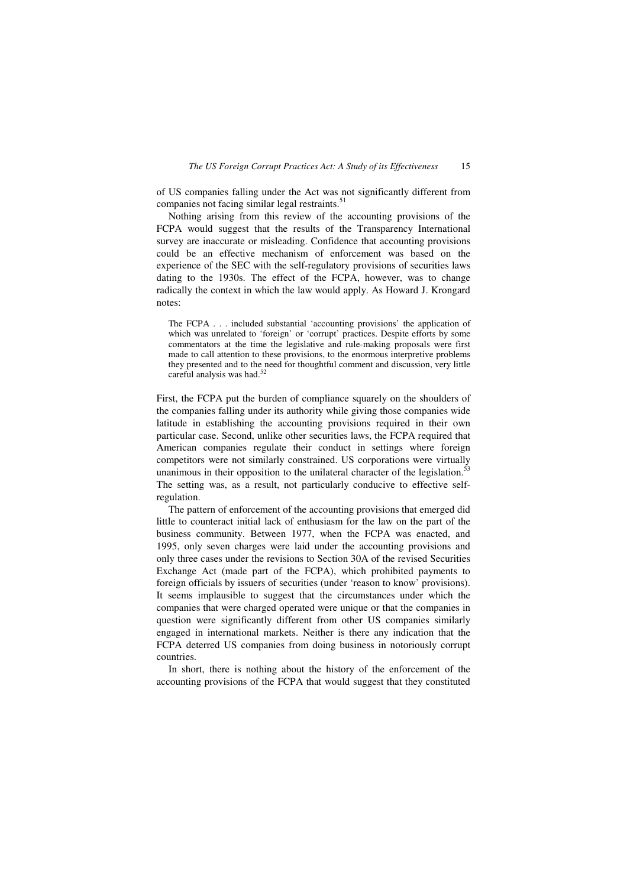of US companies falling under the Act was not significantly different from companies not facing similar legal restraints.[51]

Nothing arising from this review of the accounting provisions of the FCPA would suggest that the results of the Transparency International survey are inaccurate or misleading. Confidence that accounting provisions could be an effective mechanism of enforcement was based on the experience of the SEC with the self-regulatory provisions of securities laws dating to the 1930s. The effect of the FCPA, however, was to change radically the context in which the law would apply. As Howard J. Krongard notes:

> The FCPA . . . included substantial 'accounting provisions' the application of which was unrelated to 'foreign' or 'corrupt' practices. Despite efforts by some commentators at the time the legislative and rule-making proposals were first made to call attention to these provisions, to the enormous interpretive problems they presented and to the need for thoughtful comment and discussion, very little careful analysis was had.[52]

First, the FCPA put the burden of compliance squarely on the shoulders of the companies falling under its authority while giving those companies wide latitude in establishing the accounting provisions required in their own particular case. Second, unlike other securities laws, the FCPA required that American companies regulate their conduct in settings where foreign competitors were not similarly constrained. US corporations were virtually unanimous in their opposition to the unilateral character of the legislation.[53] The setting was, as a result, not particularly conducive to effective self-regulation.

The pattern of enforcement of the accounting provisions that emerged did little to counteract initial lack of enthusiasm for the law on the part of the business community. Between 1977, when the FCPA was enacted, and 1995, only seven charges were laid under the accounting provisions and only three cases under the revisions to Section 30A of the revised Securities Exchange Act (made part of the FCPA), which prohibited payments to foreign officials by issuers of securities (under 'reason to know' provisions). It seems implausible to suggest that the circumstances under which the companies that were charged operated were unique or that the companies in question were significantly different from other US companies similarly engaged in international markets. Neither is there any indication that the FCPA deterred US companies from doing business in notoriously corrupt countries.

In short, there is nothing about the history of the enforcement of the accounting provisions of the FCPA that would suggest that they constituted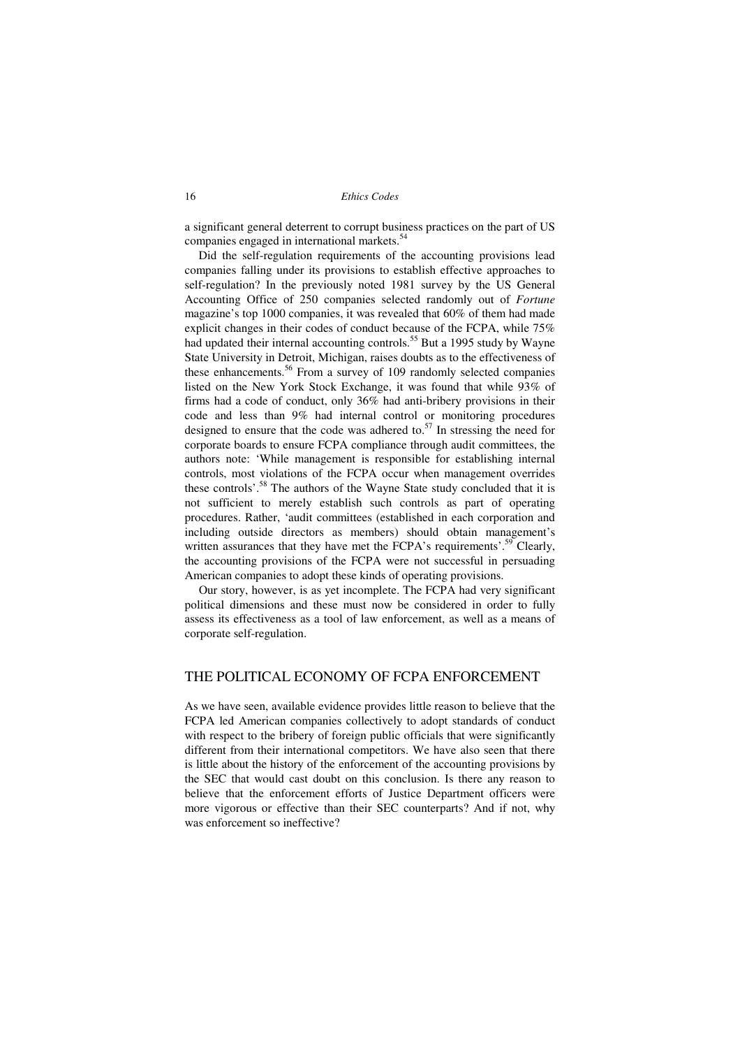a significant general deterrent to corrupt business practices on the part of US companies engaged in international markets.[54]

Did the self-regulation requirements of the accounting provisions lead companies falling under its provisions to establish effective approaches to self-regulation? In the previously noted 1981 survey by the US General Accounting Office of 250 companies selected randomly out of *Fortune* magazine's top 1000 companies, it was revealed that 60% of them had made explicit changes in their codes of conduct because of the FCPA, while 75% had updated their internal accounting controls.[55] But a 1995 study by Wayne State University in Detroit, Michigan, raises doubts as to the effectiveness of these enhancements.[56] From a survey of 109 randomly selected companies listed on the New York Stock Exchange, it was found that while 93% of firms had a code of conduct, only 36% had anti-bribery provisions in their code and less than 9% had internal control or monitoring procedures designed to ensure that the code was adhered to.[57] In stressing the need for corporate boards to ensure FCPA compliance through audit committees, the authors note: 'While management is responsible for establishing internal controls, most violations of the FCPA occur when management overrides these controls'.[58] The authors of the Wayne State study concluded that it is not sufficient to merely establish such controls as part of operating procedures. Rather, 'audit committees (established in each corporation and including outside directors as members) should obtain management's written assurances that they have met the FCPA's requirements'.[59] Clearly, the accounting provisions of the FCPA were not successful in persuading American companies to adopt these kinds of operating provisions.

Our story, however, is as yet incomplete. The FCPA had very significant political dimensions and these must now be considered in order to fully assess its effectiveness as a tool of law enforcement, as well as a means of corporate self-regulation.

## THE POLITICAL ECONOMY OF FCPA ENFORCEMENT

As we have seen, available evidence provides little reason to believe that the FCPA led American companies collectively to adopt standards of conduct with respect to the bribery of foreign public officials that were significantly different from their international competitors. We have also seen that there is little about the history of the enforcement of the accounting provisions by the SEC that would cast doubt on this conclusion. Is there any reason to believe that the enforcement efforts of Justice Department officers were more vigorous or effective than their SEC counterparts? And if not, why was enforcement so ineffective?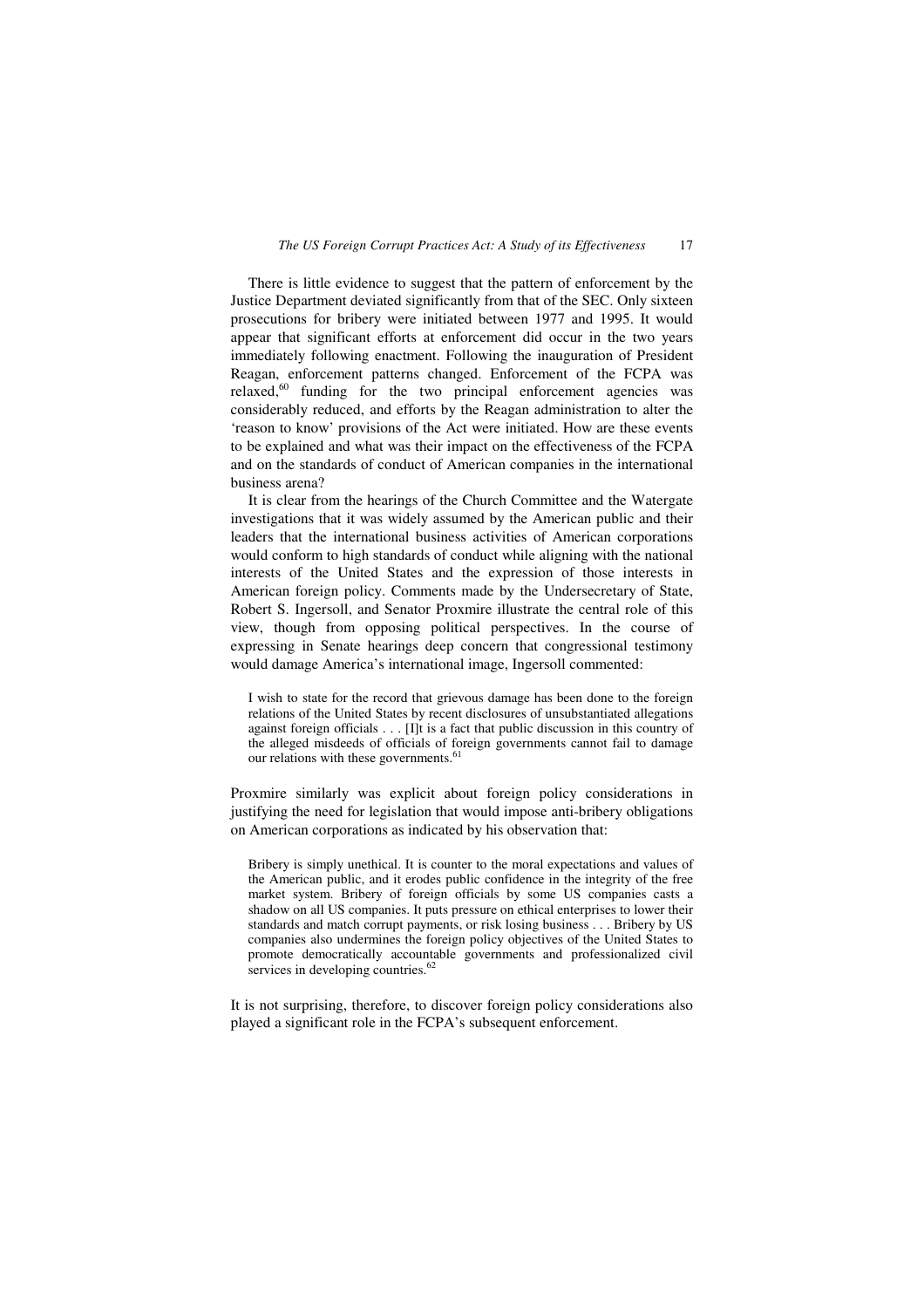There is little evidence to suggest that the pattern of enforcement by the Justice Department deviated significantly from that of the SEC. Only sixteen prosecutions for bribery were initiated between 1977 and 1995. It would appear that significant efforts at enforcement did occur in the two years immediately following enactment. Following the inauguration of President Reagan, enforcement patterns changed. Enforcement of the FCPA was relaxed,[60] funding for the two principal enforcement agencies was considerably reduced, and efforts by the Reagan administration to alter the 'reason to know' provisions of the Act were initiated. How are these events to be explained and what was their impact on the effectiveness of the FCPA and on the standards of conduct of American companies in the international business arena?

It is clear from the hearings of the Church Committee and the Watergate investigations that it was widely assumed by the American public and their leaders that the international business activities of American corporations would conform to high standards of conduct while aligning with the national interests of the United States and the expression of those interests in American foreign policy. Comments made by the Undersecretary of State, Robert S. Ingersoll, and Senator Proxmire illustrate the central role of this view, though from opposing political perspectives. In the course of expressing in Senate hearings deep concern that congressional testimony would damage America's international image, Ingersoll commented:

> I wish to state for the record that grievous damage has been done to the foreign relations of the United States by recent disclosures of unsubstantiated allegations against foreign officials . . . [I]t is a fact that public discussion in this country of the alleged misdeeds of officials of foreign governments cannot fail to damage our relations with these governments.[61]

Proxmire similarly was explicit about foreign policy considerations in justifying the need for legislation that would impose anti-bribery obligations on American corporations as indicated by his observation that:

> Bribery is simply unethical. It is counter to the moral expectations and values of the American public, and it erodes public confidence in the integrity of the free market system. Bribery of foreign officials by some US companies casts a shadow on all US companies. It puts pressure on ethical enterprises to lower their standards and match corrupt payments, or risk losing business . . . Bribery by US companies also undermines the foreign policy objectives of the United States to promote democratically accountable governments and professionalized civil services in developing countries.[62]

It is not surprising, therefore, to discover foreign policy considerations also played a significant role in the FCPA's subsequent enforcement.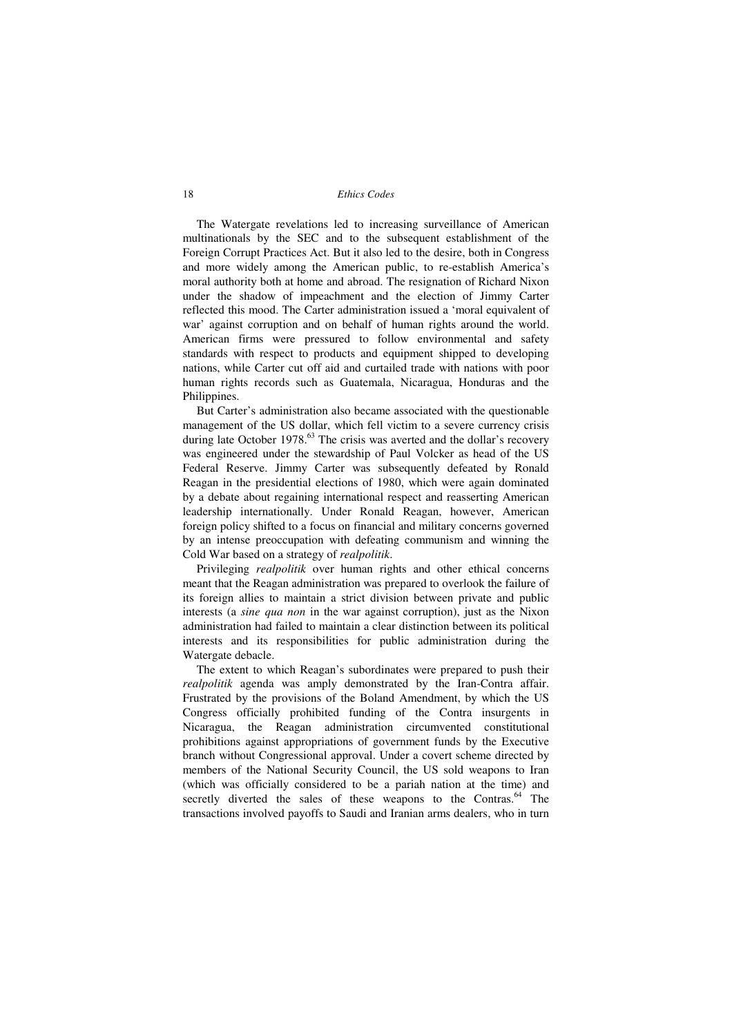The Watergate revelations led to increasing surveillance of American multinationals by the SEC and to the subsequent establishment of the Foreign Corrupt Practices Act. But it also led to the desire, both in Congress and more widely among the American public, to re-establish America's moral authority both at home and abroad. The resignation of Richard Nixon under the shadow of impeachment and the election of Jimmy Carter reflected this mood. The Carter administration issued a 'moral equivalent of war' against corruption and on behalf of human rights around the world. American firms were pressured to follow environmental and safety standards with respect to products and equipment shipped to developing nations, while Carter cut off aid and curtailed trade with nations with poor human rights records such as Guatemala, Nicaragua, Honduras and the Philippines.

But Carter's administration also became associated with the questionable management of the US dollar, which fell victim to a severe currency crisis during late October 1978.[63] The crisis was averted and the dollar's recovery was engineered under the stewardship of Paul Volcker as head of the US Federal Reserve. Jimmy Carter was subsequently defeated by Ronald Reagan in the presidential elections of 1980, which were again dominated by a debate about regaining international respect and reasserting American leadership internationally. Under Ronald Reagan, however, American foreign policy shifted to a focus on financial and military concerns governed by an intense preoccupation with defeating communism and winning the Cold War based on a strategy of *realpolitik*.

Privileging *realpolitik* over human rights and other ethical concerns meant that the Reagan administration was prepared to overlook the failure of its foreign allies to maintain a strict division between private and public interests (a *sine qua non* in the war against corruption), just as the Nixon administration had failed to maintain a clear distinction between its political interests and its responsibilities for public administration during the Watergate debacle.

The extent to which Reagan's subordinates were prepared to push their *realpolitik* agenda was amply demonstrated by the Iran-Contra affair. Frustrated by the provisions of the Boland Amendment, by which the US Congress officially prohibited funding of the Contra insurgents in Nicaragua, the Reagan administration circumvented constitutional prohibitions against appropriations of government funds by the Executive branch without Congressional approval. Under a covert scheme directed by members of the National Security Council, the US sold weapons to Iran (which was officially considered to be a pariah nation at the time) and secretly diverted the sales of these weapons to the Contras.[64] The transactions involved payoffs to Saudi and Iranian arms dealers, who in turn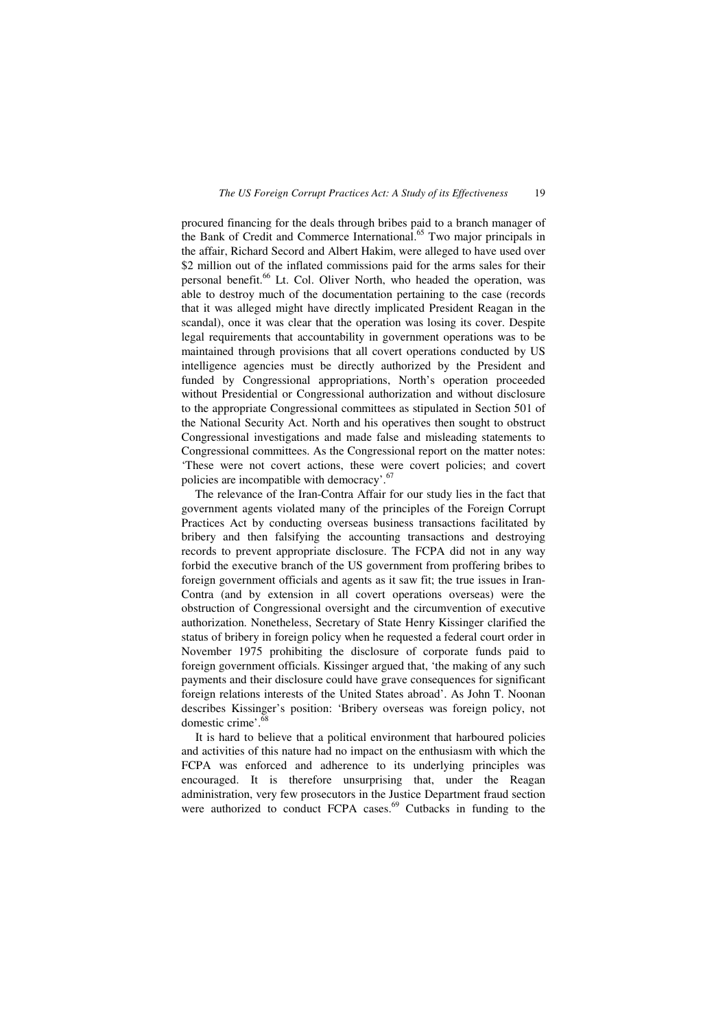procured financing for the deals through bribes paid to a branch manager of the Bank of Credit and Commerce International.[65] Two major principals in the affair, Richard Secord and Albert Hakim, were alleged to have used over \$2 million out of the inflated commissions paid for the arms sales for their personal benefit.[66] Lt. Col. Oliver North, who headed the operation, was able to destroy much of the documentation pertaining to the case (records that it was alleged might have directly implicated President Reagan in the scandal), once it was clear that the operation was losing its cover. Despite legal requirements that accountability in government operations was to be maintained through provisions that all covert operations conducted by US intelligence agencies must be directly authorized by the President and funded by Congressional appropriations, North's operation proceeded without Presidential or Congressional authorization and without disclosure to the appropriate Congressional committees as stipulated in Section 501 of the National Security Act. North and his operatives then sought to obstruct Congressional investigations and made false and misleading statements to Congressional committees. As the Congressional report on the matter notes: 'These were not covert actions, these were covert policies; and covert policies are incompatible with democracy'.[67]

The relevance of the Iran-Contra Affair for our study lies in the fact that government agents violated many of the principles of the Foreign Corrupt Practices Act by conducting overseas business transactions facilitated by bribery and then falsifying the accounting transactions and destroying records to prevent appropriate disclosure. The FCPA did not in any way forbid the executive branch of the US government from proffering bribes to foreign government officials and agents as it saw fit; the true issues in Iran-Contra (and by extension in all covert operations overseas) were the obstruction of Congressional oversight and the circumvention of executive authorization. Nonetheless, Secretary of State Henry Kissinger clarified the status of bribery in foreign policy when he requested a federal court order in November 1975 prohibiting the disclosure of corporate funds paid to foreign government officials. Kissinger argued that, 'the making of any such payments and their disclosure could have grave consequences for significant foreign relations interests of the United States abroad'. As John T. Noonan describes Kissinger's position: 'Bribery overseas was foreign policy, not domestic crime'.[68]

It is hard to believe that a political environment that harboured policies and activities of this nature had no impact on the enthusiasm with which the FCPA was enforced and adherence to its underlying principles was encouraged. It is therefore unsurprising that, under the Reagan administration, very few prosecutors in the Justice Department fraud section were authorized to conduct FCPA cases.[69] Cutbacks in funding to the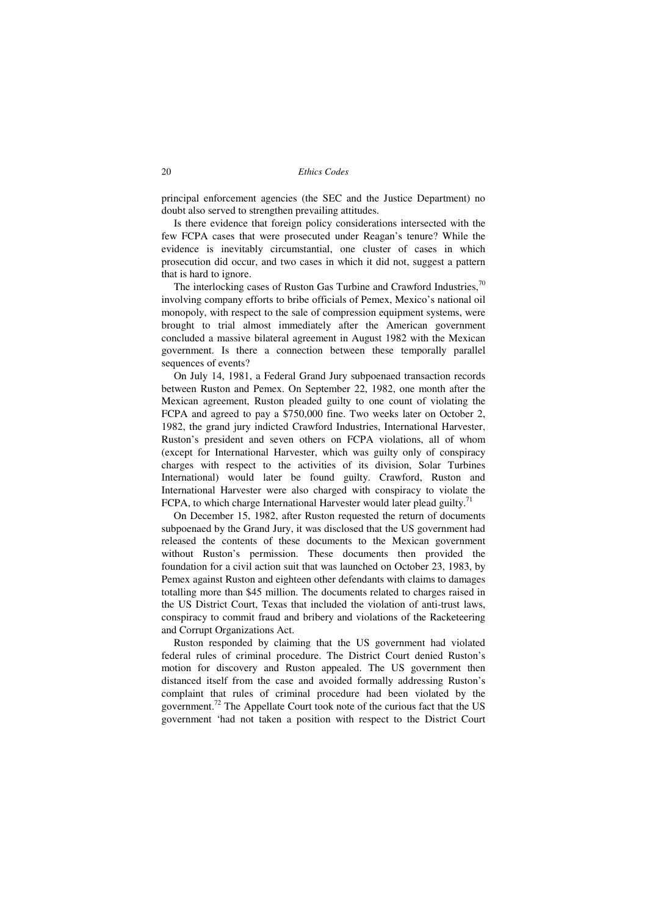principal enforcement agencies (the SEC and the Justice Department) no doubt also served to strengthen prevailing attitudes.

Is there evidence that foreign policy considerations intersected with the few FCPA cases that were prosecuted under Reagan's tenure? While the evidence is inevitably circumstantial, one cluster of cases in which prosecution did occur, and two cases in which it did not, suggest a pattern that is hard to ignore.

The interlocking cases of Ruston Gas Turbine and Crawford Industries,[70] involving company efforts to bribe officials of Pemex, Mexico's national oil monopoly, with respect to the sale of compression equipment systems, were brought to trial almost immediately after the American government concluded a massive bilateral agreement in August 1982 with the Mexican government. Is there a connection between these temporally parallel sequences of events?

On July 14, 1981, a Federal Grand Jury subpoenaed transaction records between Ruston and Pemex. On September 22, 1982, one month after the Mexican agreement, Ruston pleaded guilty to one count of violating the FCPA and agreed to pay a $750,000 fine. Two weeks later on October 2, 1982, the grand jury indicted Crawford Industries, International Harvester, Ruston's president and seven others on FCPA violations, all of whom (except for International Harvester, which was guilty only of conspiracy charges with respect to the activities of its division, Solar Turbines International) would later be found guilty. Crawford, Ruston and International Harvester were also charged with conspiracy to violate the FCPA, to which charge International Harvester would later plead guilty.[71]

On December 15, 1982, after Ruston requested the return of documents subpoenaed by the Grand Jury, it was disclosed that the US government had released the contents of these documents to the Mexican government without Ruston's permission. These documents then provided the foundation for a civil action suit that was launched on October 23, 1983, by Pemex against Ruston and eighteen other defendants with claims to damages totalling more than $45 million. The documents related to charges raised in the US District Court, Texas that included the violation of anti-trust laws, conspiracy to commit fraud and bribery and violations of the Racketeering and Corrupt Organizations Act.

Ruston responded by claiming that the US government had violated federal rules of criminal procedure. The District Court denied Ruston's motion for discovery and Ruston appealed. The US government then distanced itself from the case and avoided formally addressing Ruston's complaint that rules of criminal procedure had been violated by the government.[72] The Appellate Court took note of the curious fact that the US government 'had not taken a position with respect to the District Court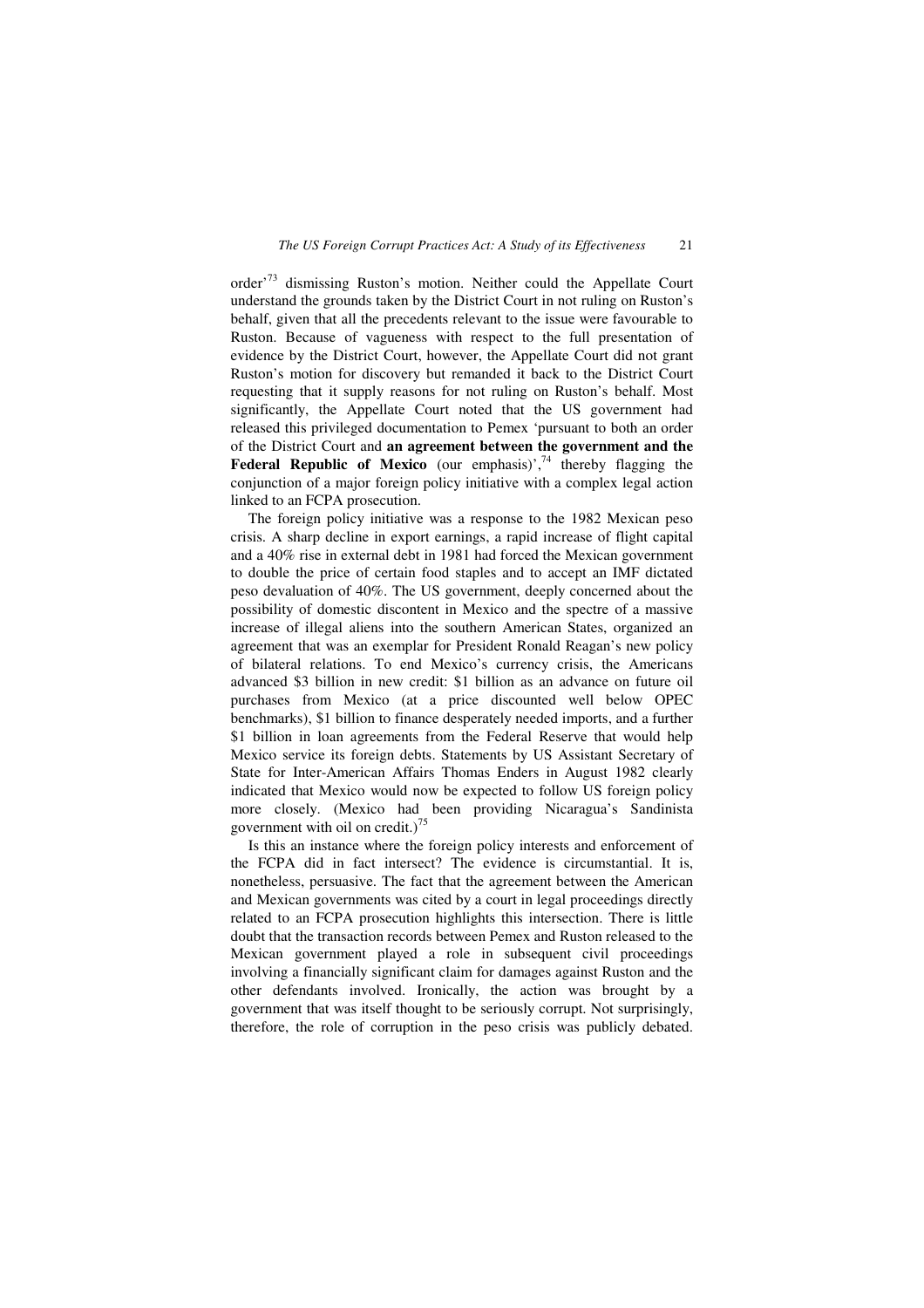order'[73] dismissing Ruston's motion. Neither could the Appellate Court understand the grounds taken by the District Court in not ruling on Ruston's behalf, given that all the precedents relevant to the issue were favourable to Ruston. Because of vagueness with respect to the full presentation of evidence by the District Court, however, the Appellate Court did not grant Ruston's motion for discovery but remanded it back to the District Court requesting that it supply reasons for not ruling on Ruston's behalf. Most significantly, the Appellate Court noted that the US government had released this privileged documentation to Pemex 'pursuant to both an order of the District Court and **an agreement between the government and the Federal Republic of Mexico** (our emphasis)',[74] thereby flagging the conjunction of a major foreign policy initiative with a complex legal action linked to an FCPA prosecution.

The foreign policy initiative was a response to the 1982 Mexican peso crisis. A sharp decline in export earnings, a rapid increase of flight capital and a 40% rise in external debt in 1981 had forced the Mexican government to double the price of certain food staples and to accept an IMF dictated peso devaluation of 40%. The US government, deeply concerned about the possibility of domestic discontent in Mexico and the spectre of a massive increase of illegal aliens into the southern American States, organized an agreement that was an exemplar for President Ronald Reagan's new policy of bilateral relations. To end Mexico's currency crisis, the Americans advanced $3 billion in new credit: $1 billion as an advance on future oil purchases from Mexico (at a price discounted well below OPEC benchmarks), $1 billion to finance desperately needed imports, and a further $1 billion in loan agreements from the Federal Reserve that would help Mexico service its foreign debts. Statements by US Assistant Secretary of State for Inter-American Affairs Thomas Enders in August 1982 clearly indicated that Mexico would now be expected to follow US foreign policy more closely. (Mexico had been providing Nicaragua's Sandinista government with oil on credit.)[75]

Is this an instance where the foreign policy interests and enforcement of the FCPA did in fact intersect? The evidence is circumstantial. It is, nonetheless, persuasive. The fact that the agreement between the American and Mexican governments was cited by a court in legal proceedings directly related to an FCPA prosecution highlights this intersection. There is little doubt that the transaction records between Pemex and Ruston released to the Mexican government played a role in subsequent civil proceedings involving a financially significant claim for damages against Ruston and the other defendants involved. Ironically, the action was brought by a government that was itself thought to be seriously corrupt. Not surprisingly, therefore, the role of corruption in the peso crisis was publicly debated.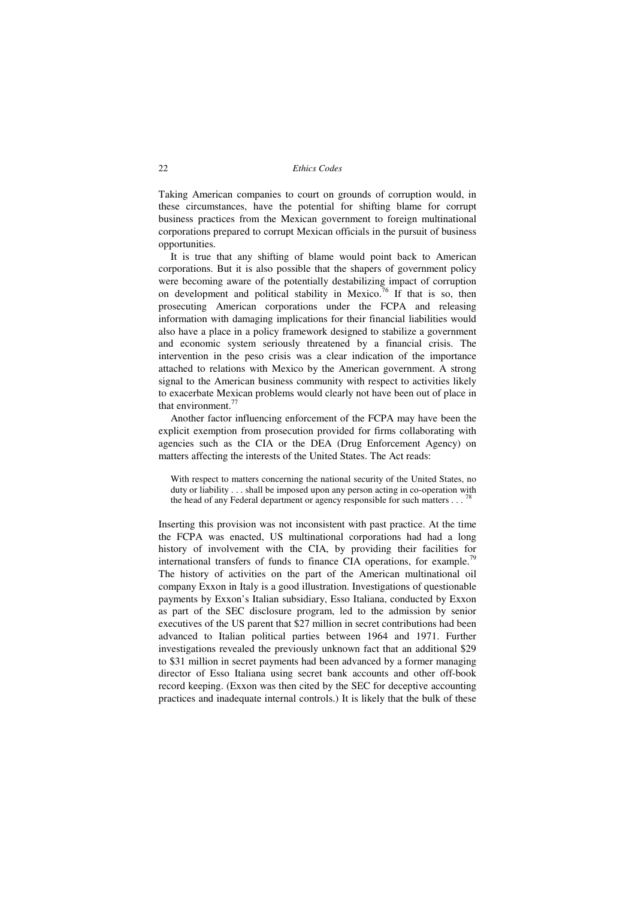Taking American companies to court on grounds of corruption would, in these circumstances, have the potential for shifting blame for corrupt business practices from the Mexican government to foreign multinational corporations prepared to corrupt Mexican officials in the pursuit of business opportunities.

It is true that any shifting of blame would point back to American corporations. But it is also possible that the shapers of government policy were becoming aware of the potentially destabilizing impact of corruption on development and political stability in Mexico.[76] If that is so, then prosecuting American corporations under the FCPA and releasing information with damaging implications for their financial liabilities would also have a place in a policy framework designed to stabilize a government and economic system seriously threatened by a financial crisis. The intervention in the peso crisis was a clear indication of the importance attached to relations with Mexico by the American government. A strong signal to the American business community with respect to activities likely to exacerbate Mexican problems would clearly not have been out of place in that environment.[77]

Another factor influencing enforcement of the FCPA may have been the explicit exemption from prosecution provided for firms collaborating with agencies such as the CIA or the DEA (Drug Enforcement Agency) on matters affecting the interests of the United States. The Act reads:

> With respect to matters concerning the national security of the United States, no duty or liability . . . shall be imposed upon any person acting in co-operation with the head of any Federal department or agency responsible for such matters . . .[78]

Inserting this provision was not inconsistent with past practice. At the time the FCPA was enacted, US multinational corporations had had a long history of involvement with the CIA, by providing their facilities for international transfers of funds to finance CIA operations, for example.[79] The history of activities on the part of the American multinational oil company Exxon in Italy is a good illustration. Investigations of questionable payments by Exxon's Italian subsidiary, Esso Italiana, conducted by Exxon as part of the SEC disclosure program, led to the admission by senior executives of the US parent that \$27 million in secret contributions had been advanced to Italian political parties between 1964 and 1971. Further investigations revealed the previously unknown fact that an additional \$29 to \$31 million in secret payments had been advanced by a former managing director of Esso Italiana using secret bank accounts and other off-book record keeping. (Exxon was then cited by the SEC for deceptive accounting practices and inadequate internal controls.) It is likely that the bulk of these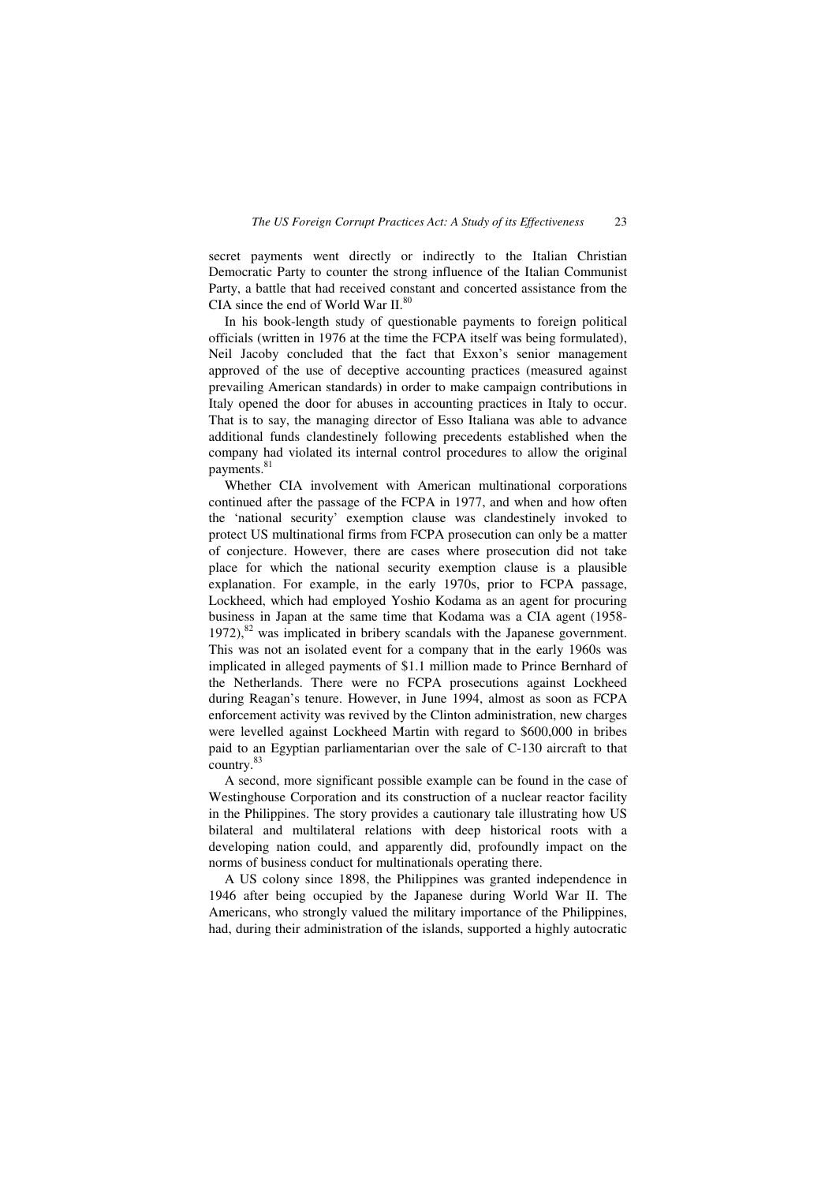secret payments went directly or indirectly to the Italian Christian Democratic Party to counter the strong influence of the Italian Communist Party, a battle that had received constant and concerted assistance from the CIA since the end of World War II.[80]

In his book-length study of questionable payments to foreign political officials (written in 1976 at the time the FCPA itself was being formulated), Neil Jacoby concluded that the fact that Exxon's senior management approved of the use of deceptive accounting practices (measured against prevailing American standards) in order to make campaign contributions in Italy opened the door for abuses in accounting practices in Italy to occur. That is to say, the managing director of Esso Italiana was able to advance additional funds clandestinely following precedents established when the company had violated its internal control procedures to allow the original payments.[81]

Whether CIA involvement with American multinational corporations continued after the passage of the FCPA in 1977, and when and how often the 'national security' exemption clause was clandestinely invoked to protect US multinational firms from FCPA prosecution can only be a matter of conjecture. However, there are cases where prosecution did not take place for which the national security exemption clause is a plausible explanation. For example, in the early 1970s, prior to FCPA passage, Lockheed, which had employed Yoshio Kodama as an agent for procuring business in Japan at the same time that Kodama was a CIA agent (1958-1972),[82] was implicated in bribery scandals with the Japanese government. This was not an isolated event for a company that in the early 1960s was implicated in alleged payments of \$1.1 million made to Prince Bernhard of the Netherlands. There were no FCPA prosecutions against Lockheed during Reagan's tenure. However, in June 1994, almost as soon as FCPA enforcement activity was revived by the Clinton administration, new charges were levelled against Lockheed Martin with regard to \$600,000 in bribes paid to an Egyptian parliamentarian over the sale of C-130 aircraft to that country.[83]

A second, more significant possible example can be found in the case of Westinghouse Corporation and its construction of a nuclear reactor facility in the Philippines. The story provides a cautionary tale illustrating how US bilateral and multilateral relations with deep historical roots with a developing nation could, and apparently did, profoundly impact on the norms of business conduct for multinationals operating there.

A US colony since 1898, the Philippines was granted independence in 1946 after being occupied by the Japanese during World War II. The Americans, who strongly valued the military importance of the Philippines, had, during their administration of the islands, supported a highly autocratic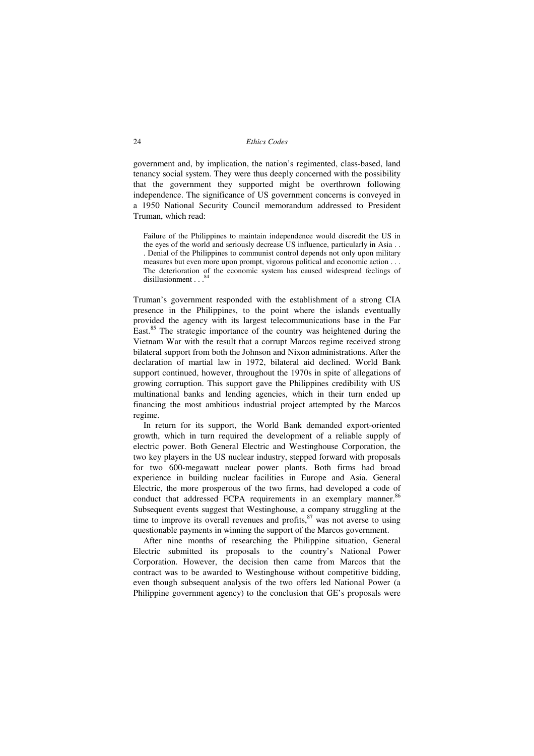government and, by implication, the nation's regimented, class-based, land tenancy social system. They were thus deeply concerned with the possibility that the government they supported might be overthrown following independence. The significance of US government concerns is conveyed in a 1950 National Security Council memorandum addressed to President Truman, which read:

> Failure of the Philippines to maintain independence would discredit the US in the eyes of the world and seriously decrease US influence, particularly in Asia . . . Denial of the Philippines to communist control depends not only upon military measures but even more upon prompt, vigorous political and economic action . . . The deterioration of the economic system has caused widespread feelings of disillusionment . . .[84]

Truman's government responded with the establishment of a strong CIA presence in the Philippines, to the point where the islands eventually provided the agency with its largest telecommunications base in the Far East.[85] The strategic importance of the country was heightened during the Vietnam War with the result that a corrupt Marcos regime received strong bilateral support from both the Johnson and Nixon administrations. After the declaration of martial law in 1972, bilateral aid declined. World Bank support continued, however, throughout the 1970s in spite of allegations of growing corruption. This support gave the Philippines credibility with US multinational banks and lending agencies, which in their turn ended up financing the most ambitious industrial project attempted by the Marcos regime.

In return for its support, the World Bank demanded export-oriented growth, which in turn required the development of a reliable supply of electric power. Both General Electric and Westinghouse Corporation, the two key players in the US nuclear industry, stepped forward with proposals for two 600-megawatt nuclear power plants. Both firms had broad experience in building nuclear facilities in Europe and Asia. General Electric, the more prosperous of the two firms, had developed a code of conduct that addressed FCPA requirements in an exemplary manner.[86] Subsequent events suggest that Westinghouse, a company struggling at the time to improve its overall revenues and profits,[87] was not averse to using questionable payments in winning the support of the Marcos government.

After nine months of researching the Philippine situation, General Electric submitted its proposals to the country's National Power Corporation. However, the decision then came from Marcos that the contract was to be awarded to Westinghouse without competitive bidding, even though subsequent analysis of the two offers led National Power (a Philippine government agency) to the conclusion that GE's proposals were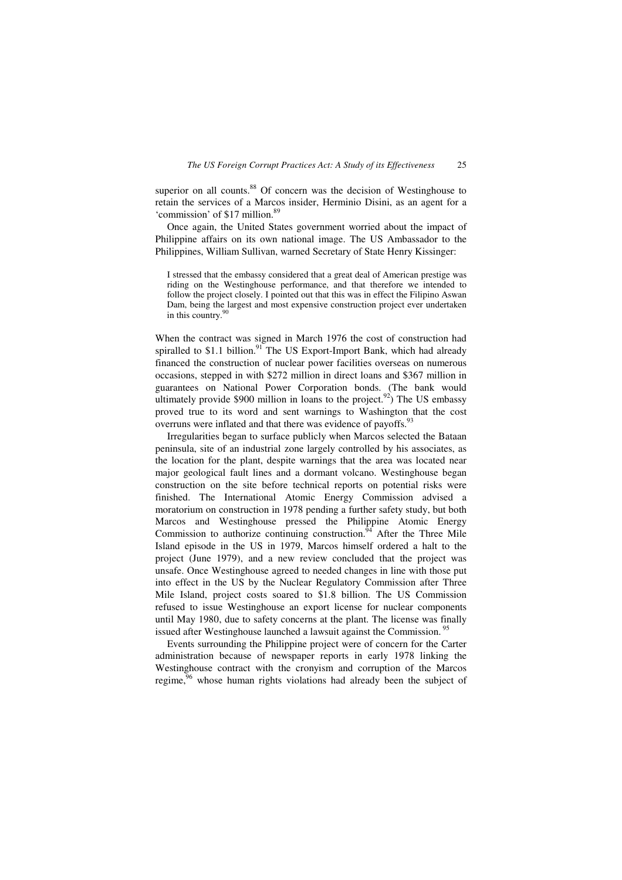superior on all counts.[88] Of concern was the decision of Westinghouse to retain the services of a Marcos insider, Herminio Disini, as an agent for a 'commission' of $17 million.[89]

Once again, the United States government worried about the impact of Philippine affairs on its own national image. The US Ambassador to the Philippines, William Sullivan, warned Secretary of State Henry Kissinger:

> I stressed that the embassy considered that a great deal of American prestige was riding on the Westinghouse performance, and that therefore we intended to follow the project closely. I pointed out that this was in effect the Filipino Aswan Dam, being the largest and most expensive construction project ever undertaken in this country.[90]

When the contract was signed in March 1976 the cost of construction had spiralled to $1.1 billion.[91] The US Export-Import Bank, which had already financed the construction of nuclear power facilities overseas on numerous occasions, stepped in with $272 million in direct loans and $367 million in guarantees on National Power Corporation bonds. (The bank would ultimately provide $900 million in loans to the project.[92]) The US embassy proved true to its word and sent warnings to Washington that the cost overruns were inflated and that there was evidence of payoffs.[93]

Irregularities began to surface publicly when Marcos selected the Bataan peninsula, site of an industrial zone largely controlled by his associates, as the location for the plant, despite warnings that the area was located near major geological fault lines and a dormant volcano. Westinghouse began construction on the site before technical reports on potential risks were finished. The International Atomic Energy Commission advised a moratorium on construction in 1978 pending a further safety study, but both Marcos and Westinghouse pressed the Philippine Atomic Energy Commission to authorize continuing construction.[94] After the Three Mile Island episode in the US in 1979, Marcos himself ordered a halt to the project (June 1979), and a new review concluded that the project was unsafe. Once Westinghouse agreed to needed changes in line with those put into effect in the US by the Nuclear Regulatory Commission after Three Mile Island, project costs soared to $1.8 billion. The US Commission refused to issue Westinghouse an export license for nuclear components until May 1980, due to safety concerns at the plant. The license was finally issued after Westinghouse launched a lawsuit against the Commission.[95]

Events surrounding the Philippine project were of concern for the Carter administration because of newspaper reports in early 1978 linking the Westinghouse contract with the cronyism and corruption of the Marcos regime,[96] whose human rights violations had already been the subject of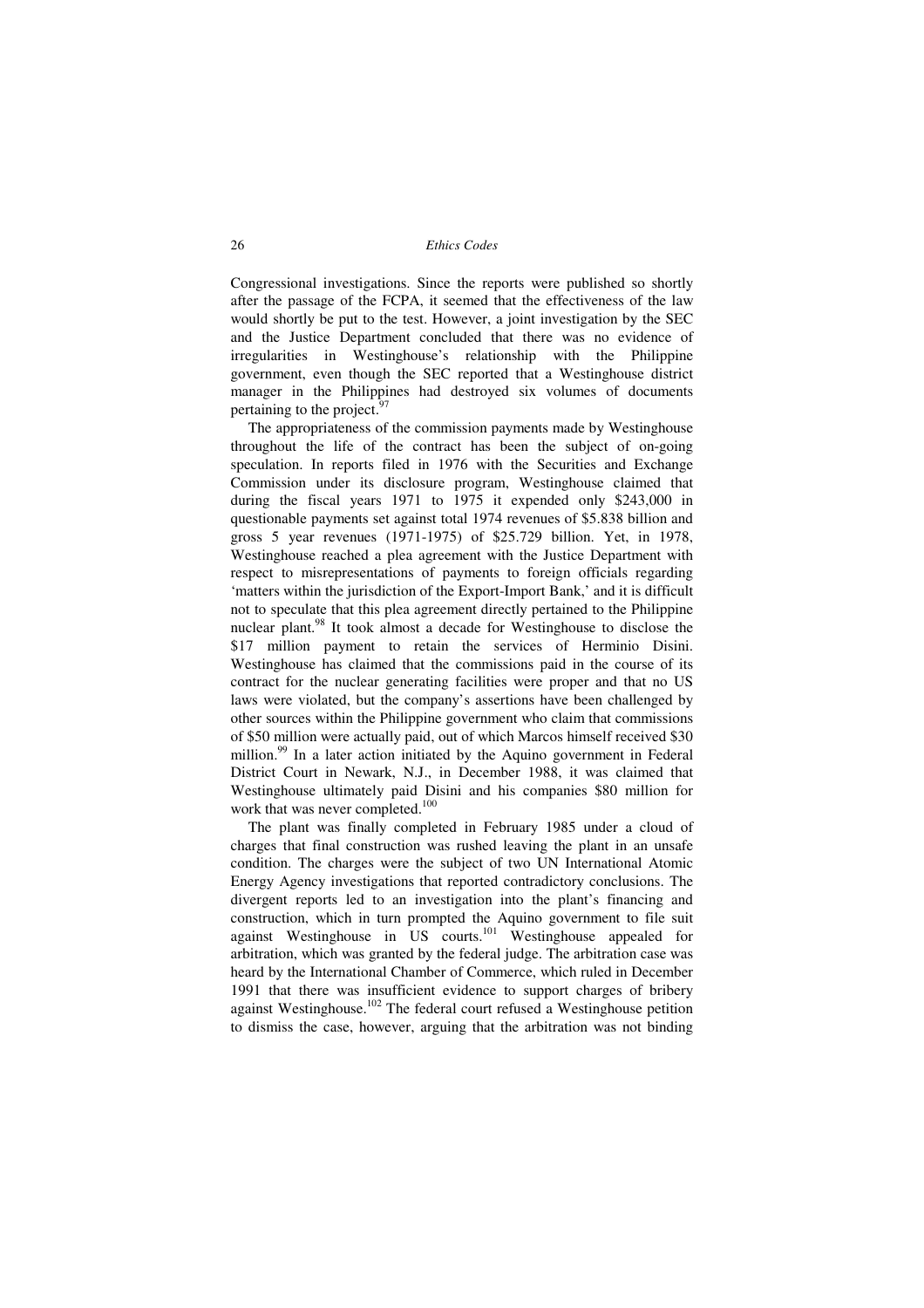Congressional investigations. Since the reports were published so shortly after the passage of the FCPA, it seemed that the effectiveness of the law would shortly be put to the test. However, a joint investigation by the SEC and the Justice Department concluded that there was no evidence of irregularities in Westinghouse's relationship with the Philippine government, even though the SEC reported that a Westinghouse district manager in the Philippines had destroyed six volumes of documents pertaining to the project.[97]

The appropriateness of the commission payments made by Westinghouse throughout the life of the contract has been the subject of on-going speculation. In reports filed in 1976 with the Securities and Exchange Commission under its disclosure program, Westinghouse claimed that during the fiscal years 1971 to 1975 it expended only $243,000 in questionable payments set against total 1974 revenues of $5.838 billion and gross 5 year revenues (1971-1975) of $25.729 billion. Yet, in 1978, Westinghouse reached a plea agreement with the Justice Department with respect to misrepresentations of payments to foreign officials regarding 'matters within the jurisdiction of the Export-Import Bank,' and it is difficult not to speculate that this plea agreement directly pertained to the Philippine nuclear plant.[98] It took almost a decade for Westinghouse to disclose the $17 million payment to retain the services of Herminio Disini. Westinghouse has claimed that the commissions paid in the course of its contract for the nuclear generating facilities were proper and that no US laws were violated, but the company's assertions have been challenged by other sources within the Philippine government who claim that commissions of $50 million were actually paid, out of which Marcos himself received $30 million.[99] In a later action initiated by the Aquino government in Federal District Court in Newark, N.J., in December 1988, it was claimed that Westinghouse ultimately paid Disini and his companies $80 million for work that was never completed.[100]

The plant was finally completed in February 1985 under a cloud of charges that final construction was rushed leaving the plant in an unsafe condition. The charges were the subject of two UN International Atomic Energy Agency investigations that reported contradictory conclusions. The divergent reports led to an investigation into the plant's financing and construction, which in turn prompted the Aquino government to file suit against Westinghouse in US courts.[101] Westinghouse appealed for arbitration, which was granted by the federal judge. The arbitration case was heard by the International Chamber of Commerce, which ruled in December 1991 that there was insufficient evidence to support charges of bribery against Westinghouse.[102] The federal court refused a Westinghouse petition to dismiss the case, however, arguing that the arbitration was not binding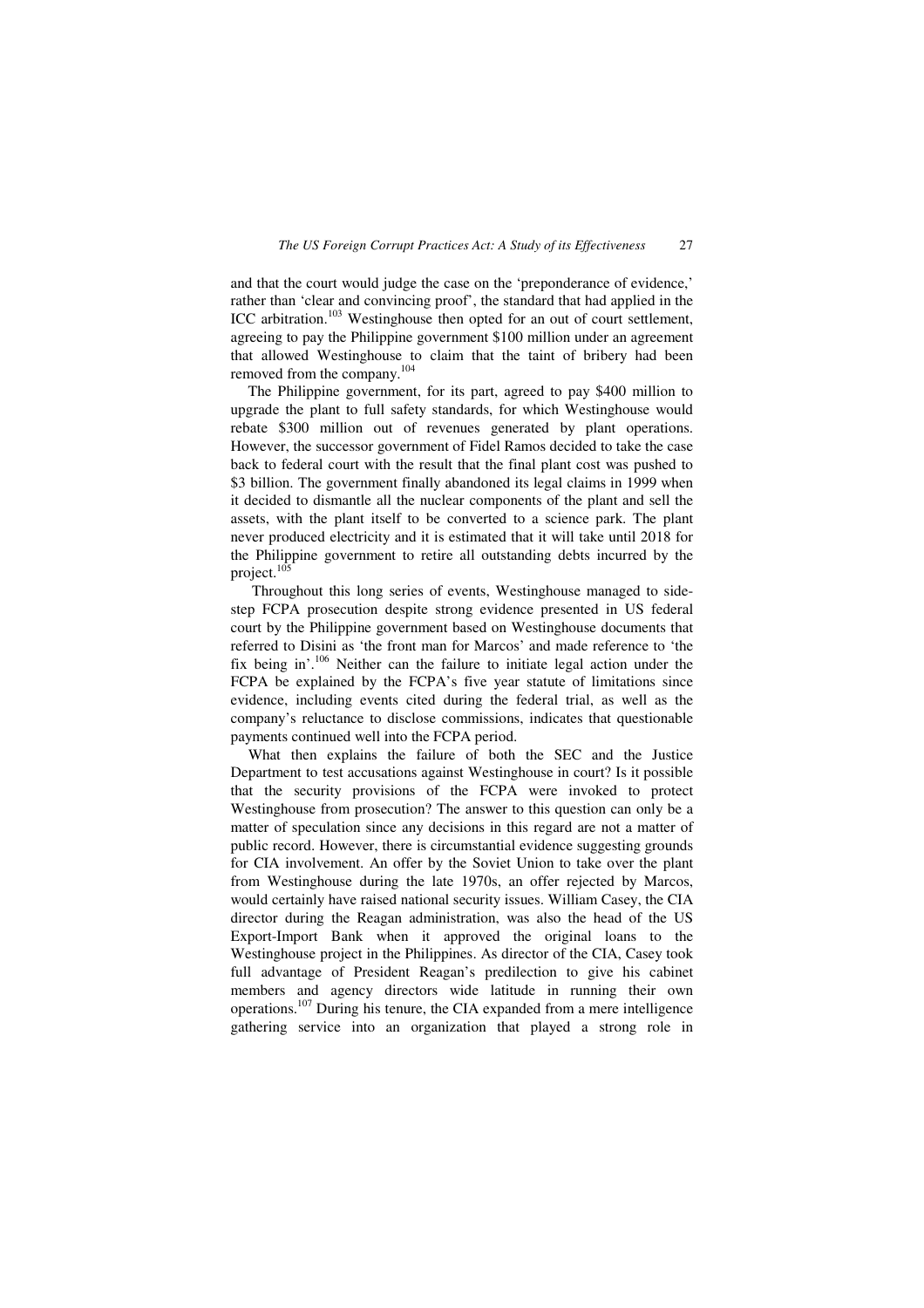and that the court would judge the case on the 'preponderance of evidence,' rather than 'clear and convincing proof', the standard that had applied in the ICC arbitration.[103] Westinghouse then opted for an out of court settlement, agreeing to pay the Philippine government \$100 million under an agreement that allowed Westinghouse to claim that the taint of bribery had been removed from the company.[104]

The Philippine government, for its part, agreed to pay \$400 million to upgrade the plant to full safety standards, for which Westinghouse would rebate \$300 million out of revenues generated by plant operations. However, the successor government of Fidel Ramos decided to take the case back to federal court with the result that the final plant cost was pushed to \$3 billion. The government finally abandoned its legal claims in 1999 when it decided to dismantle all the nuclear components of the plant and sell the assets, with the plant itself to be converted to a science park. The plant never produced electricity and it is estimated that it will take until 2018 for the Philippine government to retire all outstanding debts incurred by the project.[105]

Throughout this long series of events, Westinghouse managed to side-step FCPA prosecution despite strong evidence presented in US federal court by the Philippine government based on Westinghouse documents that referred to Disini as 'the front man for Marcos' and made reference to 'the fix being in'.[106] Neither can the failure to initiate legal action under the FCPA be explained by the FCPA's five year statute of limitations since evidence, including events cited during the federal trial, as well as the company's reluctance to disclose commissions, indicates that questionable payments continued well into the FCPA period.

What then explains the failure of both the SEC and the Justice Department to test accusations against Westinghouse in court? Is it possible that the security provisions of the FCPA were invoked to protect Westinghouse from prosecution? The answer to this question can only be a matter of speculation since any decisions in this regard are not a matter of public record. However, there is circumstantial evidence suggesting grounds for CIA involvement. An offer by the Soviet Union to take over the plant from Westinghouse during the late 1970s, an offer rejected by Marcos, would certainly have raised national security issues. William Casey, the CIA director during the Reagan administration, was also the head of the US Export-Import Bank when it approved the original loans to the Westinghouse project in the Philippines. As director of the CIA, Casey took full advantage of President Reagan's predilection to give his cabinet members and agency directors wide latitude in running their own operations.[107] During his tenure, the CIA expanded from a mere intelligence gathering service into an organization that played a strong role in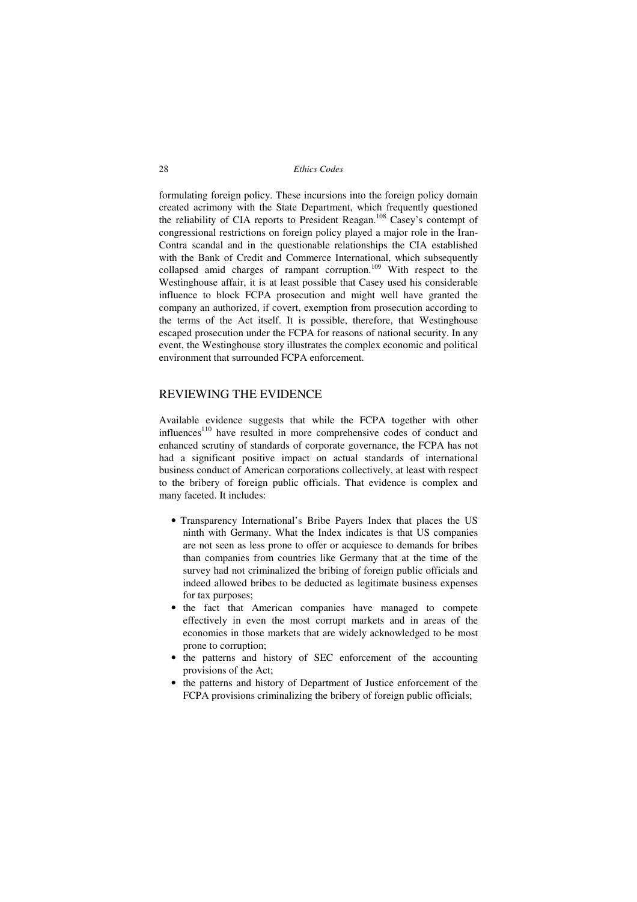formulating foreign policy. These incursions into the foreign policy domain created acrimony with the State Department, which frequently questioned the reliability of CIA reports to President Reagan.[108] Casey's contempt of congressional restrictions on foreign policy played a major role in the Iran-Contra scandal and in the questionable relationships the CIA established with the Bank of Credit and Commerce International, which subsequently collapsed amid charges of rampant corruption.[109] With respect to the Westinghouse affair, it is at least possible that Casey used his considerable influence to block FCPA prosecution and might well have granted the company an authorized, if covert, exemption from prosecution according to the terms of the Act itself. It is possible, therefore, that Westinghouse escaped prosecution under the FCPA for reasons of national security. In any event, the Westinghouse story illustrates the complex economic and political environment that surrounded FCPA enforcement.

## REVIEWING THE EVIDENCE

Available evidence suggests that while the FCPA together with other influences[110] have resulted in more comprehensive codes of conduct and enhanced scrutiny of standards of corporate governance, the FCPA has not had a significant positive impact on actual standards of international business conduct of American corporations collectively, at least with respect to the bribery of foreign public officials. That evidence is complex and many faceted. It includes:

- Transparency International's Bribe Payers Index that places the US ninth with Germany. What the Index indicates is that US companies are not seen as less prone to offer or acquiesce to demands for bribes than companies from countries like Germany that at the time of the survey had not criminalized the bribing of foreign public officials and indeed allowed bribes to be deducted as legitimate business expenses for tax purposes;
- the fact that American companies have managed to compete effectively in even the most corrupt markets and in areas of the economies in those markets that are widely acknowledged to be most prone to corruption;
- the patterns and history of SEC enforcement of the accounting provisions of the Act;
- the patterns and history of Department of Justice enforcement of the FCPA provisions criminalizing the bribery of foreign public officials;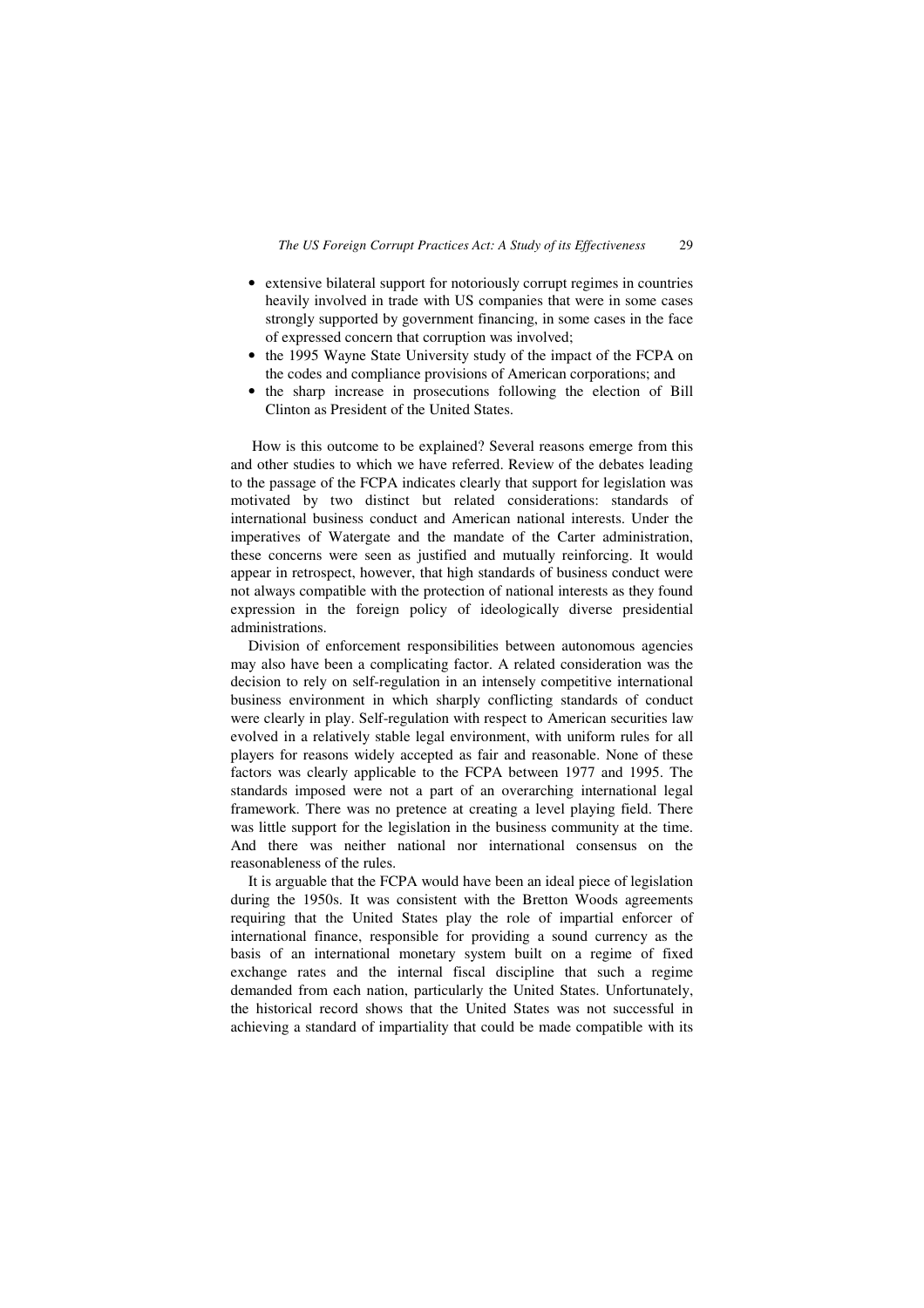- extensive bilateral support for notoriously corrupt regimes in countries heavily involved in trade with US companies that were in some cases strongly supported by government financing, in some cases in the face of expressed concern that corruption was involved;
- the 1995 Wayne State University study of the impact of the FCPA on the codes and compliance provisions of American corporations; and
- the sharp increase in prosecutions following the election of Bill Clinton as President of the United States.

How is this outcome to be explained? Several reasons emerge from this and other studies to which we have referred. Review of the debates leading to the passage of the FCPA indicates clearly that support for legislation was motivated by two distinct but related considerations: standards of international business conduct and American national interests. Under the imperatives of Watergate and the mandate of the Carter administration, these concerns were seen as justified and mutually reinforcing. It would appear in retrospect, however, that high standards of business conduct were not always compatible with the protection of national interests as they found expression in the foreign policy of ideologically diverse presidential administrations.

Division of enforcement responsibilities between autonomous agencies may also have been a complicating factor. A related consideration was the decision to rely on self-regulation in an intensely competitive international business environment in which sharply conflicting standards of conduct were clearly in play. Self-regulation with respect to American securities law evolved in a relatively stable legal environment, with uniform rules for all players for reasons widely accepted as fair and reasonable. None of these factors was clearly applicable to the FCPA between 1977 and 1995. The standards imposed were not a part of an overarching international legal framework. There was no pretence at creating a level playing field. There was little support for the legislation in the business community at the time. And there was neither national nor international consensus on the reasonableness of the rules.

It is arguable that the FCPA would have been an ideal piece of legislation during the 1950s. It was consistent with the Bretton Woods agreements requiring that the United States play the role of impartial enforcer of international finance, responsible for providing a sound currency as the basis of an international monetary system built on a regime of fixed exchange rates and the internal fiscal discipline that such a regime demanded from each nation, particularly the United States. Unfortunately, the historical record shows that the United States was not successful in achieving a standard of impartiality that could be made compatible with its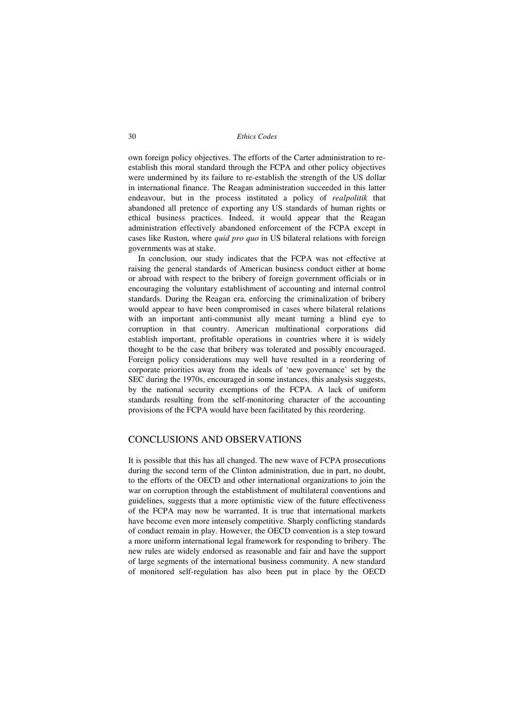own foreign policy objectives. The efforts of the Carter administration to re-establish this moral standard through the FCPA and other policy objectives were undermined by its failure to re-establish the strength of the US dollar in international finance. The Reagan administration succeeded in this latter endeavour, but in the process instituted a policy of *realpolitik* that abandoned all pretence of exporting any US standards of human rights or ethical business practices. Indeed, it would appear that the Reagan administration effectively abandoned enforcement of the FCPA except in cases like Ruston, where *quid pro quo* in US bilateral relations with foreign governments was at stake.

In conclusion, our study indicates that the FCPA was not effective at raising the general standards of American business conduct either at home or abroad with respect to the bribery of foreign government officials or in encouraging the voluntary establishment of accounting and internal control standards. During the Reagan era, enforcing the criminalization of bribery would appear to have been compromised in cases where bilateral relations with an important anti-communist ally meant turning a blind eye to corruption in that country. American multinational corporations did establish important, profitable operations in countries where it is widely thought to be the case that bribery was tolerated and possibly encouraged. Foreign policy considerations may well have resulted in a reordering of corporate priorities away from the ideals of 'new governance' set by the SEC during the 1970s, encouraged in some instances, this analysis suggests, by the national security exemptions of the FCPA. A lack of uniform standards resulting from the self-monitoring character of the accounting provisions of the FCPA would have been facilitated by this reordering.

## CONCLUSIONS AND OBSERVATIONS

It is possible that this has all changed. The new wave of FCPA prosecutions during the second term of the Clinton administration, due in part, no doubt, to the efforts of the OECD and other international organizations to join the war on corruption through the establishment of multilateral conventions and guidelines, suggests that a more optimistic view of the future effectiveness of the FCPA may now be warranted. It is true that international markets have become even more intensely competitive. Sharply conflicting standards of conduct remain in play. However, the OECD convention is a step toward a more uniform international legal framework for responding to bribery. The new rules are widely endorsed as reasonable and fair and have the support of large segments of the international business community. A new standard of monitored self-regulation has also been put in place by the OECD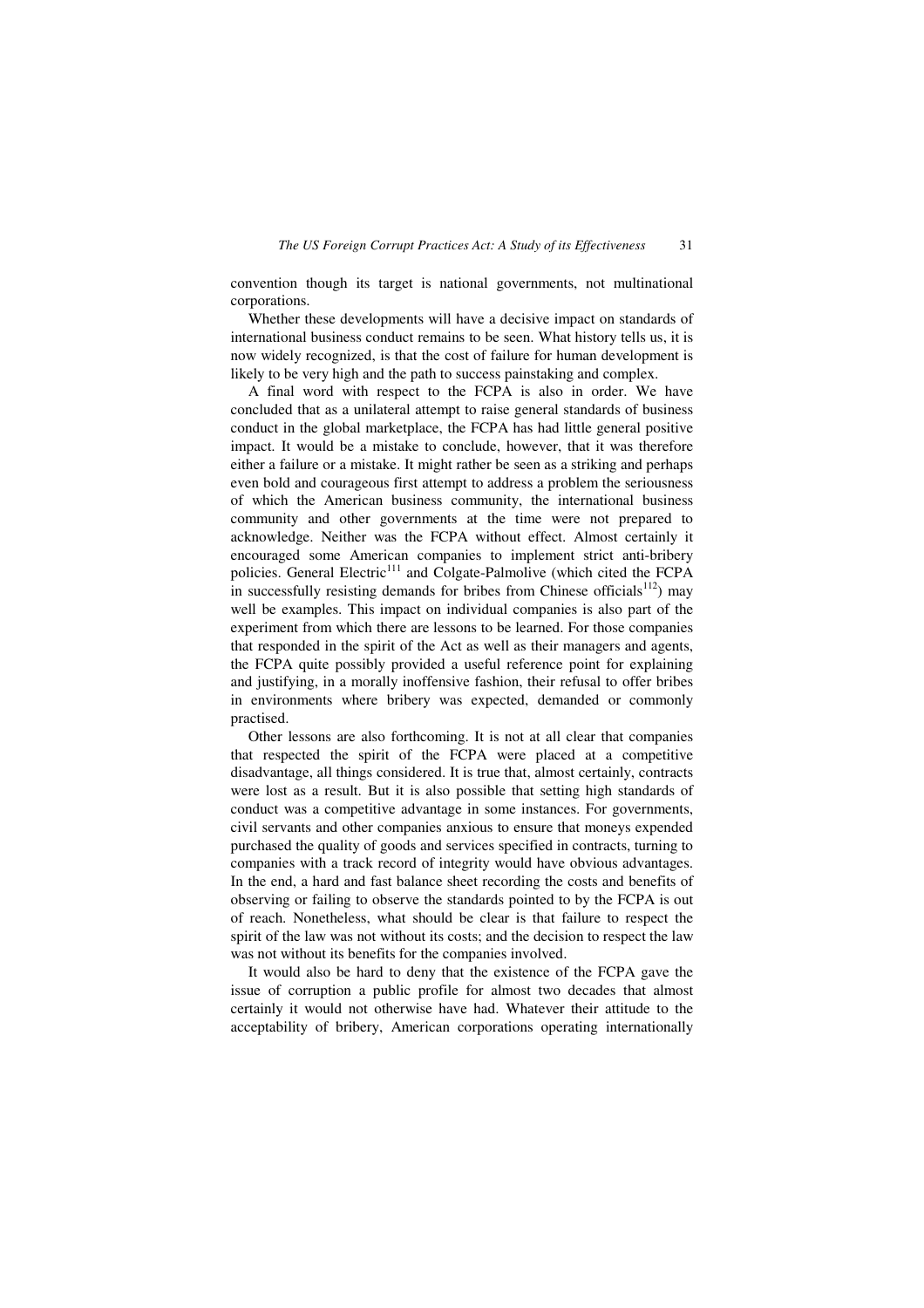convention though its target is national governments, not multinational corporations.

Whether these developments will have a decisive impact on standards of international business conduct remains to be seen. What history tells us, it is now widely recognized, is that the cost of failure for human development is likely to be very high and the path to success painstaking and complex.

A final word with respect to the FCPA is also in order. We have concluded that as a unilateral attempt to raise general standards of business conduct in the global marketplace, the FCPA has had little general positive impact. It would be a mistake to conclude, however, that it was therefore either a failure or a mistake. It might rather be seen as a striking and perhaps even bold and courageous first attempt to address a problem the seriousness of which the American business community, the international business community and other governments at the time were not prepared to acknowledge. Neither was the FCPA without effect. Almost certainly it encouraged some American companies to implement strict anti-bribery policies. General Electric[111] and Colgate-Palmolive (which cited the FCPA in successfully resisting demands for bribes from Chinese officials[112]) may well be examples. This impact on individual companies is also part of the experiment from which there are lessons to be learned. For those companies that responded in the spirit of the Act as well as their managers and agents, the FCPA quite possibly provided a useful reference point for explaining and justifying, in a morally inoffensive fashion, their refusal to offer bribes in environments where bribery was expected, demanded or commonly practised.

Other lessons are also forthcoming. It is not at all clear that companies that respected the spirit of the FCPA were placed at a competitive disadvantage, all things considered. It is true that, almost certainly, contracts were lost as a result. But it is also possible that setting high standards of conduct was a competitive advantage in some instances. For governments, civil servants and other companies anxious to ensure that moneys expended purchased the quality of goods and services specified in contracts, turning to companies with a track record of integrity would have obvious advantages. In the end, a hard and fast balance sheet recording the costs and benefits of observing or failing to observe the standards pointed to by the FCPA is out of reach. Nonetheless, what should be clear is that failure to respect the spirit of the law was not without its costs; and the decision to respect the law was not without its benefits for the companies involved.

It would also be hard to deny that the existence of the FCPA gave the issue of corruption a public profile for almost two decades that almost certainly it would not otherwise have had. Whatever their attitude to the acceptability of bribery, American corporations operating internationally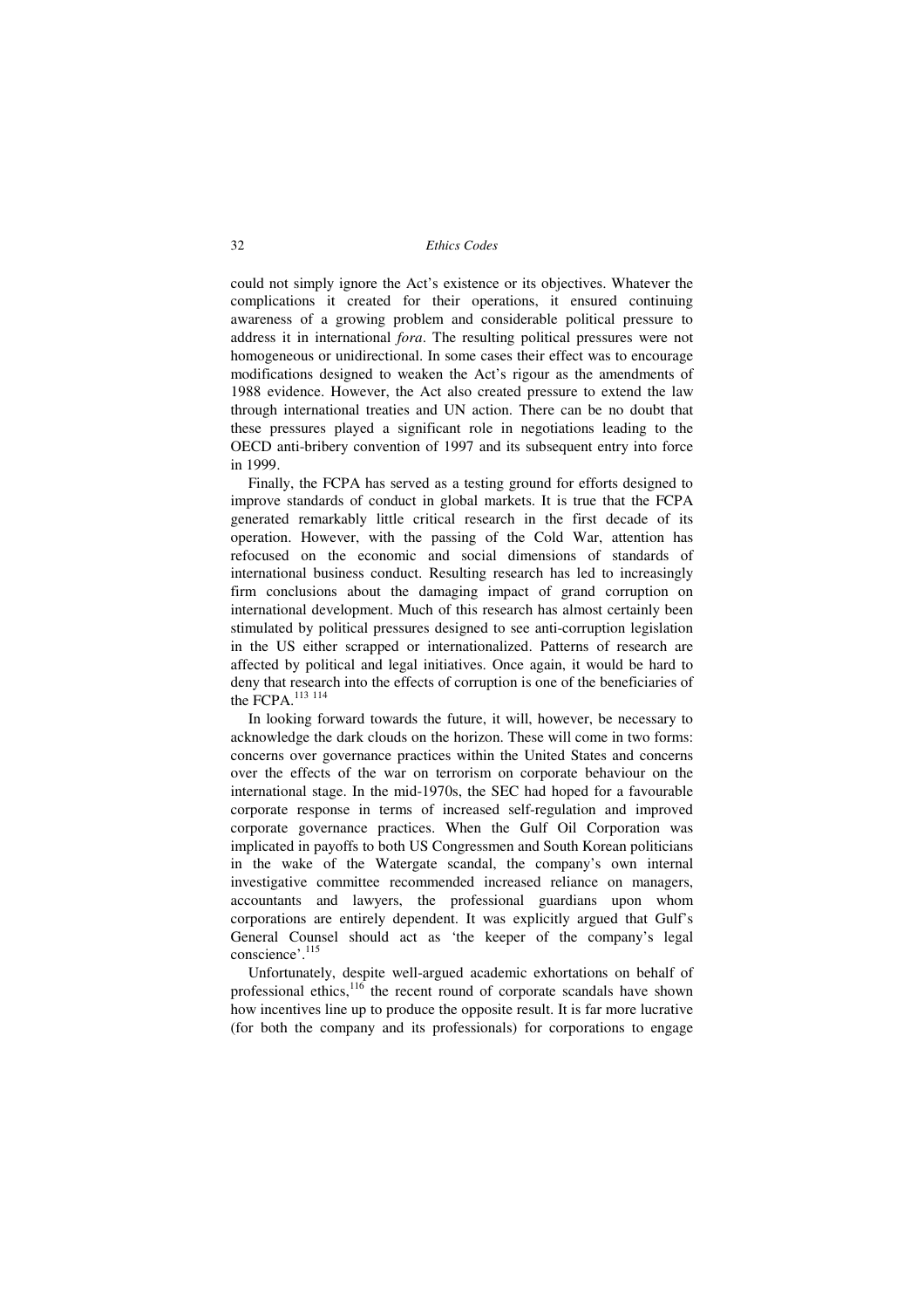could not simply ignore the Act's existence or its objectives. Whatever the complications it created for their operations, it ensured continuing awareness of a growing problem and considerable political pressure to address it in international *fora*. The resulting political pressures were not homogeneous or unidirectional. In some cases their effect was to encourage modifications designed to weaken the Act's rigour as the amendments of 1988 evidence. However, the Act also created pressure to extend the law through international treaties and UN action. There can be no doubt that these pressures played a significant role in negotiations leading to the OECD anti-bribery convention of 1997 and its subsequent entry into force in 1999.

Finally, the FCPA has served as a testing ground for efforts designed to improve standards of conduct in global markets. It is true that the FCPA generated remarkably little critical research in the first decade of its operation. However, with the passing of the Cold War, attention has refocused on the economic and social dimensions of standards of international business conduct. Resulting research has led to increasingly firm conclusions about the damaging impact of grand corruption on international development. Much of this research has almost certainly been stimulated by political pressures designed to see anti-corruption legislation in the US either scrapped or internationalized. Patterns of research are affected by political and legal initiatives. Once again, it would be hard to deny that research into the effects of corruption is one of the beneficiaries of the FCPA.[113] [114]

In looking forward towards the future, it will, however, be necessary to acknowledge the dark clouds on the horizon. These will come in two forms: concerns over governance practices within the United States and concerns over the effects of the war on terrorism on corporate behaviour on the international stage. In the mid-1970s, the SEC had hoped for a favourable corporate response in terms of increased self-regulation and improved corporate governance practices. When the Gulf Oil Corporation was implicated in payoffs to both US Congressmen and South Korean politicians in the wake of the Watergate scandal, the company's own internal investigative committee recommended increased reliance on managers, accountants and lawyers, the professional guardians upon whom corporations are entirely dependent. It was explicitly argued that Gulf's General Counsel should act as 'the keeper of the company's legal conscience'.[115]

Unfortunately, despite well-argued academic exhortations on behalf of professional ethics,[116] the recent round of corporate scandals have shown how incentives line up to produce the opposite result. It is far more lucrative (for both the company and its professionals) for corporations to engage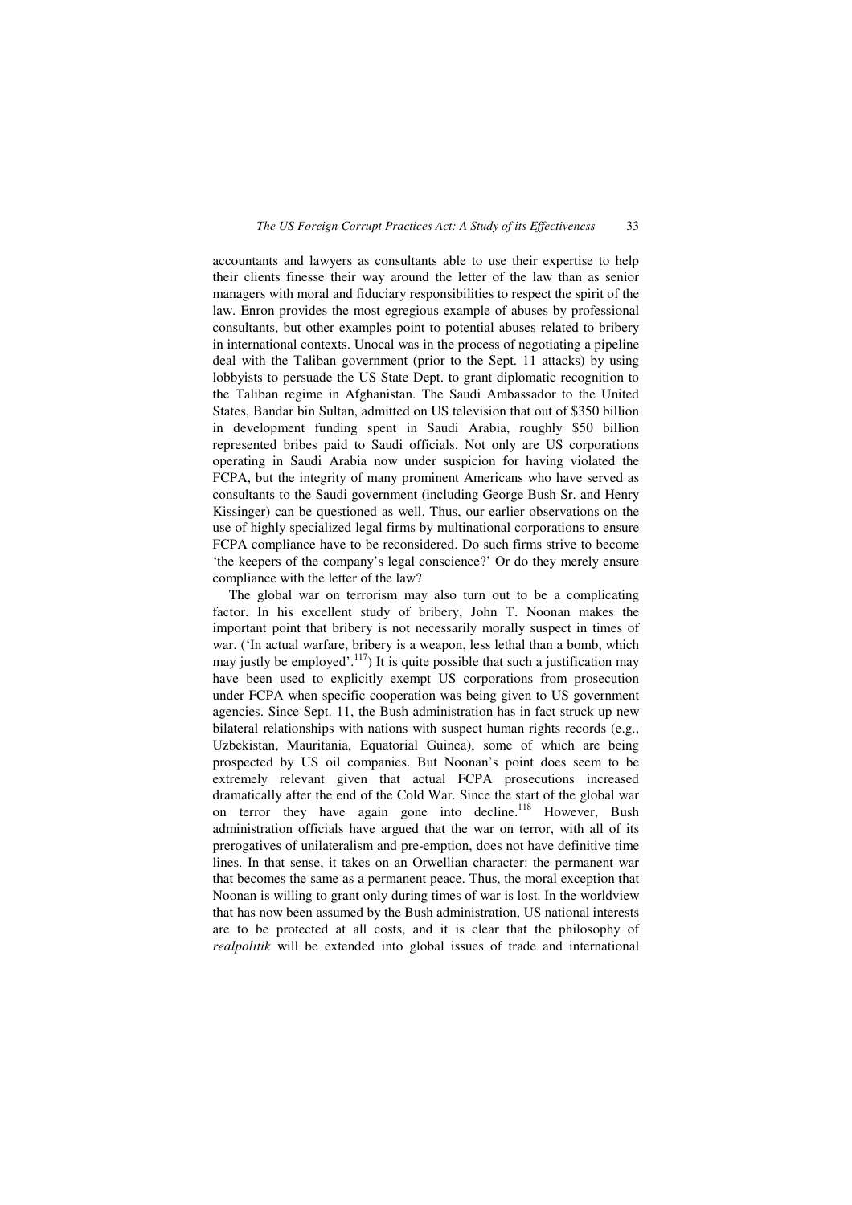accountants and lawyers as consultants able to use their expertise to help their clients finesse their way around the letter of the law than as senior managers with moral and fiduciary responsibilities to respect the spirit of the law. Enron provides the most egregious example of abuses by professional consultants, but other examples point to potential abuses related to bribery in international contexts. Unocal was in the process of negotiating a pipeline deal with the Taliban government (prior to the Sept. 11 attacks) by using lobbyists to persuade the US State Dept. to grant diplomatic recognition to the Taliban regime in Afghanistan. The Saudi Ambassador to the United States, Bandar bin Sultan, admitted on US television that out of $350 billion in development funding spent in Saudi Arabia, roughly $50 billion represented bribes paid to Saudi officials. Not only are US corporations operating in Saudi Arabia now under suspicion for having violated the FCPA, but the integrity of many prominent Americans who have served as consultants to the Saudi government (including George Bush Sr. and Henry Kissinger) can be questioned as well. Thus, our earlier observations on the use of highly specialized legal firms by multinational corporations to ensure FCPA compliance have to be reconsidered. Do such firms strive to become 'the keepers of the company's legal conscience?' Or do they merely ensure compliance with the letter of the law?

The global war on terrorism may also turn out to be a complicating factor. In his excellent study of bribery, John T. Noonan makes the important point that bribery is not necessarily morally suspect in times of war. ('In actual warfare, bribery is a weapon, less lethal than a bomb, which may justly be employed'.[117]) It is quite possible that such a justification may have been used to explicitly exempt US corporations from prosecution under FCPA when specific cooperation was being given to US government agencies. Since Sept. 11, the Bush administration has in fact struck up new bilateral relationships with nations with suspect human rights records (e.g., Uzbekistan, Mauritania, Equatorial Guinea), some of which are being prospected by US oil companies. But Noonan's point does seem to be extremely relevant given that actual FCPA prosecutions increased dramatically after the end of the Cold War. Since the start of the global war on terror they have again gone into decline.[118] However, Bush administration officials have argued that the war on terror, with all of its prerogatives of unilateralism and pre-emption, does not have definitive time lines. In that sense, it takes on an Orwellian character: the permanent war that becomes the same as a permanent peace. Thus, the moral exception that Noonan is willing to grant only during times of war is lost. In the worldview that has now been assumed by the Bush administration, US national interests are to be protected at all costs, and it is clear that the philosophy of *realpolitik* will be extended into global issues of trade and international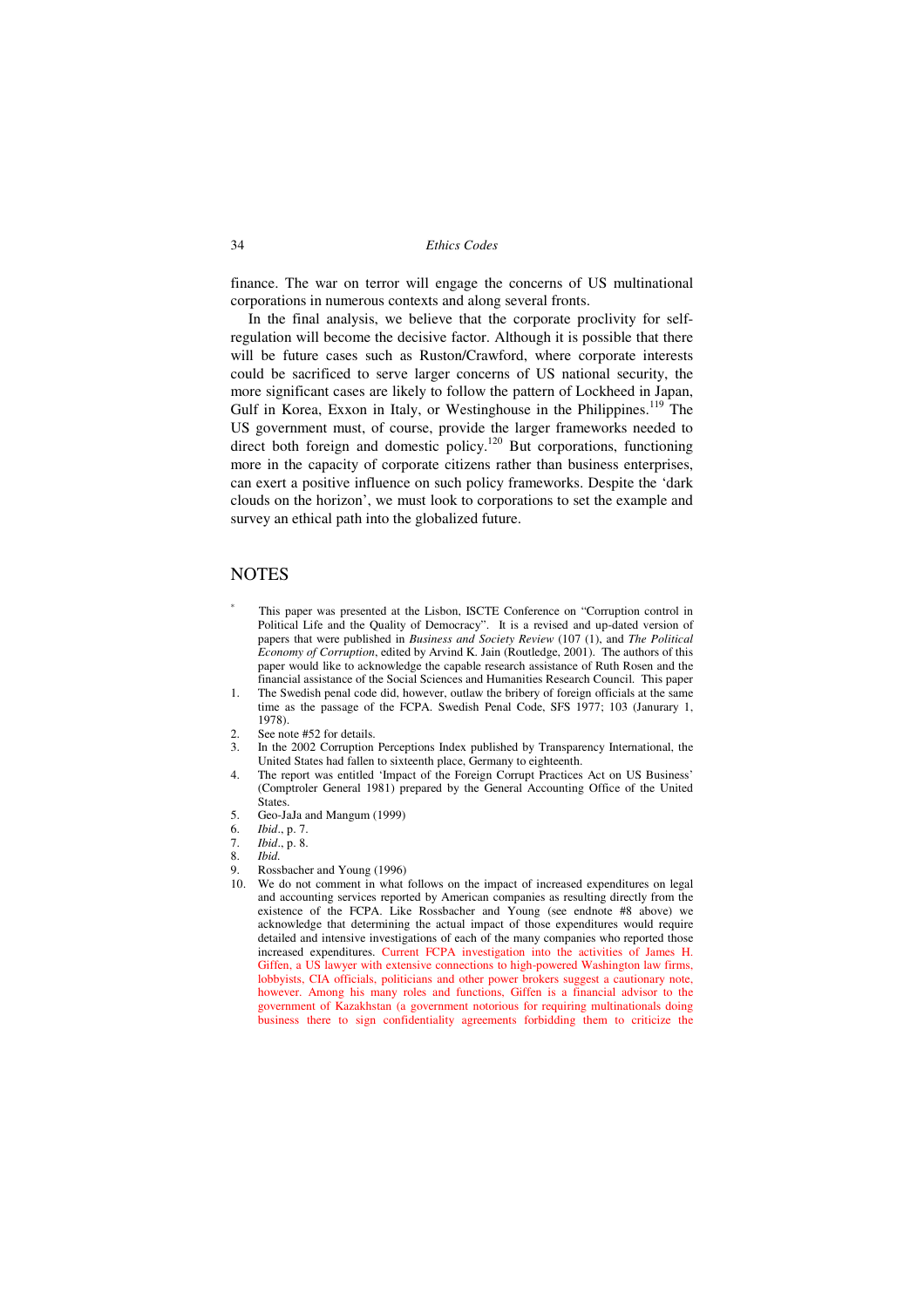finance. The war on terror will engage the concerns of US multinational corporations in numerous contexts and along several fronts.

In the final analysis, we believe that the corporate proclivity for self-regulation will become the decisive factor. Although it is possible that there will be future cases such as Ruston/Crawford, where corporate interests could be sacrificed to serve larger concerns of US national security, the more significant cases are likely to follow the pattern of Lockheed in Japan, Gulf in Korea, Exxon in Italy, or Westinghouse in the Philippines.[119] The US government must, of course, provide the larger frameworks needed to direct both foreign and domestic policy.[120] But corporations, functioning more in the capacity of corporate citizens rather than business enterprises, can exert a positive influence on such policy frameworks. Despite the 'dark clouds on the horizon', we must look to corporations to set the example and survey an ethical path into the globalized future.

## NOTES

\* This paper was presented at the Lisbon, ISCTE Conference on "Corruption control in Political Life and the Quality of Democracy". It is a revised and up-dated version of papers that were published in *Business and Society Review* (107 (1), and *The Political Economy of Corruption*, edited by Arvind K. Jain (Routledge, 2001). The authors of this paper would like to acknowledge the capable research assistance of Ruth Rosen and the financial assistance of the Social Sciences and Humanities Research Council. This paper

1. The Swedish penal code did, however, outlaw the bribery of foreign officials at the same time as the passage of the FCPA. Swedish Penal Code, SFS 1977; 103 (Janurary 1, 1978).
2. See note #52 for details.
3. In the 2002 Corruption Perceptions Index published by Transparency International, the United States had fallen to sixteenth place, Germany to eighteenth.
4. The report was entitled 'Impact of the Foreign Corrupt Practices Act on US Business' (Comptroler General 1981) prepared by the General Accounting Office of the United States.
5. Geo-JaJa and Mangum (1999)
6. *Ibid*., p. 7.
7. *Ibid*., p. 8.
8. *Ibid*.
9. Rossbacher and Young (1996)
10. We do not comment in what follows on the impact of increased expenditures on legal and accounting services reported by American companies as resulting directly from the existence of the FCPA. Like Rossbacher and Young (see endnote #8 above) we acknowledge that determining the actual impact of those expenditures would require detailed and intensive investigations of each of the many companies who reported those increased expenditures. Current FCPA investigation into the activities of James H. Giffen, a US lawyer with extensive connections to high-powered Washington law firms, lobbyists, CIA officials, politicians and other power brokers suggest a cautionary note, however. Among his many roles and functions, Giffen is a financial advisor to the government of Kazakhstan (a government notorious for requiring multinationals doing business there to sign confidentiality agreements forbidding them to criticize the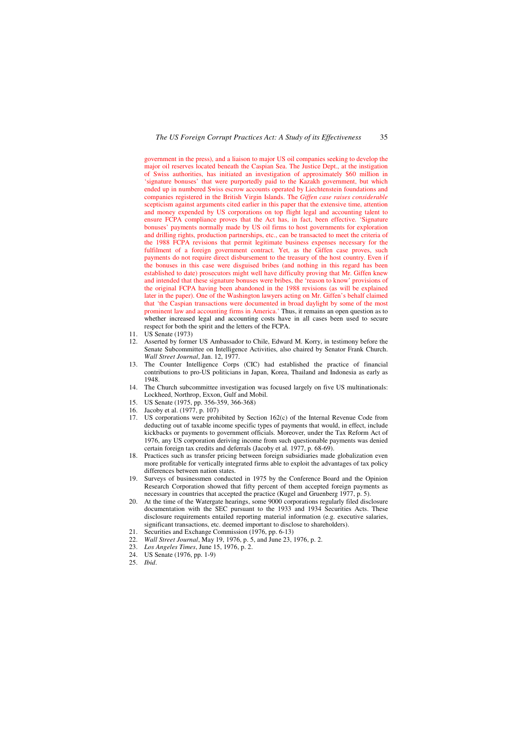government in the press), and a liaison to major US oil companies seeking to develop the major oil reserves located beneath the Caspian Sea. The Justice Dept., at the instigation of Swiss authorities, has initiated an investigation of approximately $60 million in 'signature bonuses' that were purportedly paid to the Kazakh government, but which ended up in numbered Swiss escrow accounts operated by Liechtenstein foundations and companies registered in the British Virgin Islands. The *Giffen case raises considerable* scepticism against arguments cited earlier in this paper that the extensive time, attention and money expended by US corporations on top flight legal and accounting talent to ensure FCPA compliance proves that the Act has, in fact, been effective. 'Signature bonuses' payments normally made by US oil firms to host governments for exploration and drilling rights, production partnerships, etc., can be transacted to meet the criteria of the 1988 FCPA revisions that permit legitimate business expenses necessary for the fulfilment of a foreign government contract. Yet, as the Giffen case proves, such payments do not require direct disbursement to the treasury of the host country. Even if the bonuses in this case were disguised bribes (and nothing in this regard has been established to date) prosecutors might well have difficulty proving that Mr. Giffen knew and intended that these signature bonuses were bribes, the 'reason to know' provisions of the original FCPA having been abandoned in the 1988 revisions (as will be explained later in the paper). One of the Washington lawyers acting on Mr. Giffen's behalf claimed that 'the Caspian transactions were documented in broad daylight by some of the most prominent law and accounting firms in America.' Thus, it remains an open question as to whether increased legal and accounting costs have in all cases been used to secure respect for both the spirit and the letters of the FCPA.

11. US Senate (1973)
12. Asserted by former US Ambassador to Chile, Edward M. Korry, in testimony before the Senate Subcommittee on Intelligence Activities, also chaired by Senator Frank Church. *Wall Street Journal*, Jan. 12, 1977.
13. The Counter Intelligence Corps (CIC) had established the practice of financial contributions to pro-US politicians in Japan, Korea, Thailand and Indonesia as early as 1948.
14. The Church subcommittee investigation was focused largely on five US multinationals: Lockheed, Northrop, Exxon, Gulf and Mobil.
15. US Senate (1975, pp. 356-359, 366-368)
16. Jacoby et al. (1977, p. 107)
17. US corporations were prohibited by Section 162(c) of the Internal Revenue Code from deducting out of taxable income specific types of payments that would, in effect, include kickbacks or payments to government officials. Moreover, under the Tax Reform Act of 1976, any US corporation deriving income from such questionable payments was denied certain foreign tax credits and deferrals (Jacoby et al. 1977, p. 68-69).
18. Practices such as transfer pricing between foreign subsidiaries made globalization even more profitable for vertically integrated firms able to exploit the advantages of tax policy differences between nation states.
19. Surveys of businessmen conducted in 1975 by the Conference Board and the Opinion Research Corporation showed that fifty percent of them accepted foreign payments as necessary in countries that accepted the practice (Kugel and Gruenberg 1977, p. 5).
20. At the time of the Watergate hearings, some 9000 corporations regularly filed disclosure documentation with the SEC pursuant to the 1933 and 1934 Securities Acts. These disclosure requirements entailed reporting material information (e.g. executive salaries, significant transactions, etc. deemed important to disclose to shareholders).
21. Securities and Exchange Commission (1976, pp. 6-13)
22. *Wall Street Journal*, May 19, 1976, p. 5, and June 23, 1976, p. 2.
23. *Los Angeles Times*, June 15, 1976, p. 2.
24. US Senate (1976, pp. 1-9)
25. *Ibid*.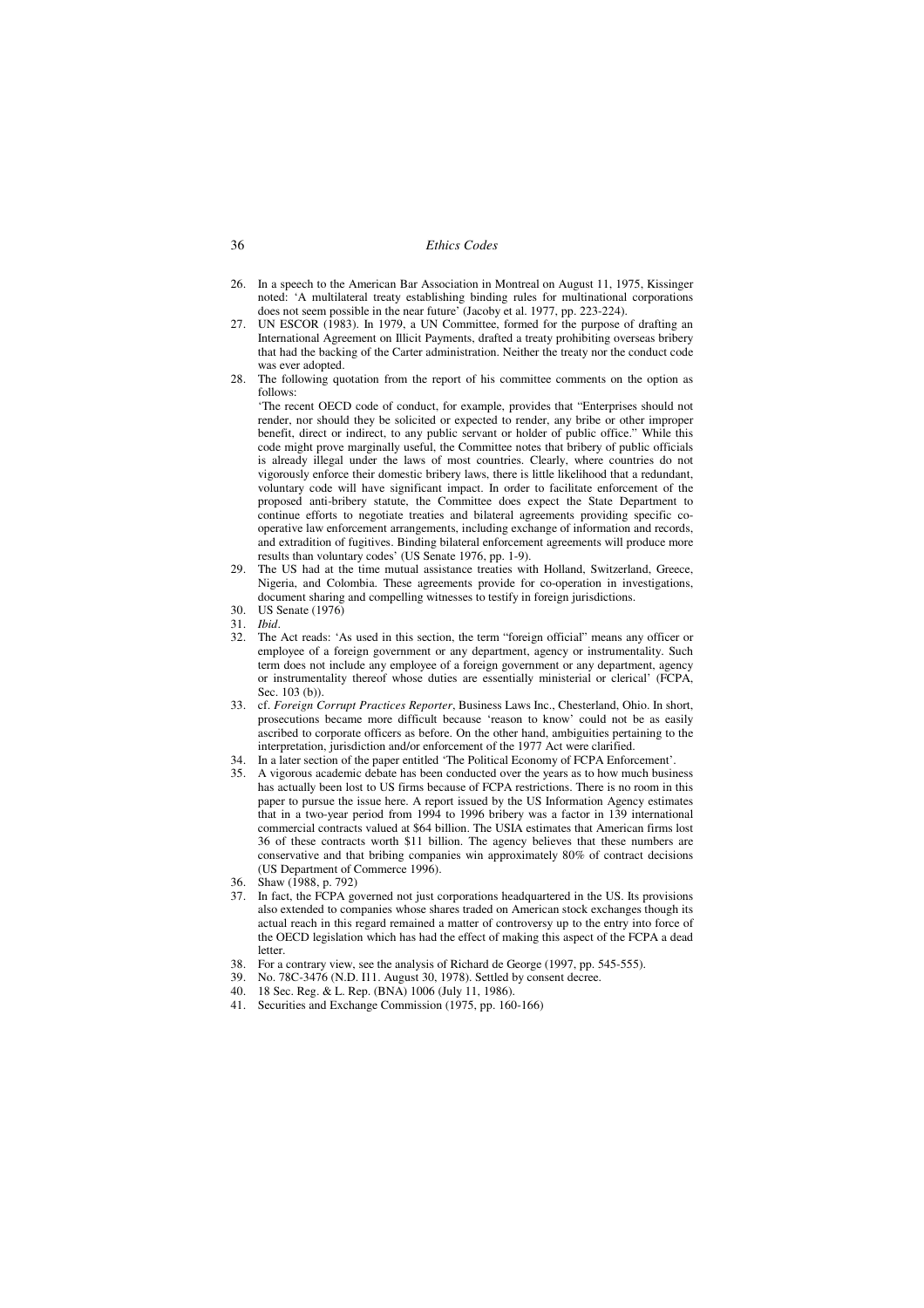26. In a speech to the American Bar Association in Montreal on August 11, 1975, Kissinger noted: 'A multilateral treaty establishing binding rules for multinational corporations does not seem possible in the near future' (Jacoby et al. 1977, pp. 223-224).
27. UN ESCOR (1983). In 1979, a UN Committee, formed for the purpose of drafting an International Agreement on Illicit Payments, drafted a treaty prohibiting overseas bribery that had the backing of the Carter administration. Neither the treaty nor the conduct code was ever adopted.
28. The following quotation from the report of his committee comments on the option as follows:
'The recent OECD code of conduct, for example, provides that "Enterprises should not render, nor should they be solicited or expected to render, any bribe or other improper benefit, direct or indirect, to any public servant or holder of public office." While this code might prove marginally useful, the Committee notes that bribery of public officials is already illegal under the laws of most countries. Clearly, where countries do not vigorously enforce their domestic bribery laws, there is little likelihood that a redundant, voluntary code will have significant impact. In order to facilitate enforcement of the proposed anti-bribery statute, the Committee does expect the State Department to continue efforts to negotiate treaties and bilateral agreements providing specific co-operative law enforcement arrangements, including exchange of information and records, and extradition of fugitives. Binding bilateral enforcement agreements will produce more results than voluntary codes' (US Senate 1976, pp. 1-9).
29. The US had at the time mutual assistance treaties with Holland, Switzerland, Greece, Nigeria, and Colombia. These agreements provide for co-operation in investigations, document sharing and compelling witnesses to testify in foreign jurisdictions.
30. US Senate (1976)
31. *Ibid*.
32. The Act reads: 'As used in this section, the term "foreign official" means any officer or employee of a foreign government or any department, agency or instrumentality. Such term does not include any employee of a foreign government or any department, agency or instrumentality thereof whose duties are essentially ministerial or clerical' (FCPA, Sec. 103 (b)).
33. cf. *Foreign Corrupt Practices Reporter*, Business Laws Inc., Chesterland, Ohio. In short, prosecutions became more difficult because 'reason to know' could not be as easily ascribed to corporate officers as before. On the other hand, ambiguities pertaining to the interpretation, jurisdiction and/or enforcement of the 1977 Act were clarified.
34. In a later section of the paper entitled 'The Political Economy of FCPA Enforcement'.
35. A vigorous academic debate has been conducted over the years as to how much business has actually been lost to US firms because of FCPA restrictions. There is no room in this paper to pursue the issue here. A report issued by the US Information Agency estimates that in a two-year period from 1994 to 1996 bribery was a factor in 139 international commercial contracts valued at \$64 billion. The USIA estimates that American firms lost 36 of these contracts worth \$11 billion. The agency believes that these numbers are conservative and that bribing companies win approximately 80% of contract decisions (US Department of Commerce 1996).
36. Shaw (1988, p. 792)
37. In fact, the FCPA governed not just corporations headquartered in the US. Its provisions also extended to companies whose shares traded on American stock exchanges though its actual reach in this regard remained a matter of controversy up to the entry into force of the OECD legislation which has had the effect of making this aspect of the FCPA a dead letter.
38. For a contrary view, see the analysis of Richard de George (1997, pp. 545-555).
39. No. 78C-3476 (N.D. I11. August 30, 1978). Settled by consent decree.
40. 18 Sec. Reg. & L. Rep. (BNA) 1006 (July 11, 1986).
41. Securities and Exchange Commission (1975, pp. 160-166)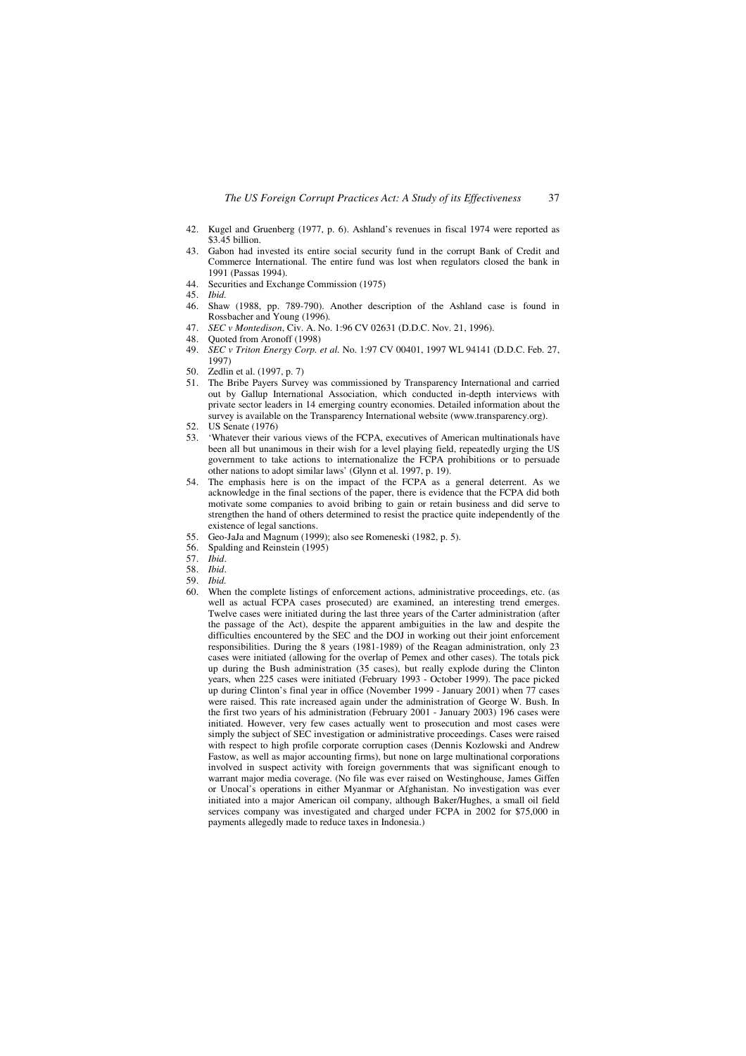42. Kugel and Gruenberg (1977, p. 6). Ashland's revenues in fiscal 1974 were reported as $3.45 billion.
43. Gabon had invested its entire social security fund in the corrupt Bank of Credit and Commerce International. The entire fund was lost when regulators closed the bank in 1991 (Passas 1994).
44. Securities and Exchange Commission (1975)
45. *Ibid.*
46. Shaw (1988, pp. 789-790). Another description of the Ashland case is found in Rossbacher and Young (1996).
47. *SEC v Montedison*, Civ. A. No. 1:96 CV 02631 (D.D.C. Nov. 21, 1996).
48. Quoted from Aronoff (1998)
49. *SEC v Triton Energy Corp. et al.* No. 1:97 CV 00401, 1997 WL 94141 (D.D.C. Feb. 27, 1997)
50. Zedlin et al. (1997, p. 7)
51. The Bribe Payers Survey was commissioned by Transparency International and carried out by Gallup International Association, which conducted in-depth interviews with private sector leaders in 14 emerging country economies. Detailed information about the survey is available on the Transparency International website (www.transparency.org).
52. US Senate (1976)
53. 'Whatever their various views of the FCPA, executives of American multinationals have been all but unanimous in their wish for a level playing field, repeatedly urging the US government to take actions to internationalize the FCPA prohibitions or to persuade other nations to adopt similar laws' (Glynn et al. 1997, p. 19).
54. The emphasis here is on the impact of the FCPA as a general deterrent. As we acknowledge in the final sections of the paper, there is evidence that the FCPA did both motivate some companies to avoid bribing to gain or retain business and did serve to strengthen the hand of others determined to resist the practice quite independently of the existence of legal sanctions.
55. Geo-JaJa and Magnum (1999); also see Romeneski (1982, p. 5).
56. Spalding and Reinstein (1995)
57. *Ibid*.
58. *Ibid*.
59. *Ibid.*
60. When the complete listings of enforcement actions, administrative proceedings, etc. (as well as actual FCPA cases prosecuted) are examined, an interesting trend emerges. Twelve cases were initiated during the last three years of the Carter administration (after the passage of the Act), despite the apparent ambiguities in the law and despite the difficulties encountered by the SEC and the DOJ in working out their joint enforcement responsibilities. During the 8 years (1981-1989) of the Reagan administration, only 23 cases were initiated (allowing for the overlap of Pemex and other cases). The totals pick up during the Bush administration (35 cases), but really explode during the Clinton years, when 225 cases were initiated (February 1993 - October 1999). The pace picked up during Clinton's final year in office (November 1999 - January 2001) when 77 cases were raised. This rate increased again under the administration of George W. Bush. In the first two years of his administration (February 2001 - January 2003) 196 cases were initiated. However, very few cases actually went to prosecution and most cases were simply the subject of SEC investigation or administrative proceedings. Cases were raised with respect to high profile corporate corruption cases (Dennis Kozlowski and Andrew Fastow, as well as major accounting firms), but none on large multinational corporations involved in suspect activity with foreign governments that was significant enough to warrant major media coverage. (No file was ever raised on Westinghouse, James Giffen or Unocal's operations in either Myanmar or Afghanistan. No investigation was ever initiated into a major American oil company, although Baker/Hughes, a small oil field services company was investigated and charged under FCPA in 2002 for $75,000 in payments allegedly made to reduce taxes in Indonesia.)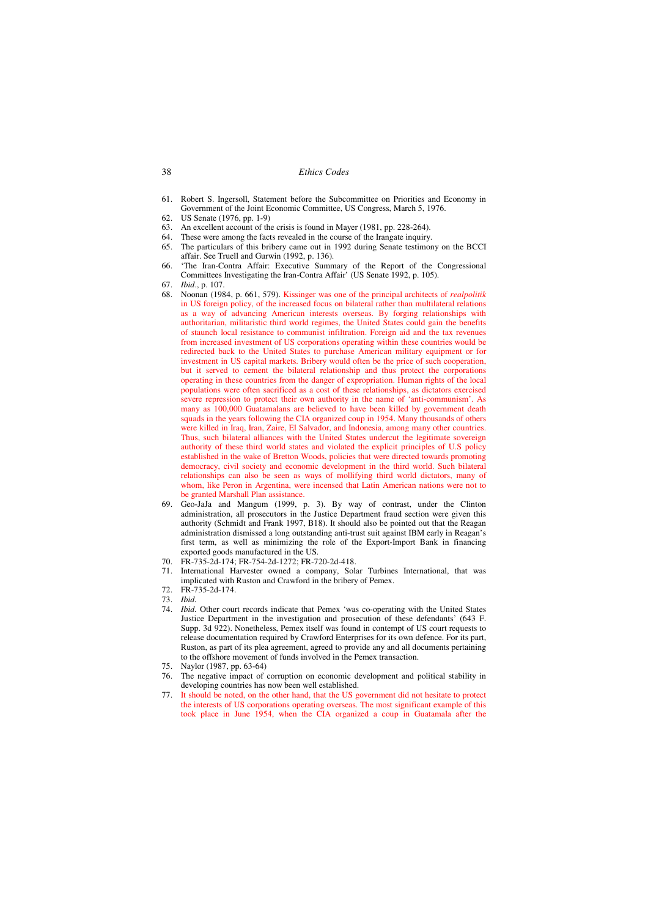61. Robert S. Ingersoll, Statement before the Subcommittee on Priorities and Economy in Government of the Joint Economic Committee, US Congress, March 5, 1976.
62. US Senate (1976, pp. 1-9)
63. An excellent account of the crisis is found in Mayer (1981, pp. 228-264).
64. These were among the facts revealed in the course of the Irangate inquiry.
65. The particulars of this bribery came out in 1992 during Senate testimony on the BCCI affair. See Truell and Gurwin (1992, p. 136).
66. 'The Iran-Contra Affair: Executive Summary of the Report of the Congressional Committees Investigating the Iran-Contra Affair' (US Senate 1992, p. 105).
67. *Ibid*., p. 107.
68. Noonan (1984, p. 661, 579). Kissinger was one of the principal architects of *realpolitik* in US foreign policy, of the increased focus on bilateral rather than multilateral relations as a way of advancing American interests overseas. By forging relationships with authoritarian, militaristic third world regimes, the United States could gain the benefits of staunch local resistance to communist infiltration. Foreign aid and the tax revenues from increased investment of US corporations operating within these countries would be redirected back to the United States to purchase American military equipment or for investment in US capital markets. Bribery would often be the price of such cooperation, but it served to cement the bilateral relationship and thus protect the corporations operating in these countries from the danger of expropriation. Human rights of the local populations were often sacrificed as a cost of these relationships, as dictators exercised severe repression to protect their own authority in the name of 'anti-communism'. As many as 100,000 Guatamalans are believed to have been killed by government death squads in the years following the CIA organized coup in 1954. Many thousands of others were killed in Iraq, Iran, Zaire, El Salvador, and Indonesia, among many other countries. Thus, such bilateral alliances with the United States undercut the legitimate sovereign authority of these third world states and violated the explicit principles of U.S policy established in the wake of Bretton Woods, policies that were directed towards promoting democracy, civil society and economic development in the third world. Such bilateral relationships can also be seen as ways of mollifying third world dictators, many of whom, like Peron in Argentina, were incensed that Latin American nations were not to be granted Marshall Plan assistance.
69. Geo-JaJa and Mangum (1999, p. 3). By way of contrast, under the Clinton administration, all prosecutors in the Justice Department fraud section were given this authority (Schmidt and Frank 1997, B18). It should also be pointed out that the Reagan administration dismissed a long outstanding anti-trust suit against IBM early in Reagan's first term, as well as minimizing the role of the Export-Import Bank in financing exported goods manufactured in the US.
70. FR-735-2d-174; FR-754-2d-1272; FR-720-2d-418.
71. International Harvester owned a company, Solar Turbines International, that was implicated with Ruston and Crawford in the bribery of Pemex.
72. FR-735-2d-174.
73. *Ibid.*
74. *Ibid.* Other court records indicate that Pemex 'was co-operating with the United States Justice Department in the investigation and prosecution of these defendants' (643 F. Supp. 3d 922). Nonetheless, Pemex itself was found in contempt of US court requests to release documentation required by Crawford Enterprises for its own defence. For its part, Ruston, as part of its plea agreement, agreed to provide any and all documents pertaining to the offshore movement of funds involved in the Pemex transaction.
75. Naylor (1987, pp. 63-64)
76. The negative impact of corruption on economic development and political stability in developing countries has now been well established.
77. It should be noted, on the other hand, that the US government did not hesitate to protect the interests of US corporations operating overseas. The most significant example of this took place in June 1954, when the CIA organized a coup in Guatamala after the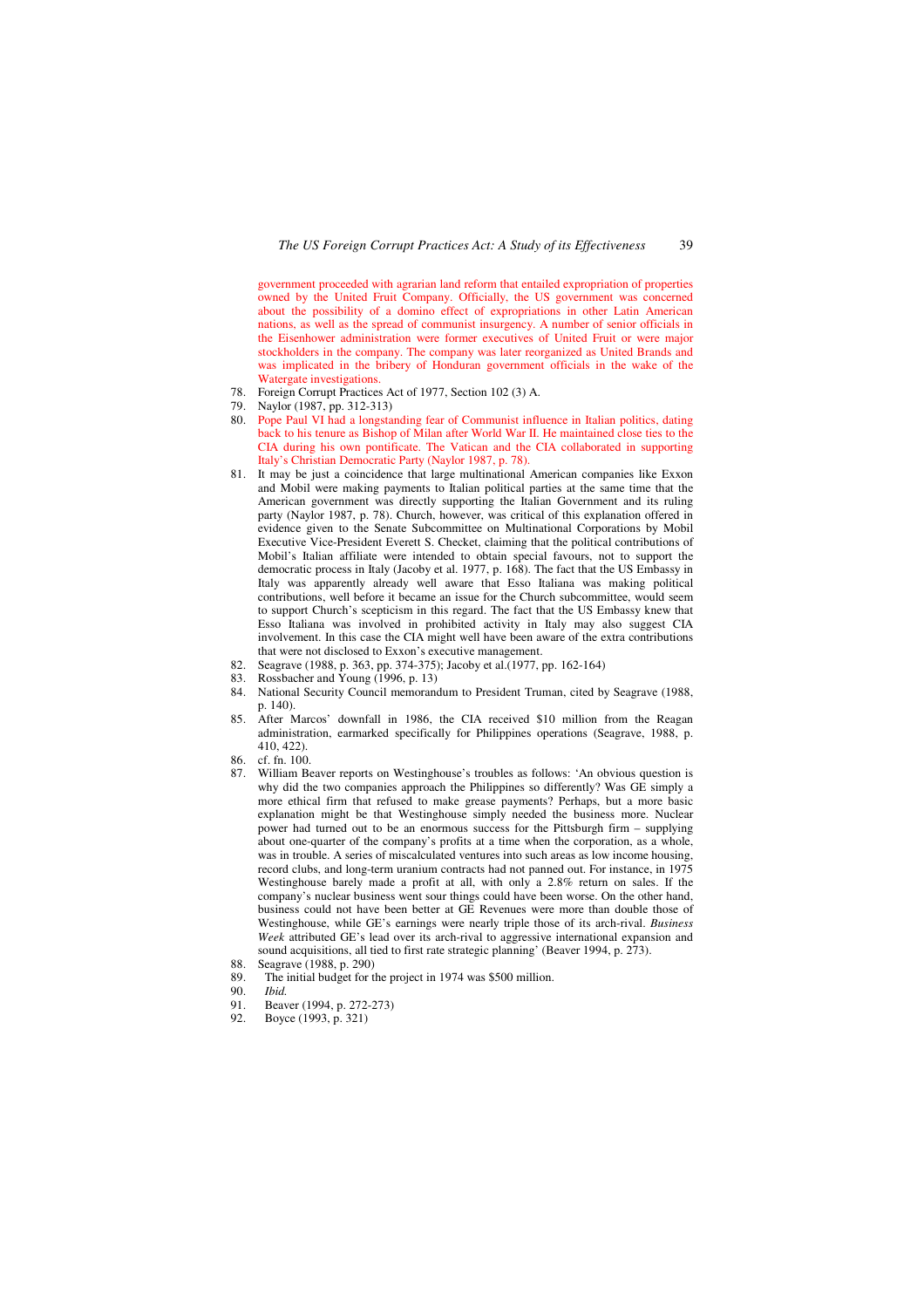government proceeded with agrarian land reform that entailed expropriation of properties owned by the United Fruit Company. Officially, the US government was concerned about the possibility of a domino effect of expropriations in other Latin American nations, as well as the spread of communist insurgency. A number of senior officials in the Eisenhower administration were former executives of United Fruit or were major stockholders in the company. The company was later reorganized as United Brands and was implicated in the bribery of Honduran government officials in the wake of the Watergate investigations.

78. Foreign Corrupt Practices Act of 1977, Section 102 (3) A.
79. Naylor (1987, pp. 312-313)
80. Pope Paul VI had a longstanding fear of Communist influence in Italian politics, dating back to his tenure as Bishop of Milan after World War II. He maintained close ties to the CIA during his own pontificate. The Vatican and the CIA collaborated in supporting Italy's Christian Democratic Party (Naylor 1987, p. 78).
81. It may be just a coincidence that large multinational American companies like Exxon and Mobil were making payments to Italian political parties at the same time that the American government was directly supporting the Italian Government and its ruling party (Naylor 1987, p. 78). Church, however, was critical of this explanation offered in evidence given to the Senate Subcommittee on Multinational Corporations by Mobil Executive Vice-President Everett S. Checket, claiming that the political contributions of Mobil's Italian affiliate were intended to obtain special favours, not to support the democratic process in Italy (Jacoby et al. 1977, p. 168). The fact that the US Embassy in Italy was apparently already well aware that Esso Italiana was making political contributions, well before it became an issue for the Church subcommittee, would seem to support Church's scepticism in this regard. The fact that the US Embassy knew that Esso Italiana was involved in prohibited activity in Italy may also suggest CIA involvement. In this case the CIA might well have been aware of the extra contributions that were not disclosed to Exxon's executive management.
82. Seagrave (1988, p. 363, pp. 374-375); Jacoby et al.(1977, pp. 162-164)
83. Rossbacher and Young (1996, p. 13)
84. National Security Council memorandum to President Truman, cited by Seagrave (1988, p. 140).
85. After Marcos' downfall in 1986, the CIA received $10 million from the Reagan administration, earmarked specifically for Philippines operations (Seagrave, 1988, p. 410, 422).
86. cf. fn. 100.
87. William Beaver reports on Westinghouse's troubles as follows: 'An obvious question is why did the two companies approach the Philippines so differently? Was GE simply a more ethical firm that refused to make grease payments? Perhaps, but a more basic explanation might be that Westinghouse simply needed the business more. Nuclear power had turned out to be an enormous success for the Pittsburgh firm – supplying about one-quarter of the company's profits at a time when the corporation, as a whole, was in trouble. A series of miscalculated ventures into such areas as low income housing, record clubs, and long-term uranium contracts had not panned out. For instance, in 1975 Westinghouse barely made a profit at all, with only a 2.8% return on sales. If the company's nuclear business went sour things could have been worse. On the other hand, business could not have been better at GE Revenues were more than double those of Westinghouse, while GE's earnings were nearly triple those of its arch-rival. *Business Week* attributed GE's lead over its arch-rival to aggressive international expansion and sound acquisitions, all tied to first rate strategic planning' (Beaver 1994, p. 273).
88. Seagrave (1988, p. 290)
89. The initial budget for the project in 1974 was $500 million.
90. *Ibid.*
91. Beaver (1994, p. 272-273)
92. Boyce (1993, p. 321)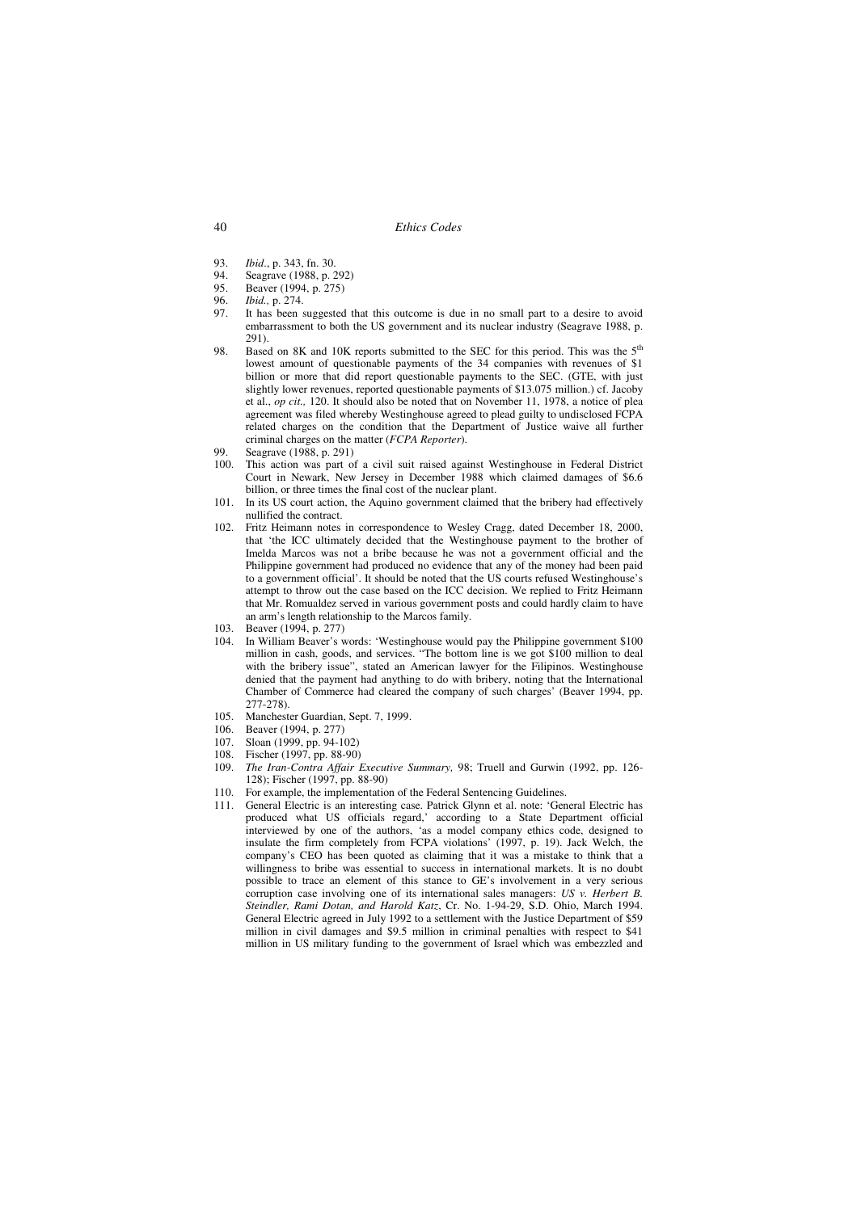93. *Ibid.*, p. 343, fn. 30.
94. Seagrave (1988, p. 292)
95. Beaver (1994, p. 275)
96. *Ibid.*, p. 274.
97. It has been suggested that this outcome is due in no small part to a desire to avoid embarrassment to both the US government and its nuclear industry (Seagrave 1988, p. 291).
98. Based on 8K and 10K reports submitted to the SEC for this period. This was the 5th lowest amount of questionable payments of the 34 companies with revenues of $1 billion or more that did report questionable payments to the SEC. (GTE, with just slightly lower revenues, reported questionable payments of $13.075 million.) cf. Jacoby et al., *op cit.,* 120. It should also be noted that on November 11, 1978, a notice of plea agreement was filed whereby Westinghouse agreed to plead guilty to undisclosed FCPA related charges on the condition that the Department of Justice waive all further criminal charges on the matter (*FCPA Reporter*).
99. Seagrave (1988, p. 291)
100. This action was part of a civil suit raised against Westinghouse in Federal District Court in Newark, New Jersey in December 1988 which claimed damages of $6.6 billion, or three times the final cost of the nuclear plant.
101. In its US court action, the Aquino government claimed that the bribery had effectively nullified the contract.
102. Fritz Heimann notes in correspondence to Wesley Cragg, dated December 18, 2000, that 'the ICC ultimately decided that the Westinghouse payment to the brother of Imelda Marcos was not a bribe because he was not a government official and the Philippine government had produced no evidence that any of the money had been paid to a government official'. It should be noted that the US courts refused Westinghouse's attempt to throw out the case based on the ICC decision. We replied to Fritz Heimann that Mr. Romualdez served in various government posts and could hardly claim to have an arm's length relationship to the Marcos family.
103. Beaver (1994, p. 277)
104. In William Beaver's words: 'Westinghouse would pay the Philippine government $100 million in cash, goods, and services. "The bottom line is we got $100 million to deal with the bribery issue", stated an American lawyer for the Filipinos. Westinghouse denied that the payment had anything to do with bribery, noting that the International Chamber of Commerce had cleared the company of such charges' (Beaver 1994, pp. 277-278).
105. Manchester Guardian, Sept. 7, 1999.
106. Beaver (1994, p. 277)
107. Sloan (1999, pp. 94-102)
108. Fischer (1997, pp. 88-90)
109. *The Iran-Contra Affair Executive Summary,* 98; Truell and Gurwin (1992, pp. 126-128); Fischer (1997, pp. 88-90)
110. For example, the implementation of the Federal Sentencing Guidelines.
111. General Electric is an interesting case. Patrick Glynn et al. note: 'General Electric has produced what US officials regard,' according to a State Department official interviewed by one of the authors, 'as a model company ethics code, designed to insulate the firm completely from FCPA violations' (1997, p. 19). Jack Welch, the company's CEO has been quoted as claiming that it was a mistake to think that a willingness to bribe was essential to success in international markets. It is no doubt possible to trace an element of this stance to GE's involvement in a very serious corruption case involving one of its international sales managers: *US v. Herbert B. Steindler, Rami Dotan, and Harold Katz*, Cr. No. 1-94-29, S.D. Ohio, March 1994. General Electric agreed in July 1992 to a settlement with the Justice Department of $59 million in civil damages and $9.5 million in criminal penalties with respect to $41 million in US military funding to the government of Israel which was embezzled and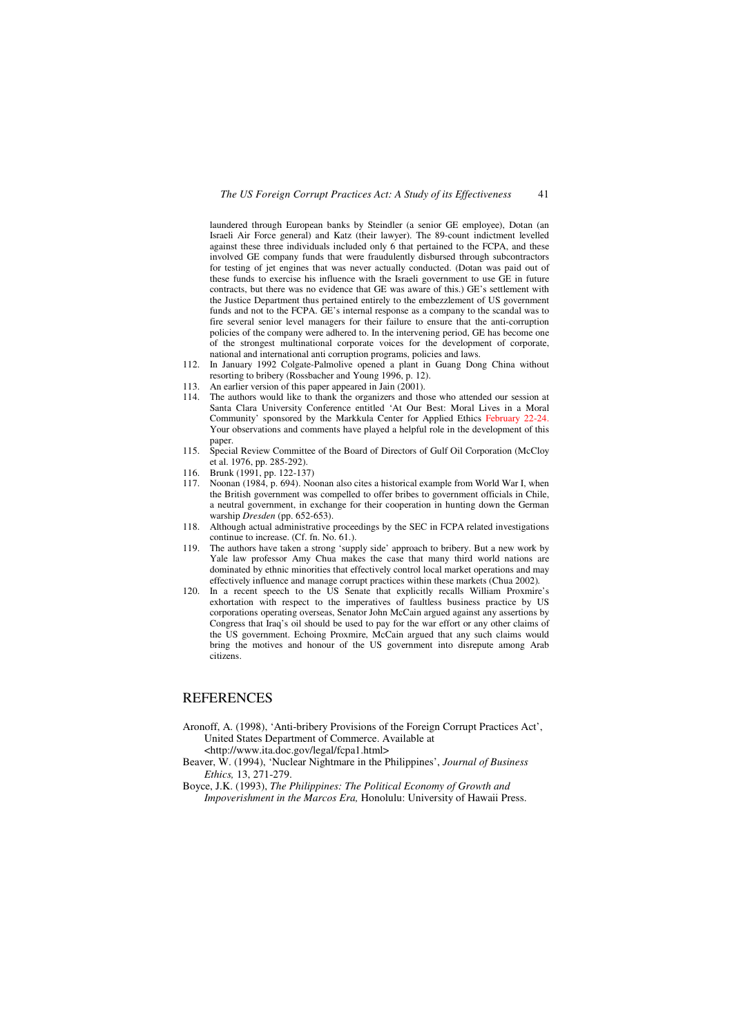laundered through European banks by Steindler (a senior GE employee), Dotan (an Israeli Air Force general) and Katz (their lawyer). The 89-count indictment levelled against these three individuals included only 6 that pertained to the FCPA, and these involved GE company funds that were fraudulently disbursed through subcontractors for testing of jet engines that was never actually conducted. (Dotan was paid out of these funds to exercise his influence with the Israeli government to use GE in future contracts, but there was no evidence that GE was aware of this.) GE's settlement with the Justice Department thus pertained entirely to the embezzlement of US government funds and not to the FCPA. GE's internal response as a company to the scandal was to fire several senior level managers for their failure to ensure that the anti-corruption policies of the company were adhered to. In the intervening period, GE has become one of the strongest multinational corporate voices for the development of corporate, national and international anti corruption programs, policies and laws.

112. In January 1992 Colgate-Palmolive opened a plant in Guang Dong China without resorting to bribery (Rossbacher and Young 1996, p. 12).
113. An earlier version of this paper appeared in Jain (2001).
114. The authors would like to thank the organizers and those who attended our session at Santa Clara University Conference entitled 'At Our Best: Moral Lives in a Moral Community' sponsored by the Markkula Center for Applied Ethics February 22-24. Your observations and comments have played a helpful role in the development of this paper.
115. Special Review Committee of the Board of Directors of Gulf Oil Corporation (McCloy et al. 1976, pp. 285-292).
116. Brunk (1991, pp. 122-137)
117. Noonan (1984, p. 694). Noonan also cites a historical example from World War I, when the British government was compelled to offer bribes to government officials in Chile, a neutral government, in exchange for their cooperation in hunting down the German warship *Dresden* (pp. 652-653).
118. Although actual administrative proceedings by the SEC in FCPA related investigations continue to increase. (Cf. fn. No. 61.).
119. The authors have taken a strong 'supply side' approach to bribery. But a new work by Yale law professor Amy Chua makes the case that many third world nations are dominated by ethnic minorities that effectively control local market operations and may effectively influence and manage corrupt practices within these markets (Chua 2002).
120. In a recent speech to the US Senate that explicitly recalls William Proxmire's exhortation with respect to the imperatives of faultless business practice by US corporations operating overseas, Senator John McCain argued against any assertions by Congress that Iraq's oil should be used to pay for the war effort or any other claims of the US government. Echoing Proxmire, McCain argued that any such claims would bring the motives and honour of the US government into disrepute among Arab citizens.

## REFERENCES

Aronoff, A. (1998), 'Anti-bribery Provisions of the Foreign Corrupt Practices Act', United States Department of Commerce. Available at <http://www.ita.doc.gov/legal/fcpa1.html>

Beaver, W. (1994), 'Nuclear Nightmare in the Philippines', *Journal of Business Ethics,* 13, 271-279.

Boyce, J.K. (1993), *The Philippines: The Political Economy of Growth and Impoverishment in the Marcos Era,* Honolulu: University of Hawaii Press.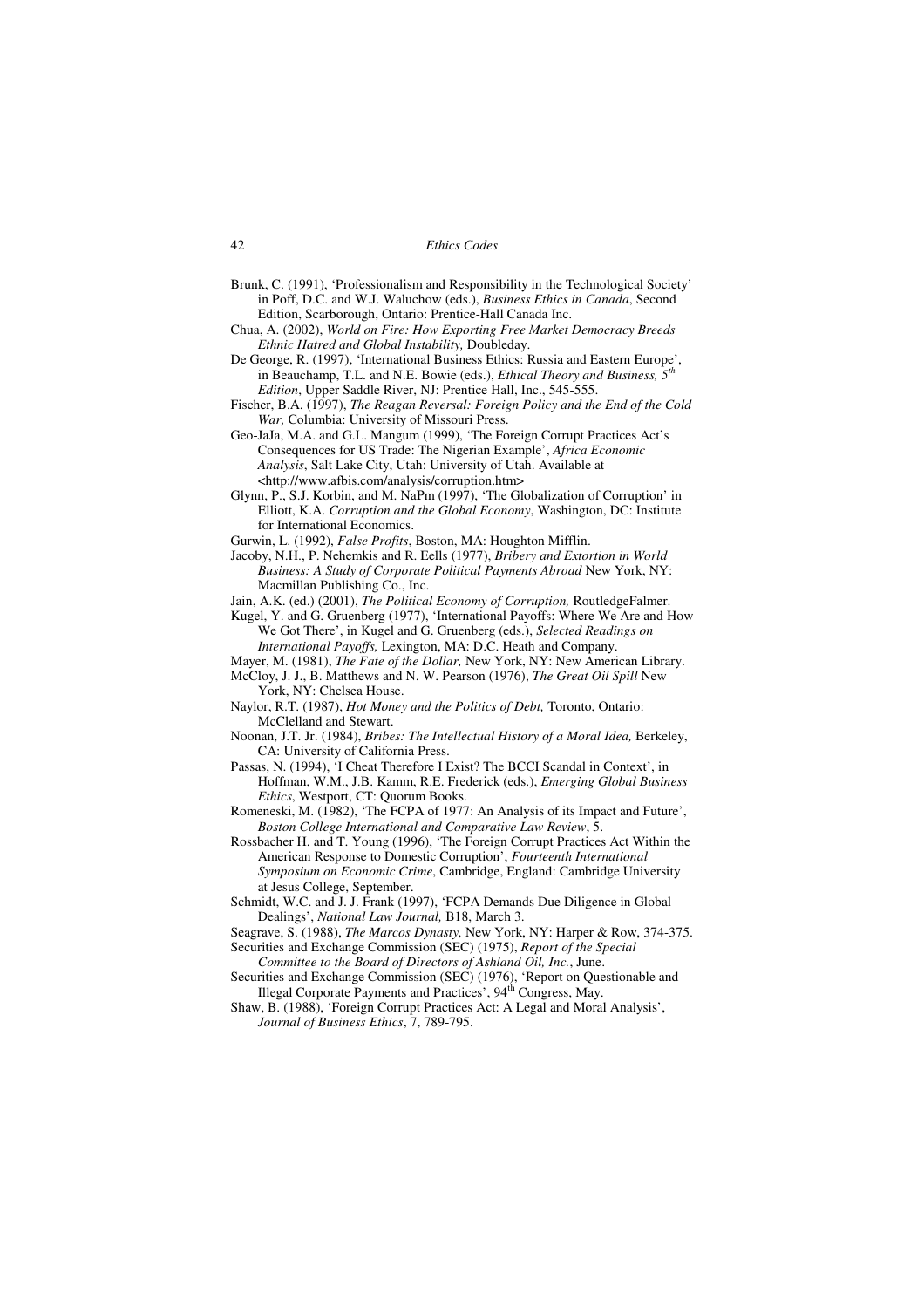Brunk, C. (1991), 'Professionalism and Responsibility in the Technological Society' in Poff, D.C. and W.J. Waluchow (eds.), *Business Ethics in Canada*, Second Edition, Scarborough, Ontario: Prentice-Hall Canada Inc.

Chua, A. (2002), *World on Fire: How Exporting Free Market Democracy Breeds Ethnic Hatred and Global Instability,* Doubleday.

De George, R. (1997), 'International Business Ethics: Russia and Eastern Europe', in Beauchamp, T.L. and N.E. Bowie (eds.), *Ethical Theory and Business, 5th Edition*, Upper Saddle River, NJ: Prentice Hall, Inc., 545-555.

Fischer, B.A. (1997), *The Reagan Reversal: Foreign Policy and the End of the Cold War,* Columbia: University of Missouri Press.

Geo-JaJa, M.A. and G.L. Mangum (1999), 'The Foreign Corrupt Practices Act's Consequences for US Trade: The Nigerian Example', *Africa Economic Analysis*, Salt Lake City, Utah: University of Utah. Available at <http://www.afbis.com/analysis/corruption.htm>

Glynn, P., S.J. Korbin, and M. NaPm (1997), 'The Globalization of Corruption' in Elliott, K.A. *Corruption and the Global Economy*, Washington, DC: Institute for International Economics.

Gurwin, L. (1992), *False Profits*, Boston, MA: Houghton Mifflin.

Jacoby, N.H., P. Nehemkis and R. Eells (1977), *Bribery and Extortion in World Business: A Study of Corporate Political Payments Abroad* New York, NY: Macmillan Publishing Co., Inc.

Jain, A.K. (ed.) (2001), *The Political Economy of Corruption,* RoutledgeFalmer.

Kugel, Y. and G. Gruenberg (1977), 'International Payoffs: Where We Are and How We Got There', in Kugel and G. Gruenberg (eds.), *Selected Readings on International Payoffs,* Lexington, MA: D.C. Heath and Company.

Mayer, M. (1981), *The Fate of the Dollar,* New York, NY: New American Library.

McCloy, J. J., B. Matthews and N. W. Pearson (1976), *The Great Oil Spill* New York, NY: Chelsea House.

Naylor, R.T. (1987), *Hot Money and the Politics of Debt,* Toronto, Ontario: McClelland and Stewart.

Noonan, J.T. Jr. (1984), *Bribes: The Intellectual History of a Moral Idea,* Berkeley, CA: University of California Press.

Passas, N. (1994), 'I Cheat Therefore I Exist? The BCCI Scandal in Context', in Hoffman, W.M., J.B. Kamm, R.E. Frederick (eds.), *Emerging Global Business Ethics*, Westport, CT: Quorum Books.

Romeneski, M. (1982), 'The FCPA of 1977: An Analysis of its Impact and Future', *Boston College International and Comparative Law Review*, 5.

Rossbacher H. and T. Young (1996), 'The Foreign Corrupt Practices Act Within the American Response to Domestic Corruption', *Fourteenth International Symposium on Economic Crime*, Cambridge, England: Cambridge University at Jesus College, September.

Schmidt, W.C. and J. J. Frank (1997), 'FCPA Demands Due Diligence in Global Dealings', *National Law Journal,* B18, March 3.

Seagrave, S. (1988), *The Marcos Dynasty,* New York, NY: Harper & Row, 374-375.

Securities and Exchange Commission (SEC) (1975), *Report of the Special Committee to the Board of Directors of Ashland Oil, Inc.*, June.

Securities and Exchange Commission (SEC) (1976), 'Report on Questionable and Illegal Corporate Payments and Practices', 94th Congress, May.

Shaw, B. (1988), 'Foreign Corrupt Practices Act: A Legal and Moral Analysis', *Journal of Business Ethics*, 7, 789-795.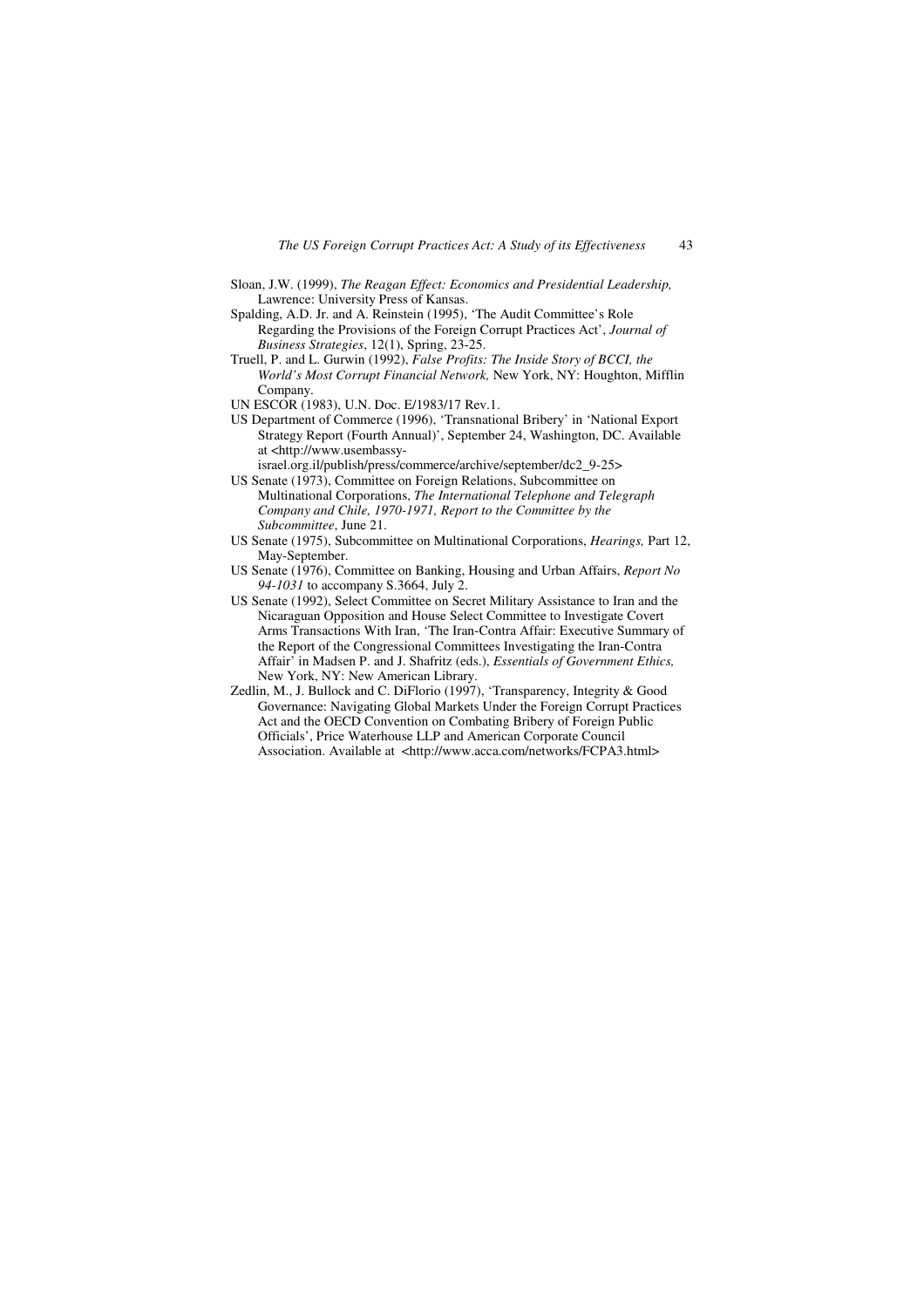Sloan, J.W. (1999), *The Reagan Effect: Economics and Presidential Leadership,* Lawrence: University Press of Kansas.

Spalding, A.D. Jr. and A. Reinstein (1995), 'The Audit Committee's Role Regarding the Provisions of the Foreign Corrupt Practices Act', *Journal of Business Strategies*, 12(1), Spring, 23-25.

Truell, P. and L. Gurwin (1992), *False Profits: The Inside Story of BCCI, the World's Most Corrupt Financial Network,* New York, NY: Houghton, Mifflin Company.

UN ESCOR (1983), U.N. Doc. E/1983/17 Rev.1.

US Department of Commerce (1996), 'Transnational Bribery' in 'National Export Strategy Report (Fourth Annual)', September 24, Washington, DC. Available at <http://www.usembassy-israel.org.il/publish/press/commerce/archive/september/dc2_9-25>

US Senate (1973), Committee on Foreign Relations, Subcommittee on Multinational Corporations, *The International Telephone and Telegraph Company and Chile, 1970-1971, Report to the Committee by the Subcommittee*, June 21.

US Senate (1975), Subcommittee on Multinational Corporations, *Hearings,* Part 12, May-September.

US Senate (1976), Committee on Banking, Housing and Urban Affairs, *Report No 94-1031* to accompany S.3664, July 2.

US Senate (1992), Select Committee on Secret Military Assistance to Iran and the Nicaraguan Opposition and House Select Committee to Investigate Covert Arms Transactions With Iran, 'The Iran-Contra Affair: Executive Summary of the Report of the Congressional Committees Investigating the Iran-Contra Affair' in Madsen P. and J. Shafritz (eds.), *Essentials of Government Ethics,* New York, NY: New American Library.

Zedlin, M., J. Bullock and C. DiFlorio (1997), 'Transparency, Integrity & Good Governance: Navigating Global Markets Under the Foreign Corrupt Practices Act and the OECD Convention on Combating Bribery of Foreign Public Officials', Price Waterhouse LLP and American Corporate Council Association. Available at <http://www.acca.com/networks/FCPA3.html>